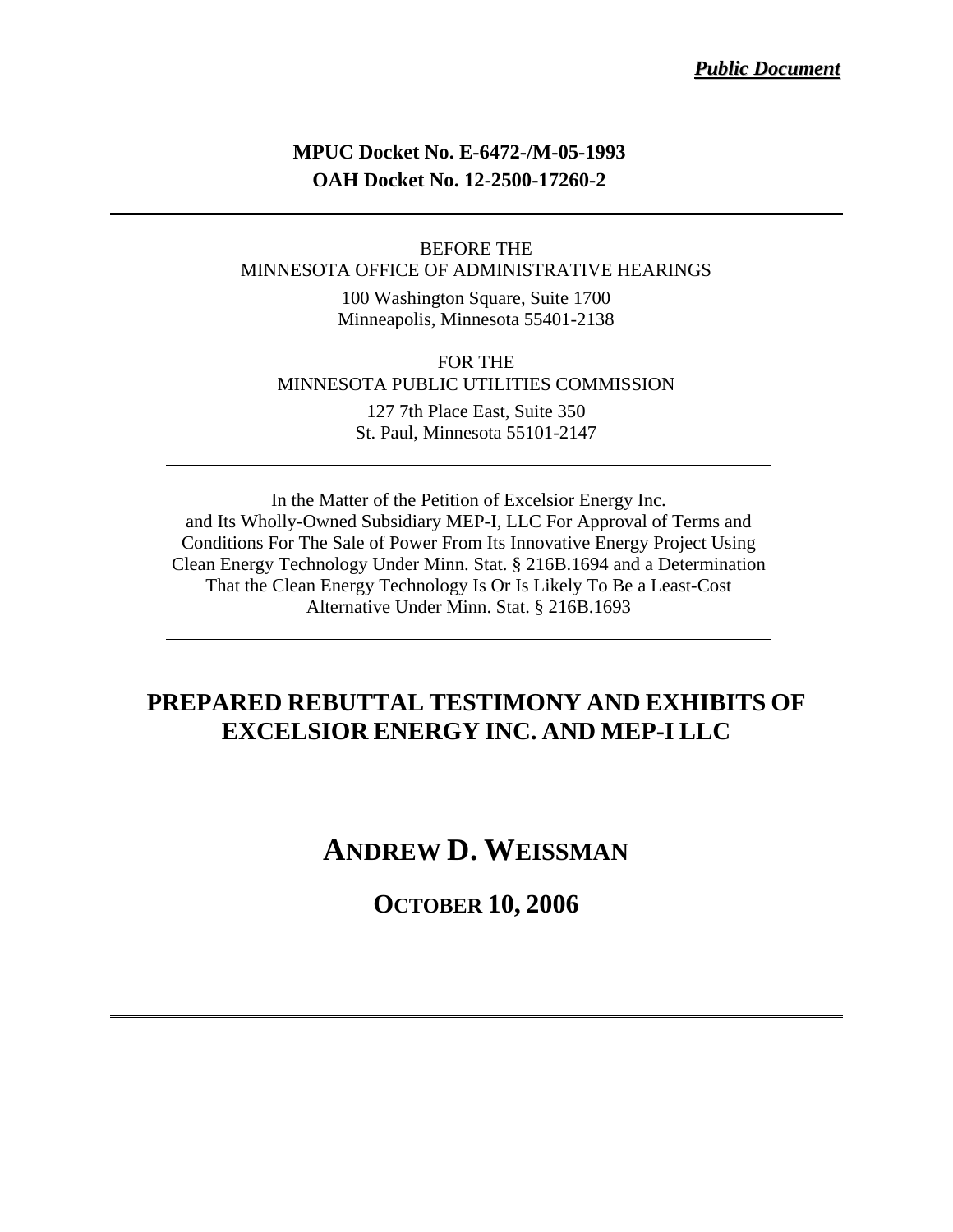***Public Document***

**MPUC Docket No. E-6472-/M-05-1993**
**OAH Docket No. 12-2500-17260-2**

---

BEFORE THE
MINNESOTA OFFICE OF ADMINISTRATIVE HEARINGS

100 Washington Square, Suite 1700
Minneapolis, Minnesota 55401-2138

FOR THE
MINNESOTA PUBLIC UTILITIES COMMISSION

127 7th Place East, Suite 350
St. Paul, Minnesota 55101-2147

---

In the Matter of the Petition of Excelsior Energy Inc. and Its Wholly-Owned Subsidiary MEP-I, LLC For Approval of Terms and Conditions For The Sale of Power From Its Innovative Energy Project Using Clean Energy Technology Under Minn. Stat. § 216B.1694 and a Determination That the Clean Energy Technology Is Or Is Likely To Be a Least-Cost Alternative Under Minn. Stat. § 216B.1693

---

# PREPARED REBUTTAL TESTIMONY AND EXHIBITS OF EXCELSIOR ENERGY INC. AND MEP-I LLC

## ANDREW D. WEISSMAN

## OCTOBER 10, 2006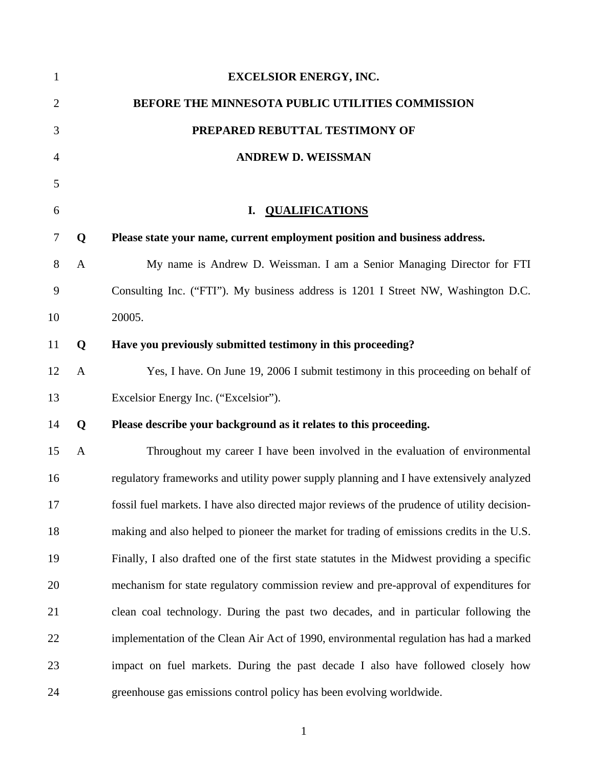**EXCELSIOR ENERGY, INC.**

**BEFORE THE MINNESOTA PUBLIC UTILITIES COMMISSION**

**PREPARED REBUTTAL TESTIMONY OF**

**ANDREW D. WEISSMAN**

## I. QUALIFICATIONS

**Q Please state your name, current employment position and business address.**

A My name is Andrew D. Weissman. I am a Senior Managing Director for FTI Consulting Inc. ("FTI"). My business address is 1201 I Street NW, Washington D.C. 20005.

**Q Have you previously submitted testimony in this proceeding?**

A Yes, I have. On June 19, 2006 I submit testimony in this proceeding on behalf of Excelsior Energy Inc. ("Excelsior").

**Q Please describe your background as it relates to this proceeding.**

A Throughout my career I have been involved in the evaluation of environmental regulatory frameworks and utility power supply planning and I have extensively analyzed fossil fuel markets. I have also directed major reviews of the prudence of utility decision-making and also helped to pioneer the market for trading of emissions credits in the U.S. Finally, I also drafted one of the first state statutes in the Midwest providing a specific mechanism for state regulatory commission review and pre-approval of expenditures for clean coal technology. During the past two decades, and in particular following the implementation of the Clean Air Act of 1990, environmental regulation has had a marked impact on fuel markets. During the past decade I also have followed closely how greenhouse gas emissions control policy has been evolving worldwide.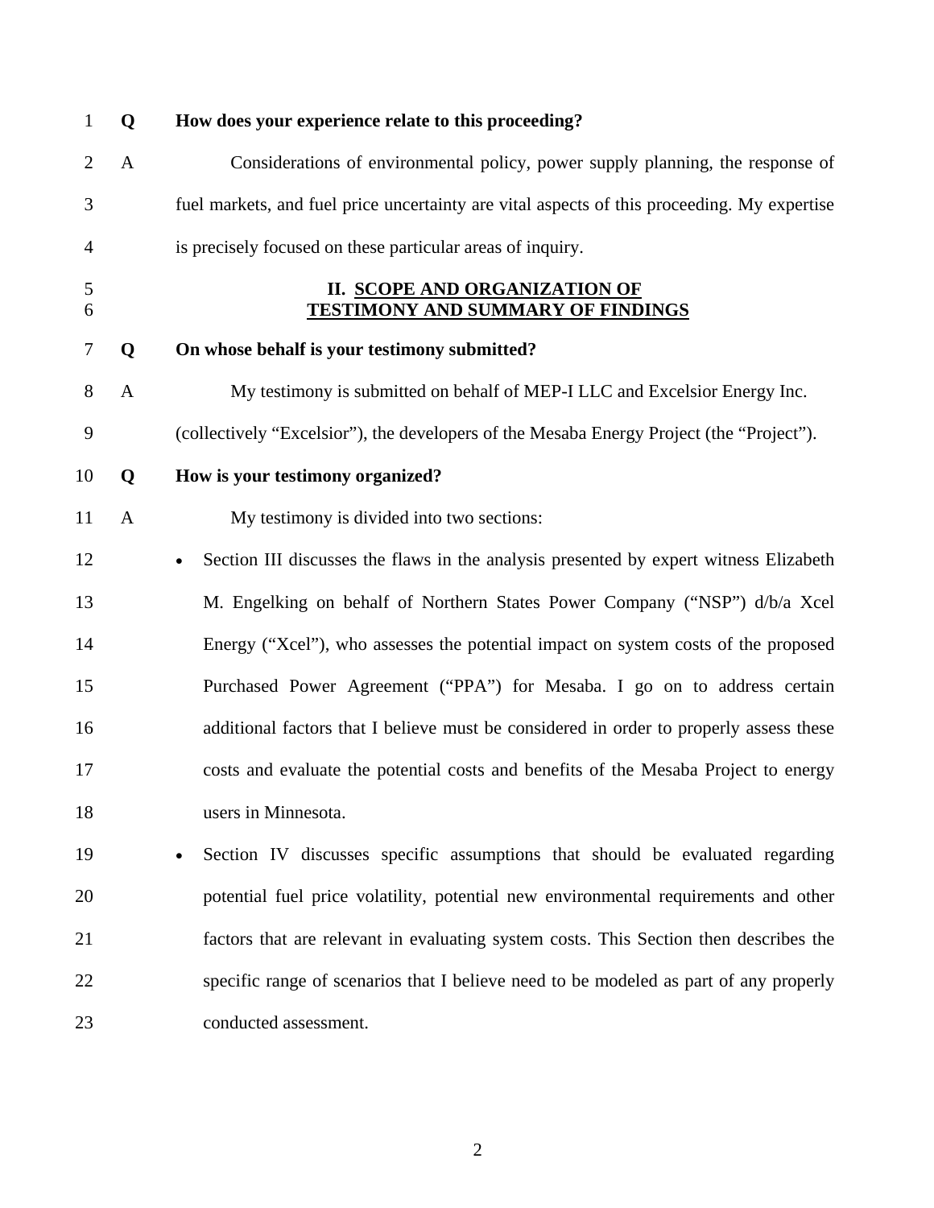**Q How does your experience relate to this proceeding?**

A Considerations of environmental policy, power supply planning, the response of fuel markets, and fuel price uncertainty are vital aspects of this proceeding. My expertise is precisely focused on these particular areas of inquiry.

## II. SCOPE AND ORGANIZATION OF TESTIMONY AND SUMMARY OF FINDINGS

**Q On whose behalf is your testimony submitted?**

A My testimony is submitted on behalf of MEP-I LLC and Excelsior Energy Inc. (collectively "Excelsior"), the developers of the Mesaba Energy Project (the "Project").

**Q How is your testimony organized?**

A My testimony is divided into two sections:

- Section III discusses the flaws in the analysis presented by expert witness Elizabeth M. Engelking on behalf of Northern States Power Company ("NSP") d/b/a Xcel Energy ("Xcel"), who assesses the potential impact on system costs of the proposed Purchased Power Agreement ("PPA") for Mesaba. I go on to address certain additional factors that I believe must be considered in order to properly assess these costs and evaluate the potential costs and benefits of the Mesaba Project to energy users in Minnesota.
- Section IV discusses specific assumptions that should be evaluated regarding potential fuel price volatility, potential new environmental requirements and other factors that are relevant in evaluating system costs. This Section then describes the specific range of scenarios that I believe need to be modeled as part of any properly conducted assessment.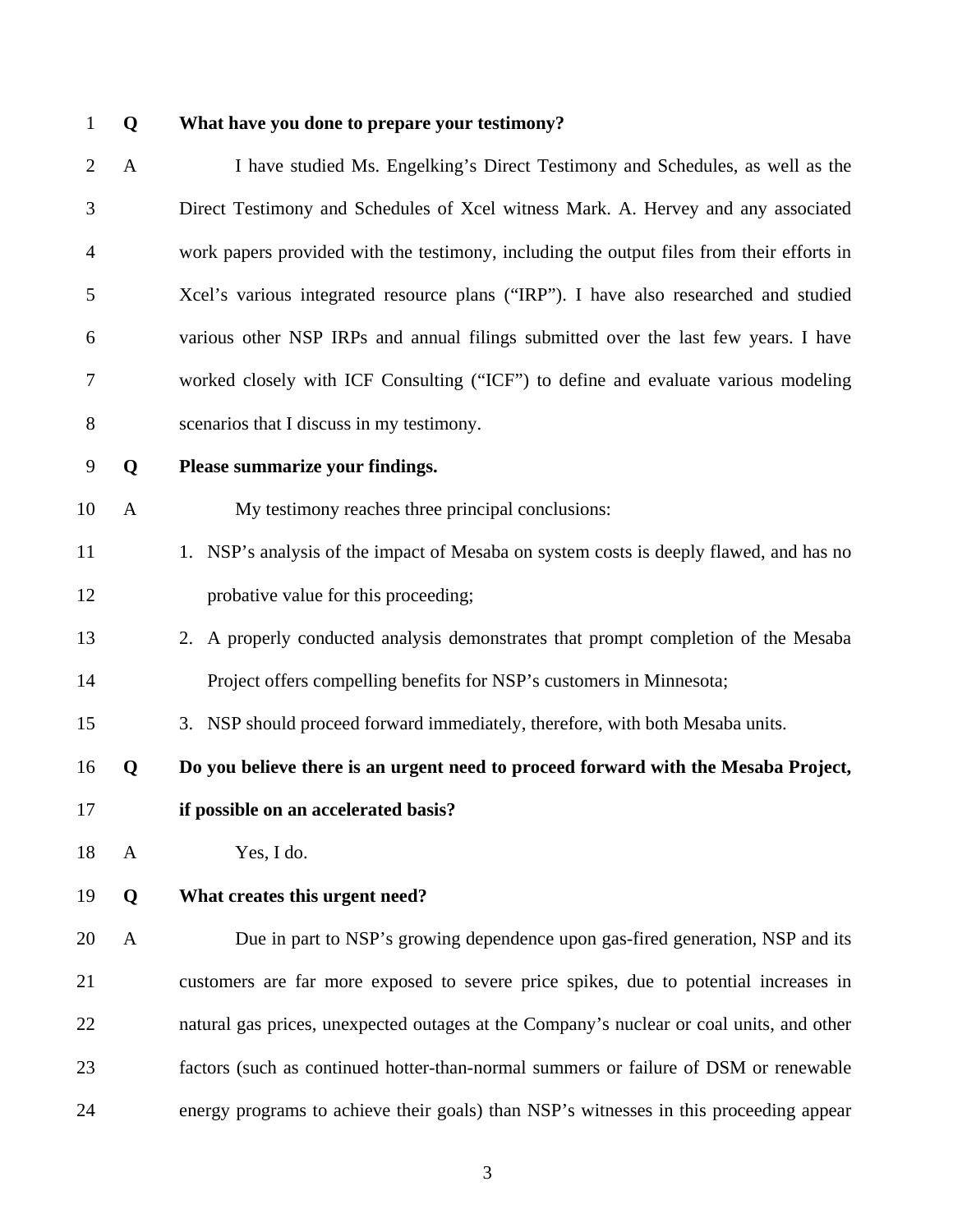**Q What have you done to prepare your testimony?**

A I have studied Ms. Engelking's Direct Testimony and Schedules, as well as the Direct Testimony and Schedules of Xcel witness Mark. A. Hervey and any associated work papers provided with the testimony, including the output files from their efforts in Xcel's various integrated resource plans ("IRP"). I have also researched and studied various other NSP IRPs and annual filings submitted over the last few years. I have worked closely with ICF Consulting ("ICF") to define and evaluate various modeling scenarios that I discuss in my testimony.

**Q Please summarize your findings.**

A My testimony reaches three principal conclusions:

1. NSP's analysis of the impact of Mesaba on system costs is deeply flawed, and has no probative value for this proceeding;
2. A properly conducted analysis demonstrates that prompt completion of the Mesaba Project offers compelling benefits for NSP's customers in Minnesota;
3. NSP should proceed forward immediately, therefore, with both Mesaba units.

**Q Do you believe there is an urgent need to proceed forward with the Mesaba Project, if possible on an accelerated basis?**

A Yes, I do.

**Q What creates this urgent need?**

A Due in part to NSP's growing dependence upon gas-fired generation, NSP and its customers are far more exposed to severe price spikes, due to potential increases in natural gas prices, unexpected outages at the Company's nuclear or coal units, and other factors (such as continued hotter-than-normal summers or failure of DSM or renewable energy programs to achieve their goals) than NSP's witnesses in this proceeding appear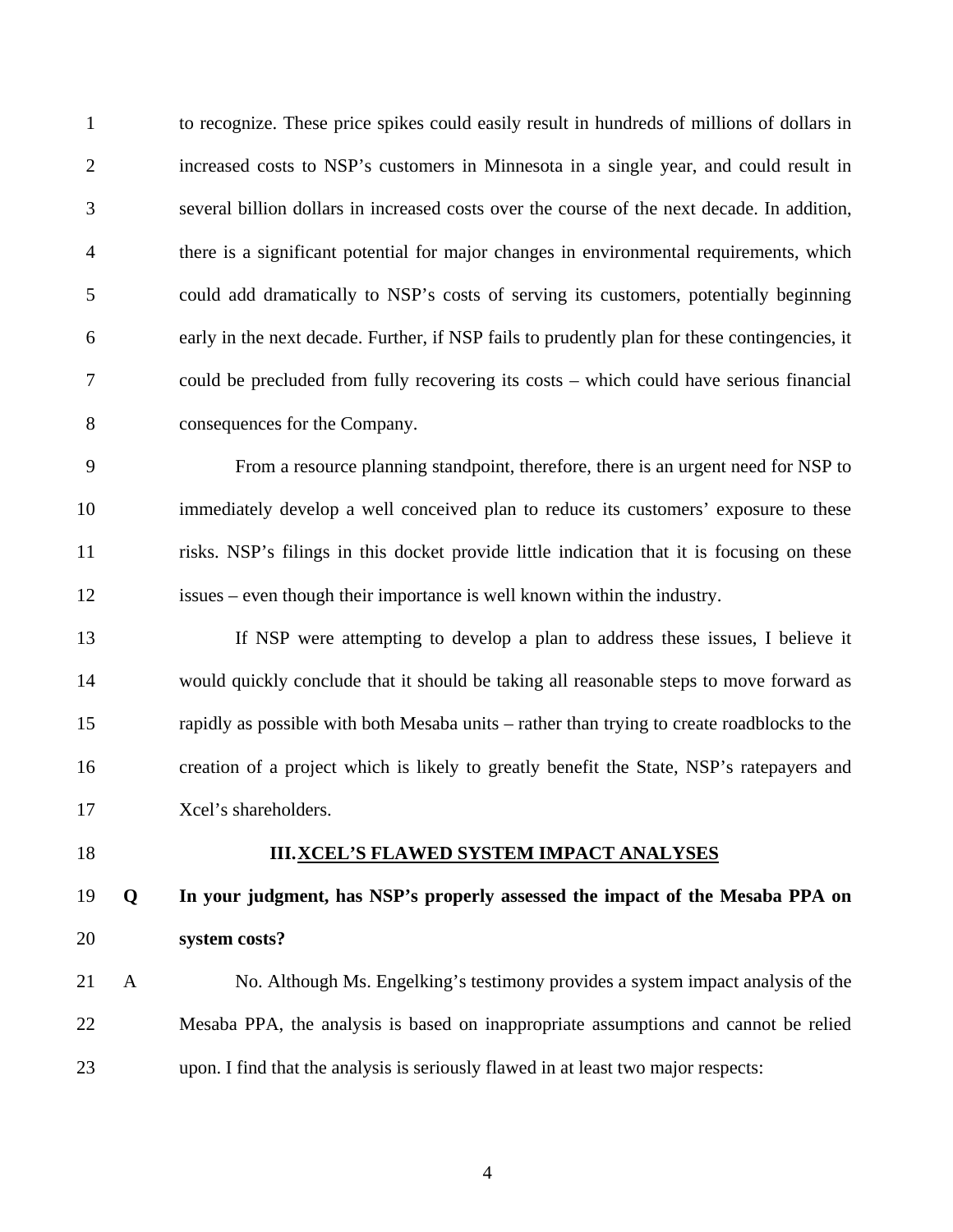to recognize. These price spikes could easily result in hundreds of millions of dollars in increased costs to NSP's customers in Minnesota in a single year, and could result in several billion dollars in increased costs over the course of the next decade. In addition, there is a significant potential for major changes in environmental requirements, which could add dramatically to NSP's costs of serving its customers, potentially beginning early in the next decade. Further, if NSP fails to prudently plan for these contingencies, it could be precluded from fully recovering its costs – which could have serious financial consequences for the Company.

From a resource planning standpoint, therefore, there is an urgent need for NSP to immediately develop a well conceived plan to reduce its customers' exposure to these risks. NSP's filings in this docket provide little indication that it is focusing on these issues – even though their importance is well known within the industry.

If NSP were attempting to develop a plan to address these issues, I believe it would quickly conclude that it should be taking all reasonable steps to move forward as rapidly as possible with both Mesaba units – rather than trying to create roadblocks to the creation of a project which is likely to greatly benefit the State, NSP's ratepayers and Xcel's shareholders.

## III. XCEL'S FLAWED SYSTEM IMPACT ANALYSES

**Q In your judgment, has NSP's properly assessed the impact of the Mesaba PPA on system costs?**

A No. Although Ms. Engelking's testimony provides a system impact analysis of the Mesaba PPA, the analysis is based on inappropriate assumptions and cannot be relied upon. I find that the analysis is seriously flawed in at least two major respects: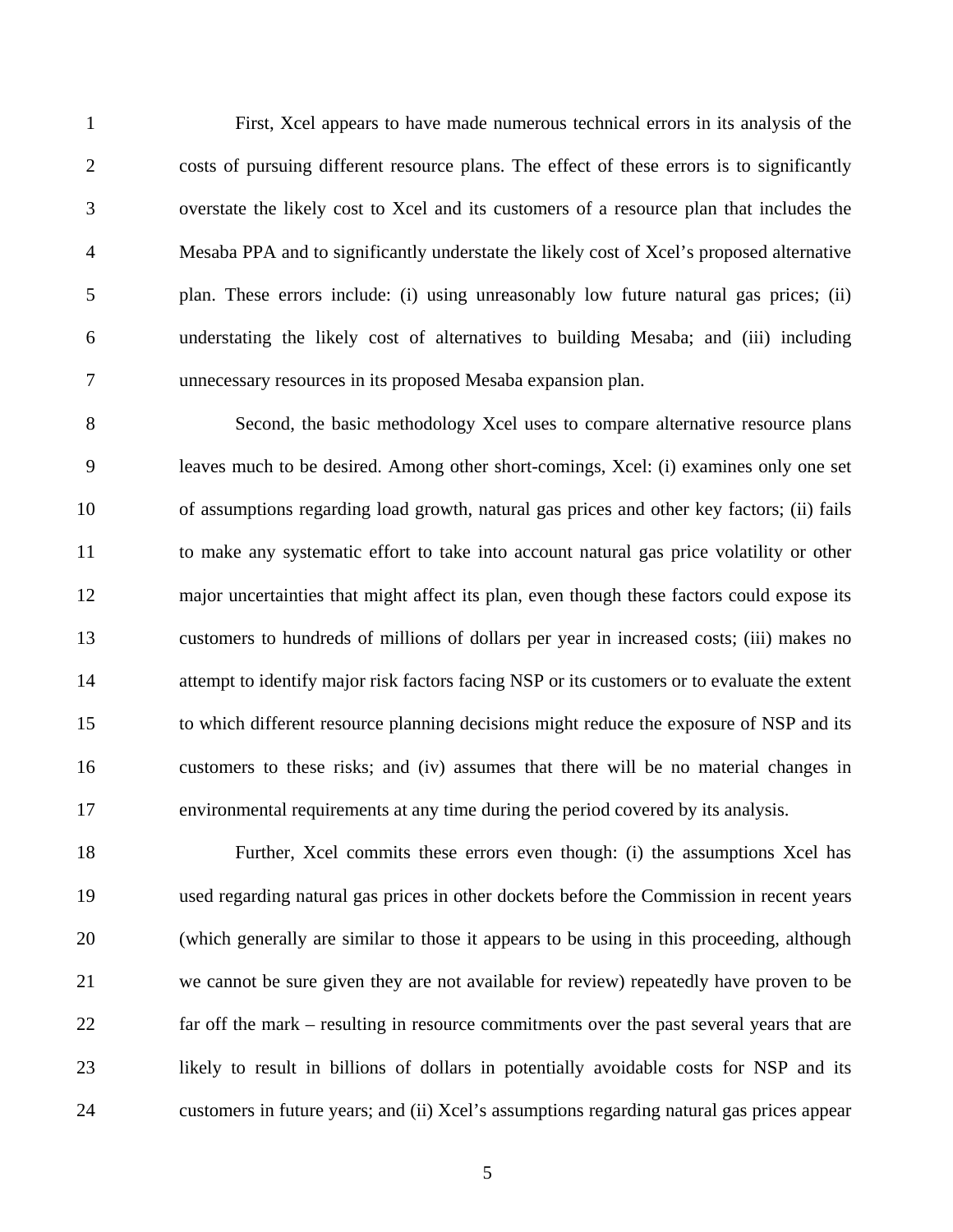First, Xcel appears to have made numerous technical errors in its analysis of the costs of pursuing different resource plans. The effect of these errors is to significantly overstate the likely cost to Xcel and its customers of a resource plan that includes the Mesaba PPA and to significantly understate the likely cost of Xcel's proposed alternative plan. These errors include: (i) using unreasonably low future natural gas prices; (ii) understating the likely cost of alternatives to building Mesaba; and (iii) including unnecessary resources in its proposed Mesaba expansion plan.

Second, the basic methodology Xcel uses to compare alternative resource plans leaves much to be desired. Among other short-comings, Xcel: (i) examines only one set of assumptions regarding load growth, natural gas prices and other key factors; (ii) fails to make any systematic effort to take into account natural gas price volatility or other major uncertainties that might affect its plan, even though these factors could expose its customers to hundreds of millions of dollars per year in increased costs; (iii) makes no attempt to identify major risk factors facing NSP or its customers or to evaluate the extent to which different resource planning decisions might reduce the exposure of NSP and its customers to these risks; and (iv) assumes that there will be no material changes in environmental requirements at any time during the period covered by its analysis.

Further, Xcel commits these errors even though: (i) the assumptions Xcel has used regarding natural gas prices in other dockets before the Commission in recent years (which generally are similar to those it appears to be using in this proceeding, although we cannot be sure given they are not available for review) repeatedly have proven to be far off the mark – resulting in resource commitments over the past several years that are likely to result in billions of dollars in potentially avoidable costs for NSP and its customers in future years; and (ii) Xcel's assumptions regarding natural gas prices appear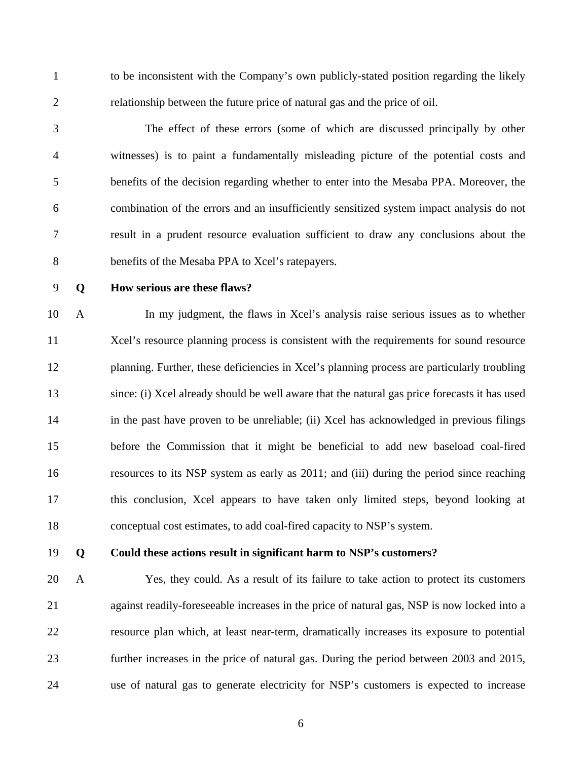to be inconsistent with the Company's own publicly-stated position regarding the likely relationship between the future price of natural gas and the price of oil.

The effect of these errors (some of which are discussed principally by other witnesses) is to paint a fundamentally misleading picture of the potential costs and benefits of the decision regarding whether to enter into the Mesaba PPA. Moreover, the combination of the errors and an insufficiently sensitized system impact analysis do not result in a prudent resource evaluation sufficient to draw any conclusions about the benefits of the Mesaba PPA to Xcel's ratepayers.

**Q How serious are these flaws?**

A In my judgment, the flaws in Xcel's analysis raise serious issues as to whether Xcel's resource planning process is consistent with the requirements for sound resource planning. Further, these deficiencies in Xcel's planning process are particularly troubling since: (i) Xcel already should be well aware that the natural gas price forecasts it has used in the past have proven to be unreliable; (ii) Xcel has acknowledged in previous filings before the Commission that it might be beneficial to add new baseload coal-fired resources to its NSP system as early as 2011; and (iii) during the period since reaching this conclusion, Xcel appears to have taken only limited steps, beyond looking at conceptual cost estimates, to add coal-fired capacity to NSP's system.

**Q Could these actions result in significant harm to NSP's customers?**

A Yes, they could. As a result of its failure to take action to protect its customers against readily-foreseeable increases in the price of natural gas, NSP is now locked into a resource plan which, at least near-term, dramatically increases its exposure to potential further increases in the price of natural gas. During the period between 2003 and 2015, use of natural gas to generate electricity for NSP's customers is expected to increase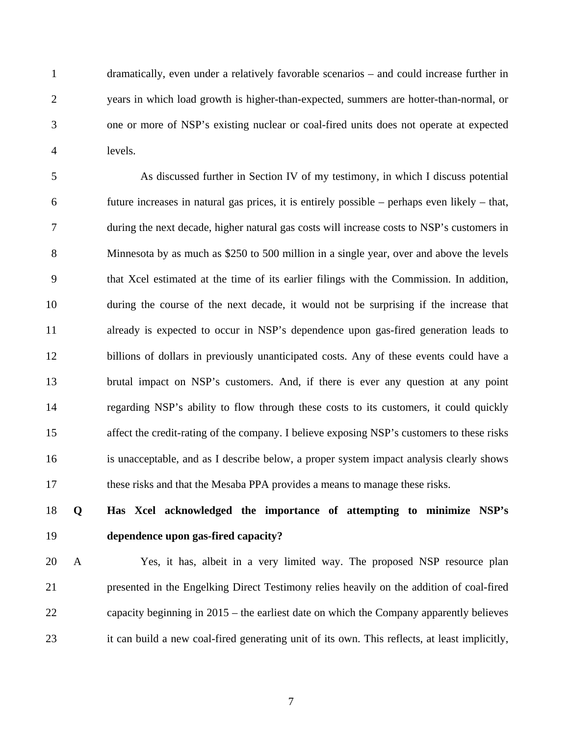dramatically, even under a relatively favorable scenarios – and could increase further in years in which load growth is higher-than-expected, summers are hotter-than-normal, or one or more of NSP's existing nuclear or coal-fired units does not operate at expected levels.

As discussed further in Section IV of my testimony, in which I discuss potential future increases in natural gas prices, it is entirely possible – perhaps even likely – that, during the next decade, higher natural gas costs will increase costs to NSP's customers in Minnesota by as much as $250 to 500 million in a single year, over and above the levels that Xcel estimated at the time of its earlier filings with the Commission. In addition, during the course of the next decade, it would not be surprising if the increase that already is expected to occur in NSP's dependence upon gas-fired generation leads to billions of dollars in previously unanticipated costs. Any of these events could have a brutal impact on NSP's customers. And, if there is ever any question at any point regarding NSP's ability to flow through these costs to its customers, it could quickly affect the credit-rating of the company. I believe exposing NSP's customers to these risks is unacceptable, and as I describe below, a proper system impact analysis clearly shows these risks and that the Mesaba PPA provides a means to manage these risks.

**Q Has Xcel acknowledged the importance of attempting to minimize NSP's dependence upon gas-fired capacity?**

A Yes, it has, albeit in a very limited way. The proposed NSP resource plan presented in the Engelking Direct Testimony relies heavily on the addition of coal-fired capacity beginning in 2015 – the earliest date on which the Company apparently believes it can build a new coal-fired generating unit of its own. This reflects, at least implicitly,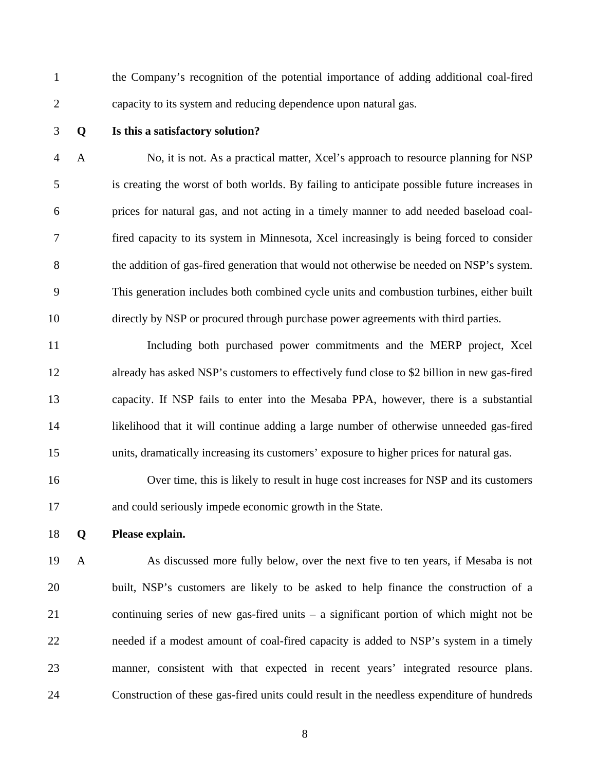the Company's recognition of the potential importance of adding additional coal-fired capacity to its system and reducing dependence upon natural gas.

**Q Is this a satisfactory solution?**

A No, it is not. As a practical matter, Xcel's approach to resource planning for NSP is creating the worst of both worlds. By failing to anticipate possible future increases in prices for natural gas, and not acting in a timely manner to add needed baseload coal-fired capacity to its system in Minnesota, Xcel increasingly is being forced to consider the addition of gas-fired generation that would not otherwise be needed on NSP's system. This generation includes both combined cycle units and combustion turbines, either built directly by NSP or procured through purchase power agreements with third parties.

Including both purchased power commitments and the MERP project, Xcel already has asked NSP's customers to effectively fund close to $2 billion in new gas-fired capacity. If NSP fails to enter into the Mesaba PPA, however, there is a substantial likelihood that it will continue adding a large number of otherwise unneeded gas-fired units, dramatically increasing its customers' exposure to higher prices for natural gas.

Over time, this is likely to result in huge cost increases for NSP and its customers and could seriously impede economic growth in the State.

**Q Please explain.**

A As discussed more fully below, over the next five to ten years, if Mesaba is not built, NSP's customers are likely to be asked to help finance the construction of a continuing series of new gas-fired units – a significant portion of which might not be needed if a modest amount of coal-fired capacity is added to NSP's system in a timely manner, consistent with that expected in recent years' integrated resource plans. Construction of these gas-fired units could result in the needless expenditure of hundreds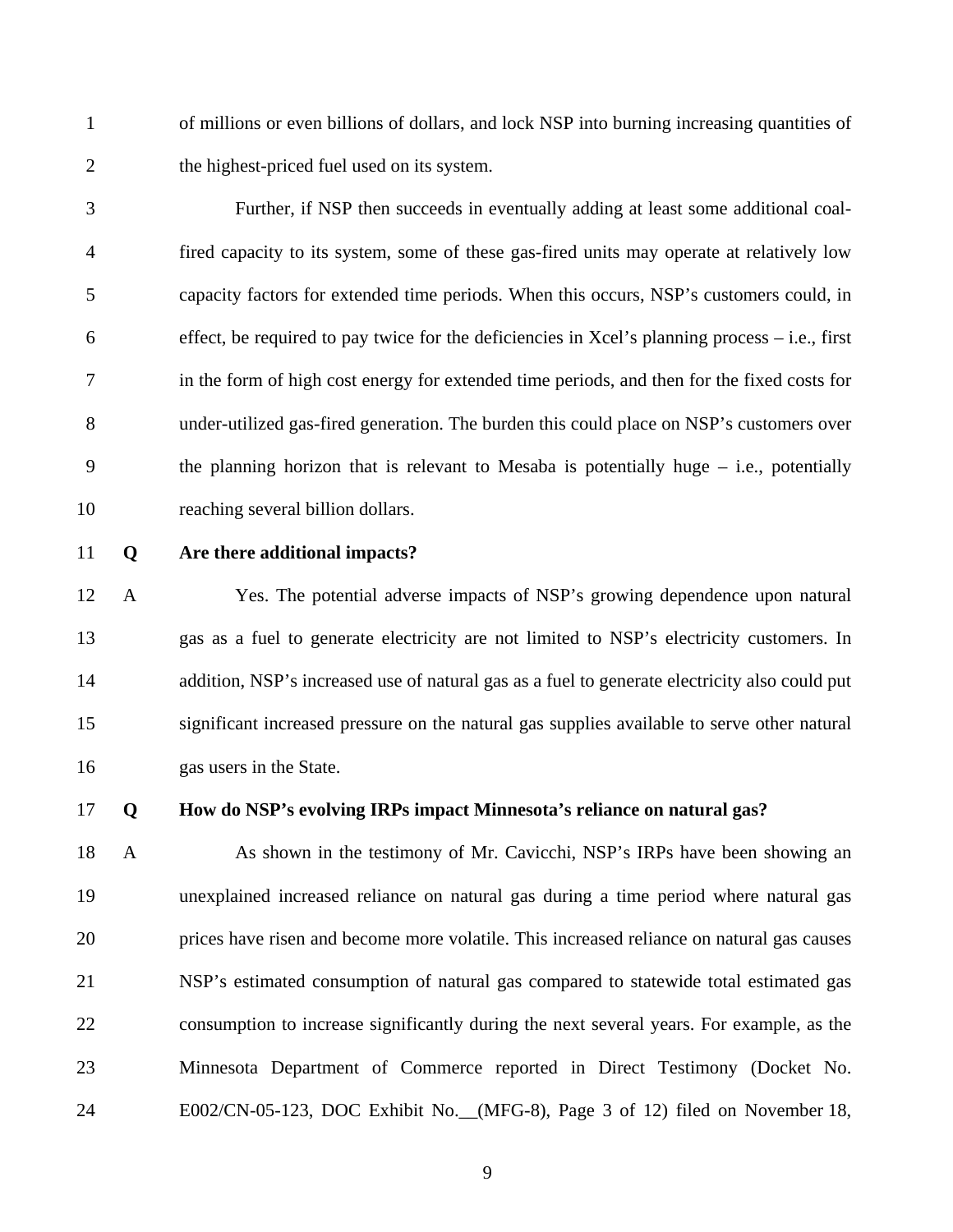of millions or even billions of dollars, and lock NSP into burning increasing quantities of the highest-priced fuel used on its system.

Further, if NSP then succeeds in eventually adding at least some additional coal-fired capacity to its system, some of these gas-fired units may operate at relatively low capacity factors for extended time periods. When this occurs, NSP's customers could, in effect, be required to pay twice for the deficiencies in Xcel's planning process – i.e., first in the form of high cost energy for extended time periods, and then for the fixed costs for under-utilized gas-fired generation. The burden this could place on NSP's customers over the planning horizon that is relevant to Mesaba is potentially huge – i.e., potentially reaching several billion dollars.

**Q Are there additional impacts?**

A Yes. The potential adverse impacts of NSP's growing dependence upon natural gas as a fuel to generate electricity are not limited to NSP's electricity customers. In addition, NSP's increased use of natural gas as a fuel to generate electricity also could put significant increased pressure on the natural gas supplies available to serve other natural gas users in the State.

**Q How do NSP's evolving IRPs impact Minnesota's reliance on natural gas?**

A As shown in the testimony of Mr. Cavicchi, NSP's IRPs have been showing an unexplained increased reliance on natural gas during a time period where natural gas prices have risen and become more volatile. This increased reliance on natural gas causes NSP's estimated consumption of natural gas compared to statewide total estimated gas consumption to increase significantly during the next several years. For example, as the Minnesota Department of Commerce reported in Direct Testimony (Docket No. E002/CN-05-123, DOC Exhibit No.__(MFG-8), Page 3 of 12) filed on November 18,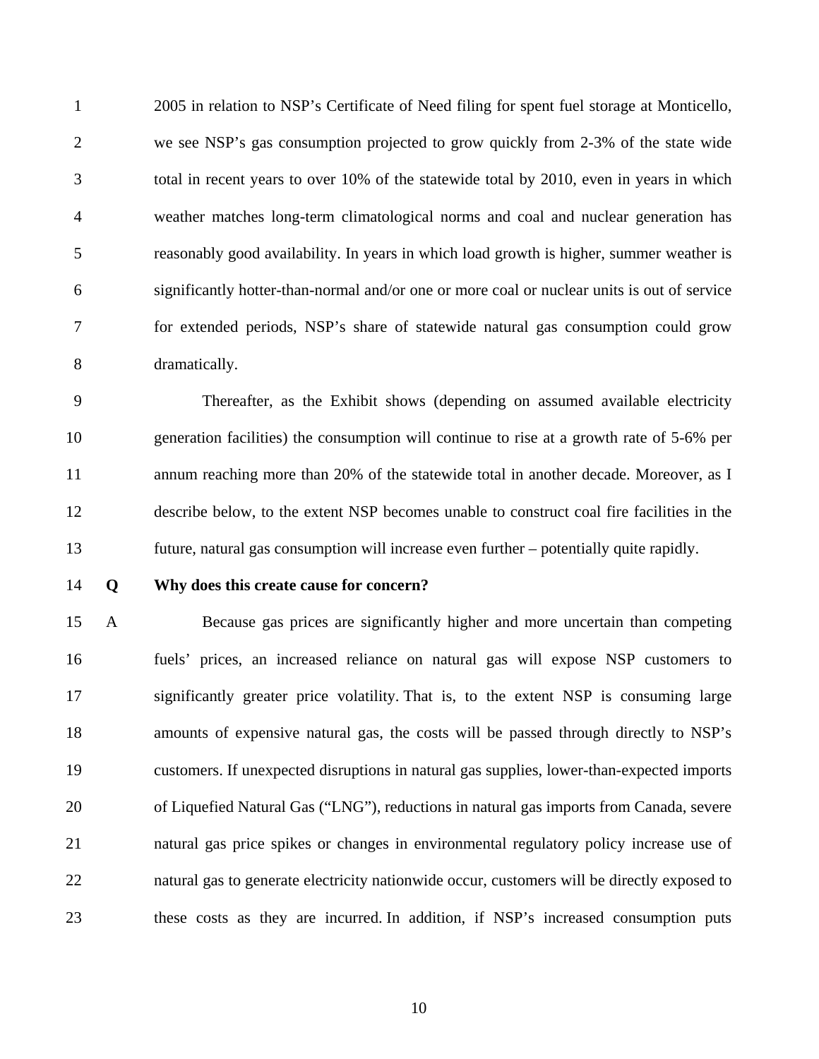2005 in relation to NSP's Certificate of Need filing for spent fuel storage at Monticello, we see NSP's gas consumption projected to grow quickly from 2-3% of the state wide total in recent years to over 10% of the statewide total by 2010, even in years in which weather matches long-term climatological norms and coal and nuclear generation has reasonably good availability. In years in which load growth is higher, summer weather is significantly hotter-than-normal and/or one or more coal or nuclear units is out of service for extended periods, NSP's share of statewide natural gas consumption could grow dramatically.

Thereafter, as the Exhibit shows (depending on assumed available electricity generation facilities) the consumption will continue to rise at a growth rate of 5-6% per annum reaching more than 20% of the statewide total in another decade. Moreover, as I describe below, to the extent NSP becomes unable to construct coal fire facilities in the future, natural gas consumption will increase even further – potentially quite rapidly.

**Q Why does this create cause for concern?**

A Because gas prices are significantly higher and more uncertain than competing fuels' prices, an increased reliance on natural gas will expose NSP customers to significantly greater price volatility. That is, to the extent NSP is consuming large amounts of expensive natural gas, the costs will be passed through directly to NSP's customers. If unexpected disruptions in natural gas supplies, lower-than-expected imports of Liquefied Natural Gas ("LNG"), reductions in natural gas imports from Canada, severe natural gas price spikes or changes in environmental regulatory policy increase use of natural gas to generate electricity nationwide occur, customers will be directly exposed to these costs as they are incurred. In addition, if NSP's increased consumption puts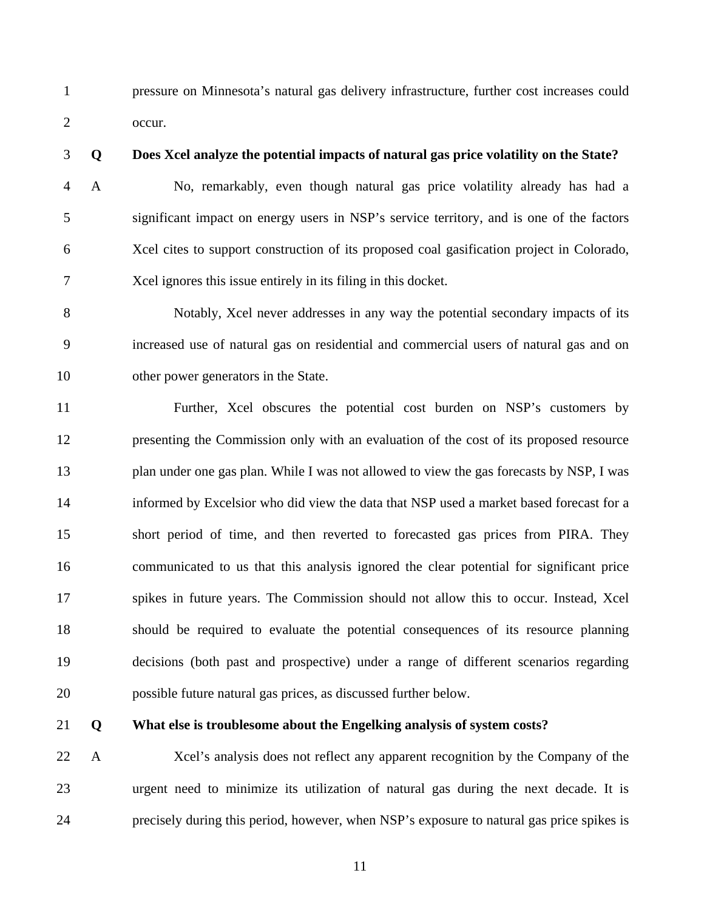pressure on Minnesota's natural gas delivery infrastructure, further cost increases could occur.

**Q Does Xcel analyze the potential impacts of natural gas price volatility on the State?**

A No, remarkably, even though natural gas price volatility already has had a significant impact on energy users in NSP's service territory, and is one of the factors Xcel cites to support construction of its proposed coal gasification project in Colorado, Xcel ignores this issue entirely in its filing in this docket.

Notably, Xcel never addresses in any way the potential secondary impacts of its increased use of natural gas on residential and commercial users of natural gas and on other power generators in the State.

Further, Xcel obscures the potential cost burden on NSP's customers by presenting the Commission only with an evaluation of the cost of its proposed resource plan under one gas plan. While I was not allowed to view the gas forecasts by NSP, I was informed by Excelsior who did view the data that NSP used a market based forecast for a short period of time, and then reverted to forecasted gas prices from PIRA. They communicated to us that this analysis ignored the clear potential for significant price spikes in future years. The Commission should not allow this to occur. Instead, Xcel should be required to evaluate the potential consequences of its resource planning decisions (both past and prospective) under a range of different scenarios regarding possible future natural gas prices, as discussed further below.

**Q What else is troublesome about the Engelking analysis of system costs?**

A Xcel's analysis does not reflect any apparent recognition by the Company of the urgent need to minimize its utilization of natural gas during the next decade. It is precisely during this period, however, when NSP's exposure to natural gas price spikes is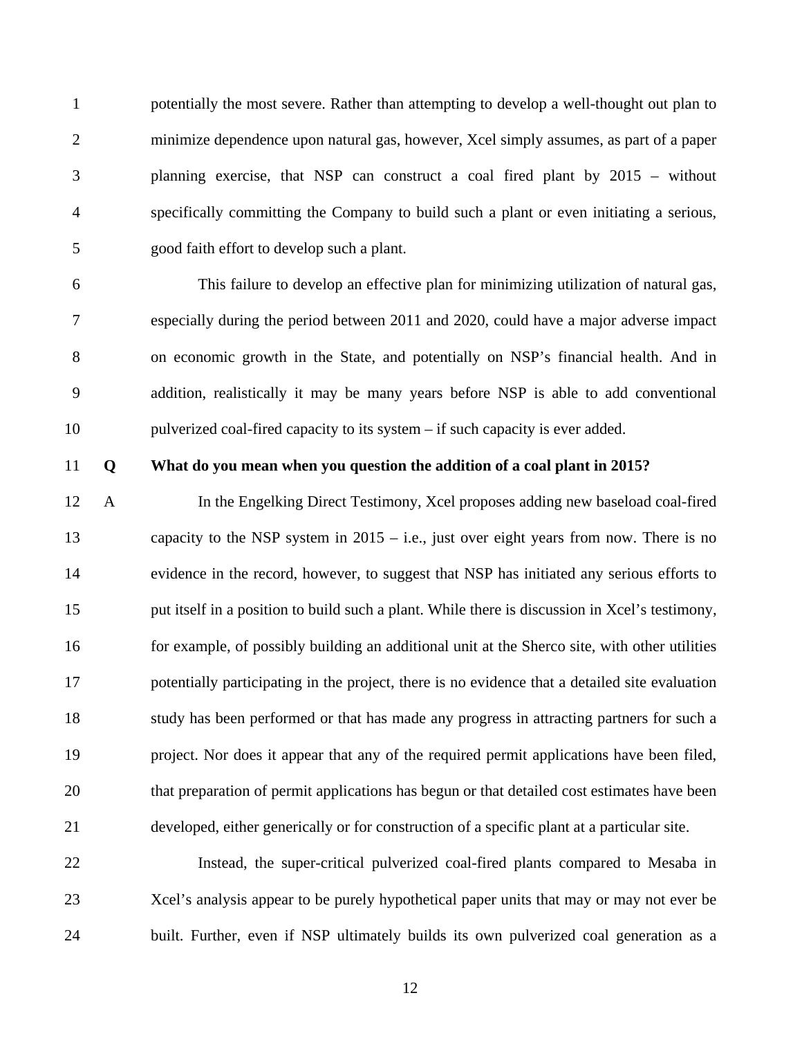potentially the most severe. Rather than attempting to develop a well-thought out plan to minimize dependence upon natural gas, however, Xcel simply assumes, as part of a paper planning exercise, that NSP can construct a coal fired plant by 2015 – without specifically committing the Company to build such a plant or even initiating a serious, good faith effort to develop such a plant.

This failure to develop an effective plan for minimizing utilization of natural gas, especially during the period between 2011 and 2020, could have a major adverse impact on economic growth in the State, and potentially on NSP's financial health. And in addition, realistically it may be many years before NSP is able to add conventional pulverized coal-fired capacity to its system – if such capacity is ever added.

**Q What do you mean when you question the addition of a coal plant in 2015?**

A In the Engelking Direct Testimony, Xcel proposes adding new baseload coal-fired capacity to the NSP system in 2015 – i.e., just over eight years from now. There is no evidence in the record, however, to suggest that NSP has initiated any serious efforts to put itself in a position to build such a plant. While there is discussion in Xcel's testimony, for example, of possibly building an additional unit at the Sherco site, with other utilities potentially participating in the project, there is no evidence that a detailed site evaluation study has been performed or that has made any progress in attracting partners for such a project. Nor does it appear that any of the required permit applications have been filed, that preparation of permit applications has begun or that detailed cost estimates have been developed, either generically or for construction of a specific plant at a particular site.

Instead, the super-critical pulverized coal-fired plants compared to Mesaba in Xcel's analysis appear to be purely hypothetical paper units that may or may not ever be built. Further, even if NSP ultimately builds its own pulverized coal generation as a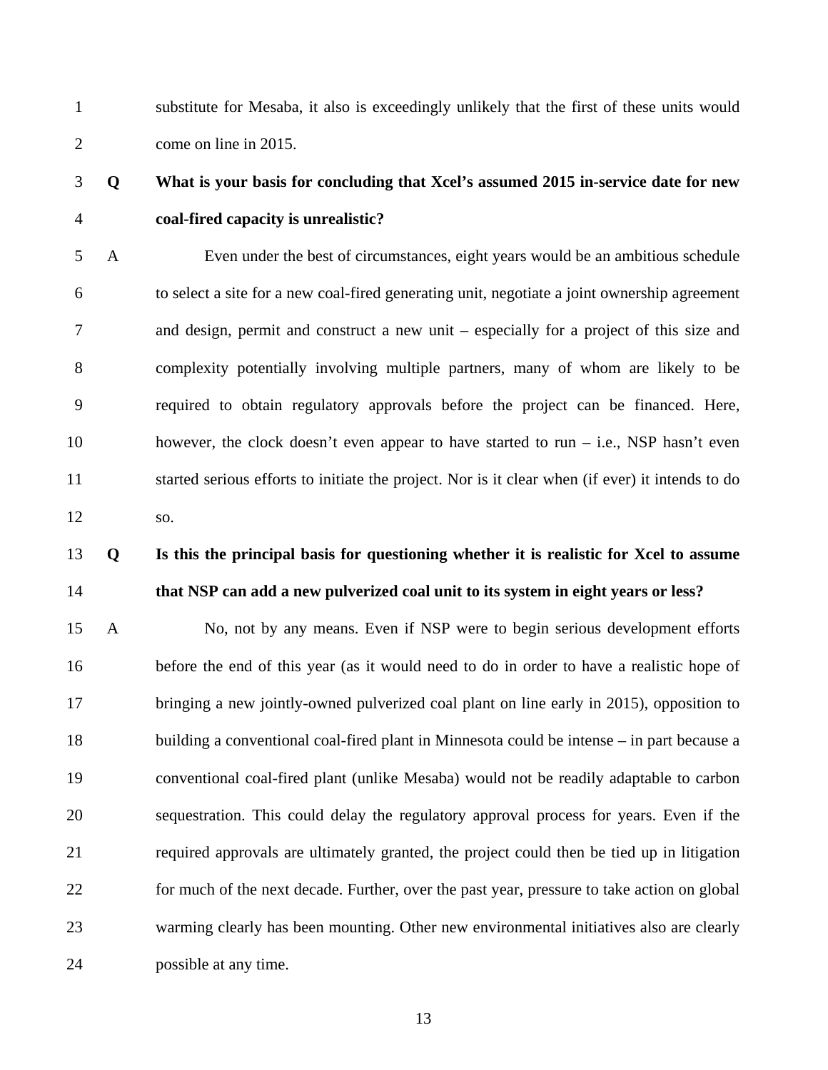substitute for Mesaba, it also is exceedingly unlikely that the first of these units would come on line in 2015.

**Q What is your basis for concluding that Xcel's assumed 2015 in-service date for new coal-fired capacity is unrealistic?**

A Even under the best of circumstances, eight years would be an ambitious schedule to select a site for a new coal-fired generating unit, negotiate a joint ownership agreement and design, permit and construct a new unit – especially for a project of this size and complexity potentially involving multiple partners, many of whom are likely to be required to obtain regulatory approvals before the project can be financed. Here, however, the clock doesn't even appear to have started to run – i.e., NSP hasn't even started serious efforts to initiate the project. Nor is it clear when (if ever) it intends to do so.

**Q Is this the principal basis for questioning whether it is realistic for Xcel to assume that NSP can add a new pulverized coal unit to its system in eight years or less?**

A No, not by any means. Even if NSP were to begin serious development efforts before the end of this year (as it would need to do in order to have a realistic hope of bringing a new jointly-owned pulverized coal plant on line early in 2015), opposition to building a conventional coal-fired plant in Minnesota could be intense – in part because a conventional coal-fired plant (unlike Mesaba) would not be readily adaptable to carbon sequestration. This could delay the regulatory approval process for years. Even if the required approvals are ultimately granted, the project could then be tied up in litigation for much of the next decade. Further, over the past year, pressure to take action on global warming clearly has been mounting. Other new environmental initiatives also are clearly possible at any time.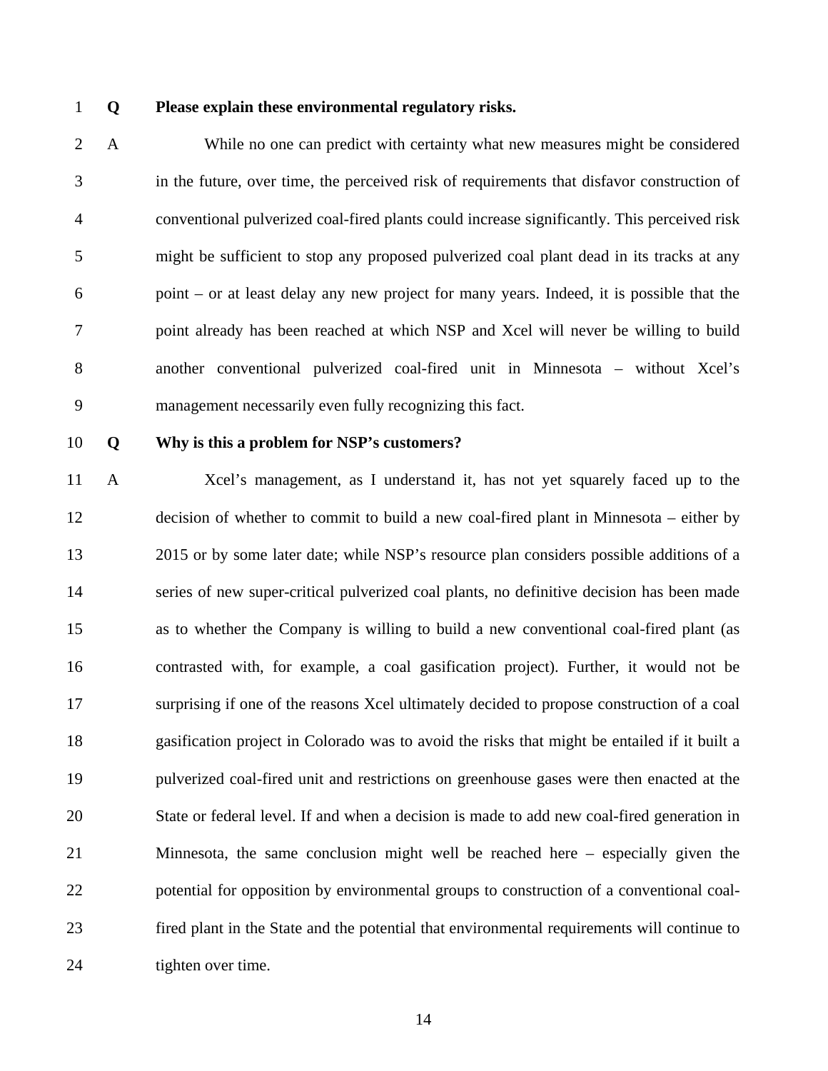**Q Please explain these environmental regulatory risks.**

A While no one can predict with certainty what new measures might be considered in the future, over time, the perceived risk of requirements that disfavor construction of conventional pulverized coal-fired plants could increase significantly. This perceived risk might be sufficient to stop any proposed pulverized coal plant dead in its tracks at any point – or at least delay any new project for many years. Indeed, it is possible that the point already has been reached at which NSP and Xcel will never be willing to build another conventional pulverized coal-fired unit in Minnesota – without Xcel's management necessarily even fully recognizing this fact.

**Q Why is this a problem for NSP's customers?**

A Xcel's management, as I understand it, has not yet squarely faced up to the decision of whether to commit to build a new coal-fired plant in Minnesota – either by 2015 or by some later date; while NSP's resource plan considers possible additions of a series of new super-critical pulverized coal plants, no definitive decision has been made as to whether the Company is willing to build a new conventional coal-fired plant (as contrasted with, for example, a coal gasification project). Further, it would not be surprising if one of the reasons Xcel ultimately decided to propose construction of a coal gasification project in Colorado was to avoid the risks that might be entailed if it built a pulverized coal-fired unit and restrictions on greenhouse gases were then enacted at the State or federal level. If and when a decision is made to add new coal-fired generation in Minnesota, the same conclusion might well be reached here – especially given the potential for opposition by environmental groups to construction of a conventional coal-fired plant in the State and the potential that environmental requirements will continue to tighten over time.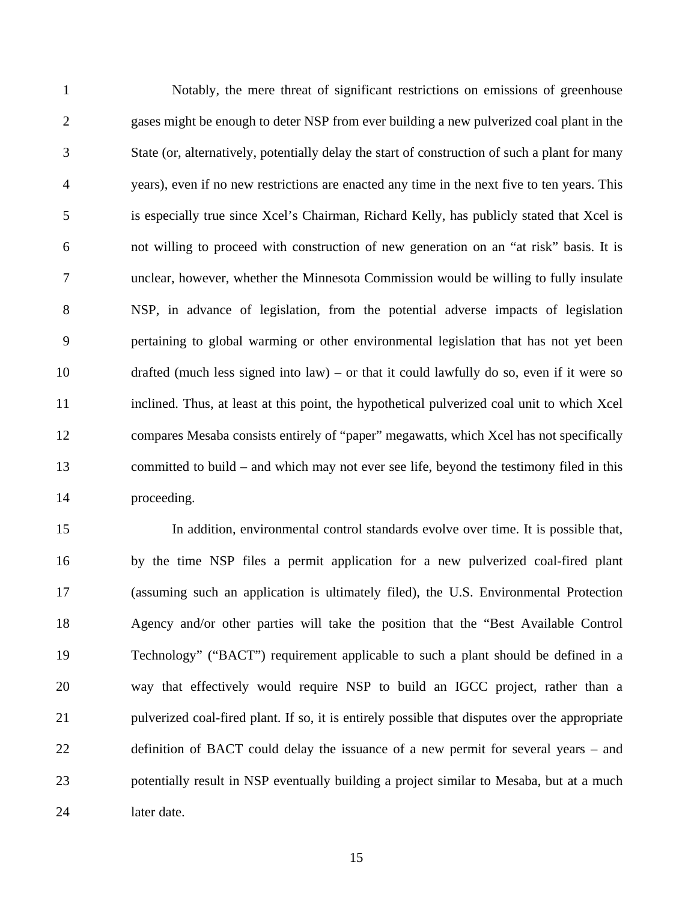Notably, the mere threat of significant restrictions on emissions of greenhouse gases might be enough to deter NSP from ever building a new pulverized coal plant in the State (or, alternatively, potentially delay the start of construction of such a plant for many years), even if no new restrictions are enacted any time in the next five to ten years. This is especially true since Xcel's Chairman, Richard Kelly, has publicly stated that Xcel is not willing to proceed with construction of new generation on an "at risk" basis. It is unclear, however, whether the Minnesota Commission would be willing to fully insulate NSP, in advance of legislation, from the potential adverse impacts of legislation pertaining to global warming or other environmental legislation that has not yet been drafted (much less signed into law) – or that it could lawfully do so, even if it were so inclined. Thus, at least at this point, the hypothetical pulverized coal unit to which Xcel compares Mesaba consists entirely of "paper" megawatts, which Xcel has not specifically committed to build – and which may not ever see life, beyond the testimony filed in this proceeding.

In addition, environmental control standards evolve over time. It is possible that, by the time NSP files a permit application for a new pulverized coal-fired plant (assuming such an application is ultimately filed), the U.S. Environmental Protection Agency and/or other parties will take the position that the "Best Available Control Technology" ("BACT") requirement applicable to such a plant should be defined in a way that effectively would require NSP to build an IGCC project, rather than a pulverized coal-fired plant. If so, it is entirely possible that disputes over the appropriate definition of BACT could delay the issuance of a new permit for several years – and potentially result in NSP eventually building a project similar to Mesaba, but at a much later date.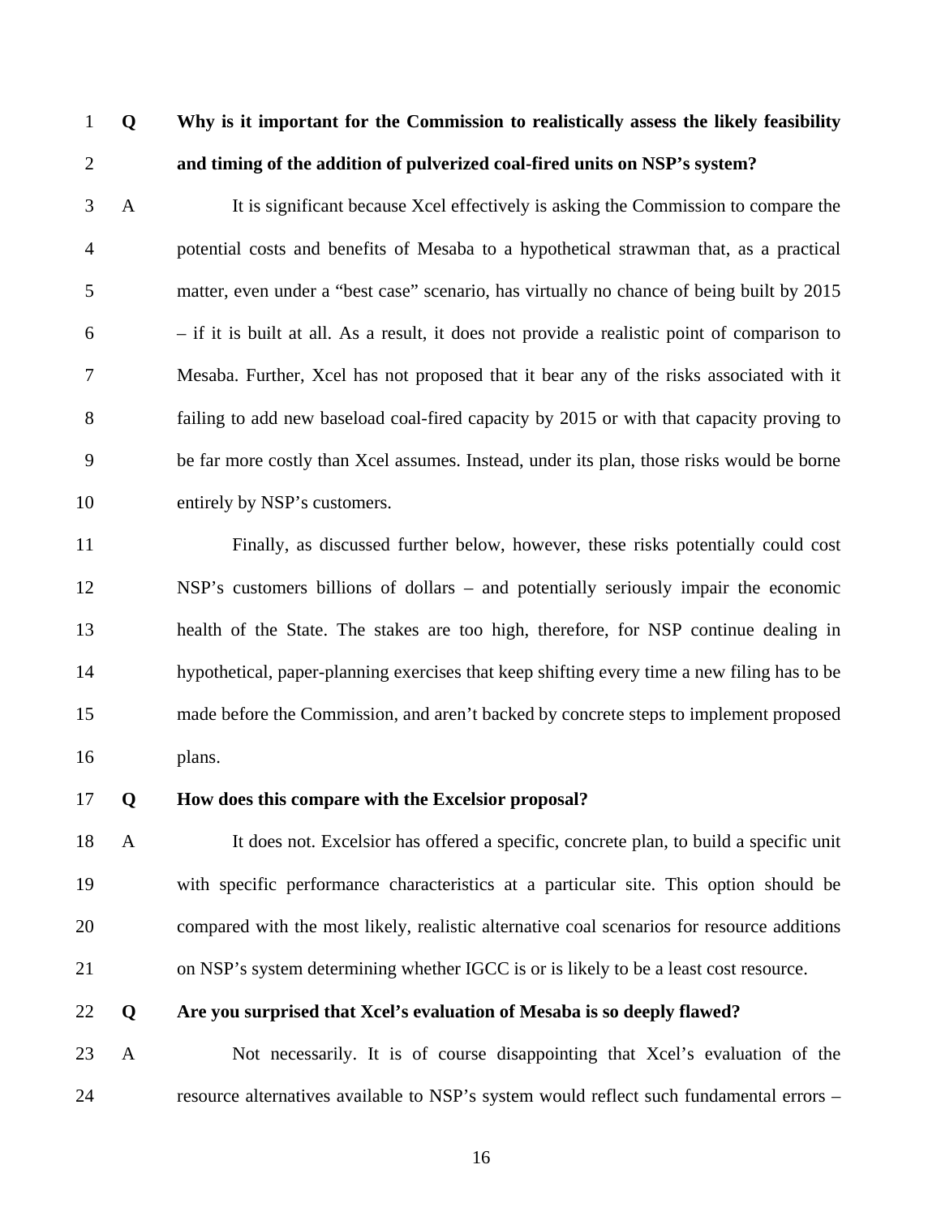**Q Why is it important for the Commission to realistically assess the likely feasibility and timing of the addition of pulverized coal-fired units on NSP's system?**

A It is significant because Xcel effectively is asking the Commission to compare the potential costs and benefits of Mesaba to a hypothetical strawman that, as a practical matter, even under a "best case" scenario, has virtually no chance of being built by 2015 – if it is built at all. As a result, it does not provide a realistic point of comparison to Mesaba. Further, Xcel has not proposed that it bear any of the risks associated with it failing to add new baseload coal-fired capacity by 2015 or with that capacity proving to be far more costly than Xcel assumes. Instead, under its plan, those risks would be borne entirely by NSP's customers.

Finally, as discussed further below, however, these risks potentially could cost NSP's customers billions of dollars – and potentially seriously impair the economic health of the State. The stakes are too high, therefore, for NSP continue dealing in hypothetical, paper-planning exercises that keep shifting every time a new filing has to be made before the Commission, and aren't backed by concrete steps to implement proposed plans.

**Q How does this compare with the Excelsior proposal?**

A It does not. Excelsior has offered a specific, concrete plan, to build a specific unit with specific performance characteristics at a particular site. This option should be compared with the most likely, realistic alternative coal scenarios for resource additions on NSP's system determining whether IGCC is or is likely to be a least cost resource.

**Q Are you surprised that Xcel's evaluation of Mesaba is so deeply flawed?**

A Not necessarily. It is of course disappointing that Xcel's evaluation of the resource alternatives available to NSP's system would reflect such fundamental errors –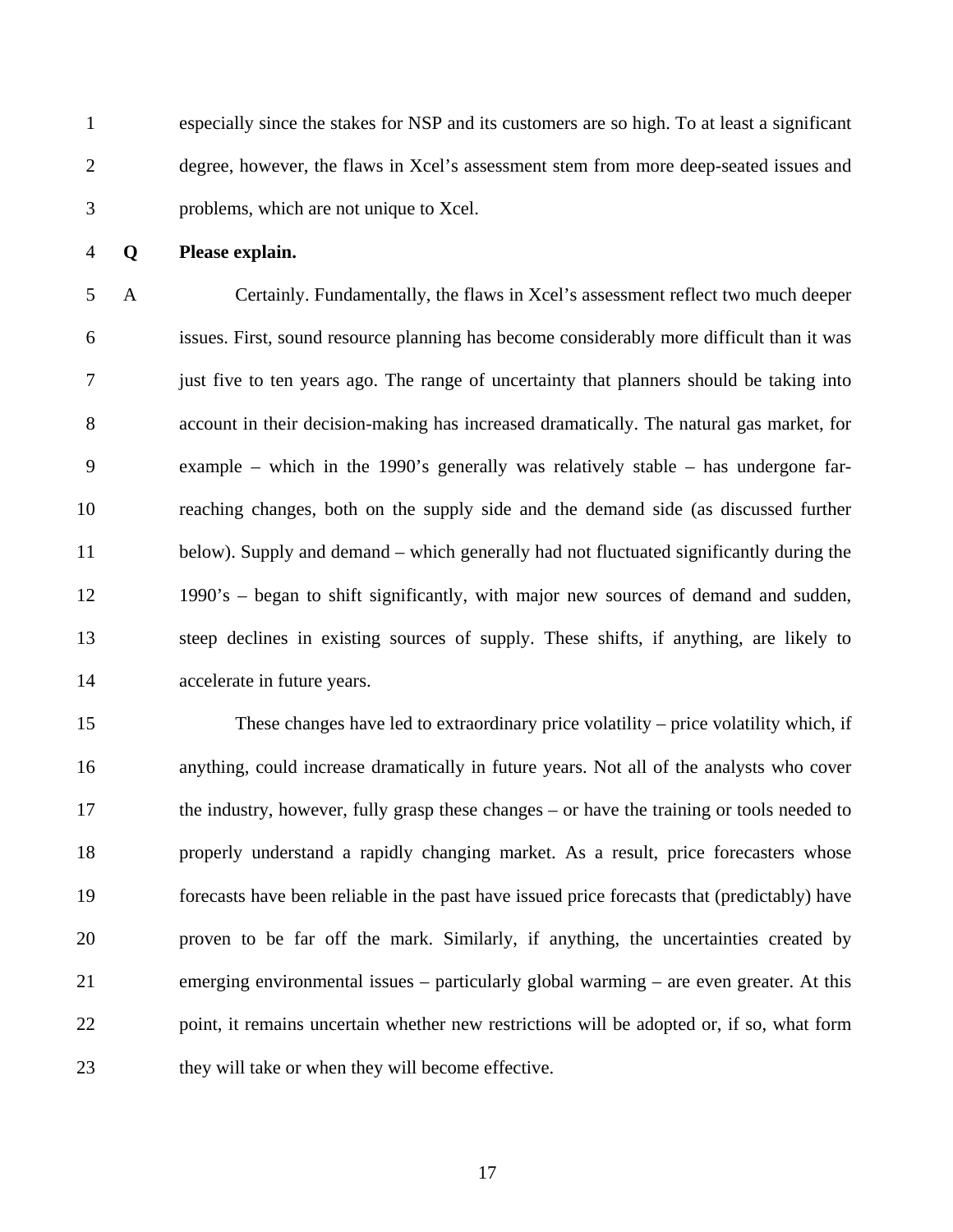especially since the stakes for NSP and its customers are so high. To at least a significant degree, however, the flaws in Xcel's assessment stem from more deep-seated issues and problems, which are not unique to Xcel.

**Q Please explain.**

A Certainly. Fundamentally, the flaws in Xcel's assessment reflect two much deeper issues. First, sound resource planning has become considerably more difficult than it was just five to ten years ago. The range of uncertainty that planners should be taking into account in their decision-making has increased dramatically. The natural gas market, for example – which in the 1990's generally was relatively stable – has undergone far-reaching changes, both on the supply side and the demand side (as discussed further below). Supply and demand – which generally had not fluctuated significantly during the 1990's – began to shift significantly, with major new sources of demand and sudden, steep declines in existing sources of supply. These shifts, if anything, are likely to accelerate in future years.

These changes have led to extraordinary price volatility – price volatility which, if anything, could increase dramatically in future years. Not all of the analysts who cover the industry, however, fully grasp these changes – or have the training or tools needed to properly understand a rapidly changing market. As a result, price forecasters whose forecasts have been reliable in the past have issued price forecasts that (predictably) have proven to be far off the mark. Similarly, if anything, the uncertainties created by emerging environmental issues – particularly global warming – are even greater. At this point, it remains uncertain whether new restrictions will be adopted or, if so, what form they will take or when they will become effective.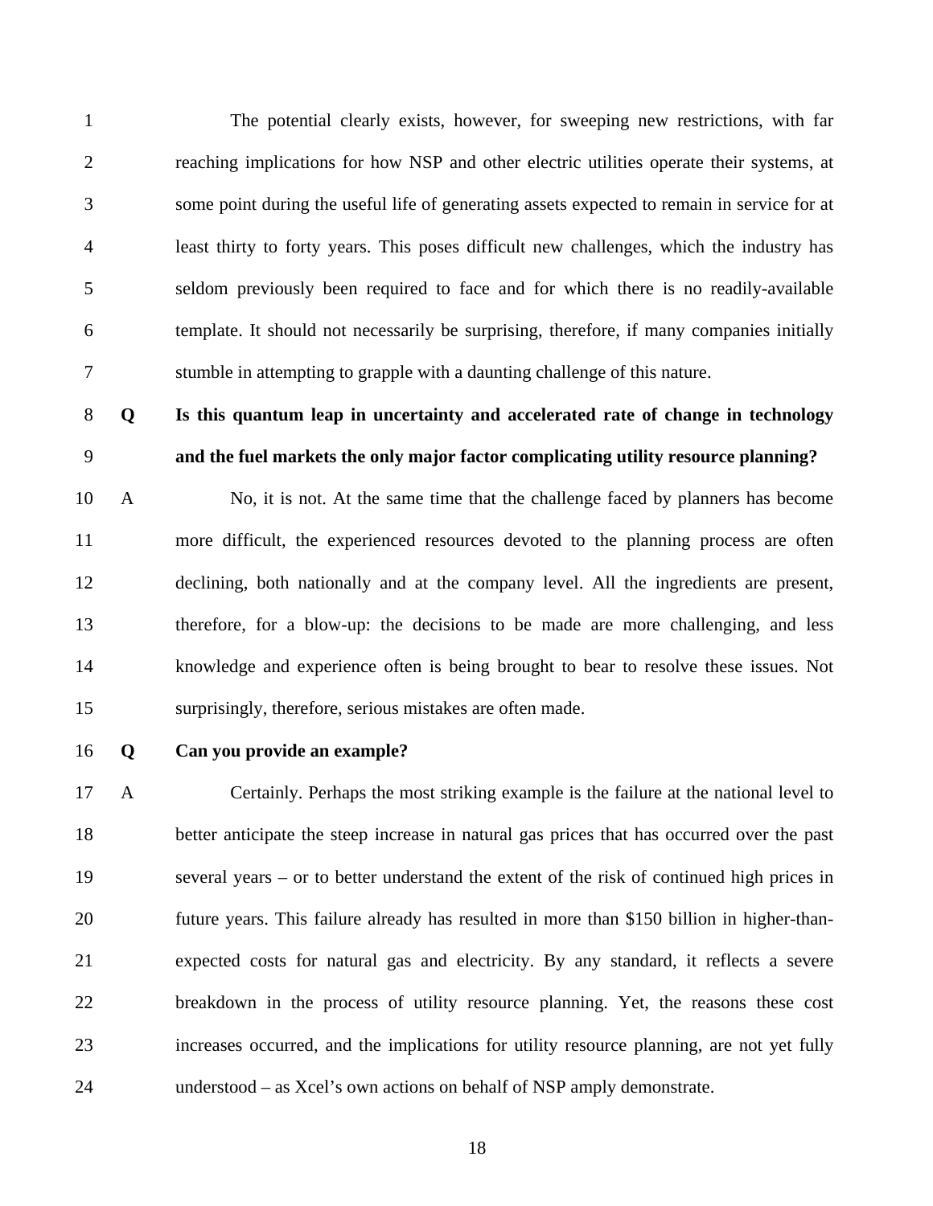The potential clearly exists, however, for sweeping new restrictions, with far reaching implications for how NSP and other electric utilities operate their systems, at some point during the useful life of generating assets expected to remain in service for at least thirty to forty years. This poses difficult new challenges, which the industry has seldom previously been required to face and for which there is no readily-available template. It should not necessarily be surprising, therefore, if many companies initially stumble in attempting to grapple with a daunting challenge of this nature.

**Q Is this quantum leap in uncertainty and accelerated rate of change in technology and the fuel markets the only major factor complicating utility resource planning?**

A No, it is not. At the same time that the challenge faced by planners has become more difficult, the experienced resources devoted to the planning process are often declining, both nationally and at the company level. All the ingredients are present, therefore, for a blow-up: the decisions to be made are more challenging, and less knowledge and experience often is being brought to bear to resolve these issues. Not surprisingly, therefore, serious mistakes are often made.

**Q Can you provide an example?**

A Certainly. Perhaps the most striking example is the failure at the national level to better anticipate the steep increase in natural gas prices that has occurred over the past several years – or to better understand the extent of the risk of continued high prices in future years. This failure already has resulted in more than $150 billion in higher-than-expected costs for natural gas and electricity. By any standard, it reflects a severe breakdown in the process of utility resource planning. Yet, the reasons these cost increases occurred, and the implications for utility resource planning, are not yet fully understood – as Xcel's own actions on behalf of NSP amply demonstrate.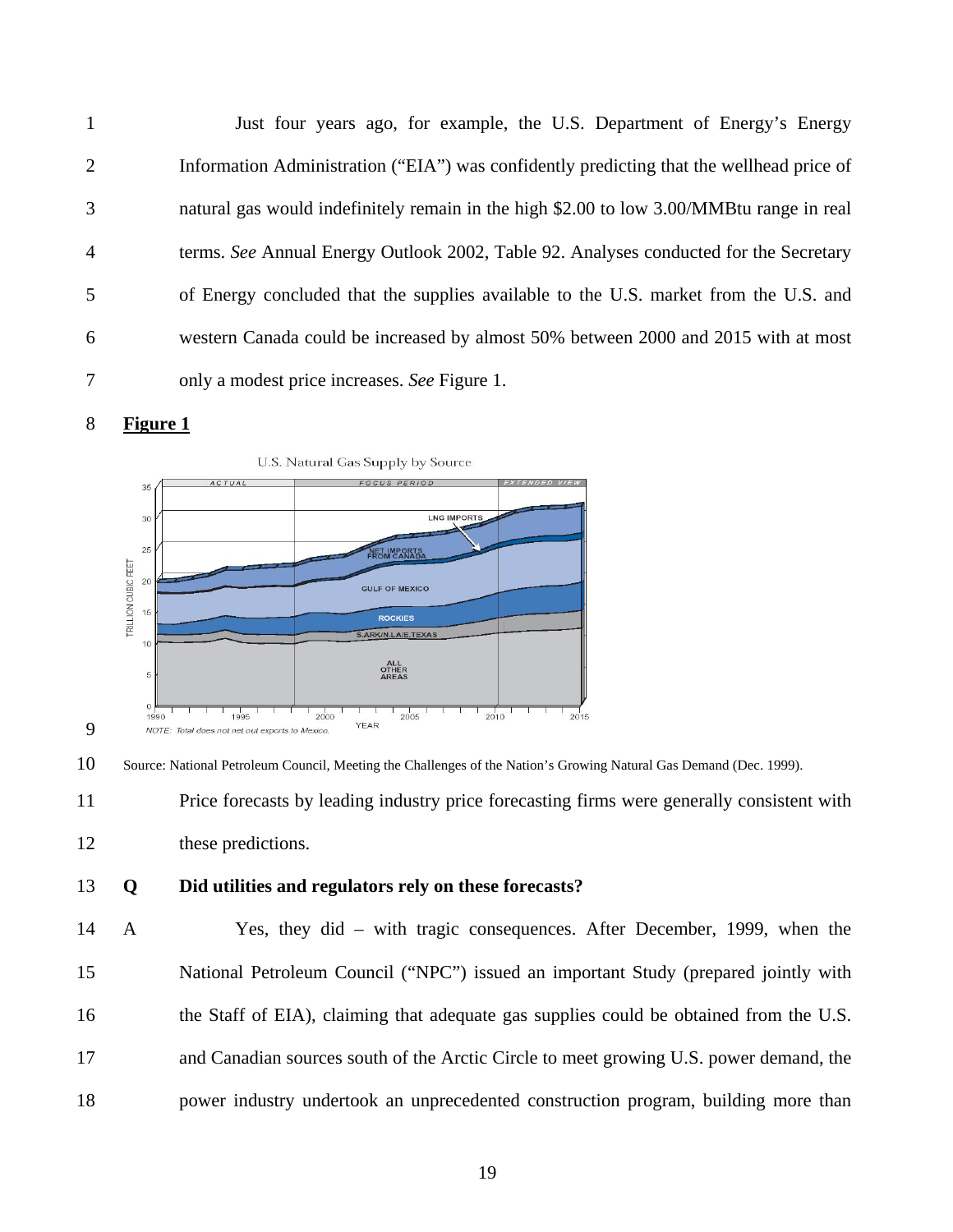Just four years ago, for example, the U.S. Department of Energy's Energy Information Administration ("EIA") was confidently predicting that the wellhead price of natural gas would indefinitely remain in the high $2.00 to low 3.00/MMBtu range in real terms. *See* Annual Energy Outlook 2002, Table 92. Analyses conducted for the Secretary of Energy concluded that the supplies available to the U.S. market from the U.S. and western Canada could be increased by almost 50% between 2000 and 2015 with at most only a modest price increases. *See* Figure 1.

**Figure 1**

Source: National Petroleum Council, Meeting the Challenges of the Nation's Growing Natural Gas Demand (Dec. 1999).

Price forecasts by leading industry price forecasting firms were generally consistent with these predictions.

**Q Did utilities and regulators rely on these forecasts?**

A Yes, they did – with tragic consequences. After December, 1999, when the National Petroleum Council ("NPC") issued an important Study (prepared jointly with the Staff of EIA), claiming that adequate gas supplies could be obtained from the U.S. and Canadian sources south of the Arctic Circle to meet growing U.S. power demand, the power industry undertook an unprecedented construction program, building more than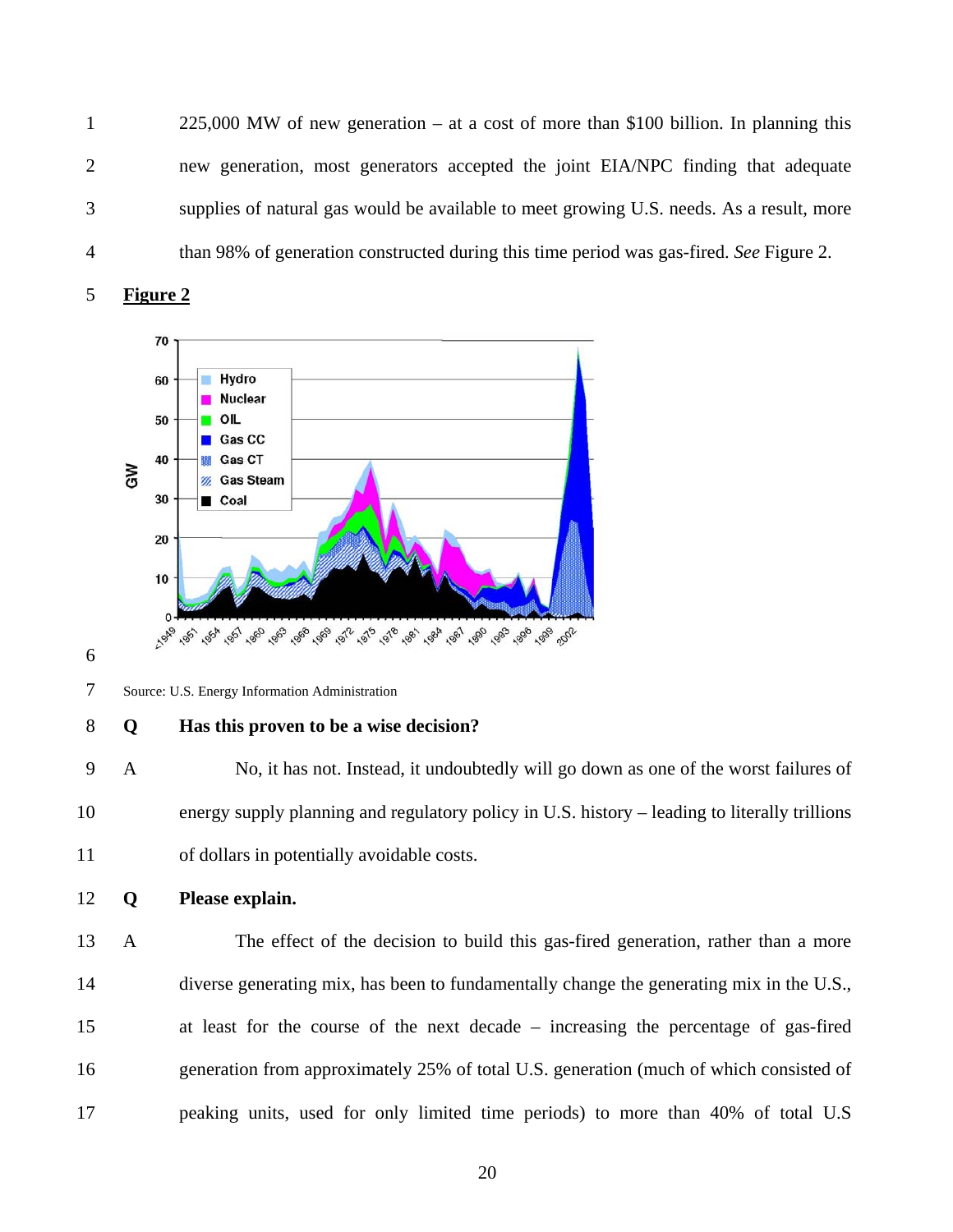225,000 MW of new generation – at a cost of more than $100 billion. In planning this new generation, most generators accepted the joint EIA/NPC finding that adequate supplies of natural gas would be available to meet growing U.S. needs. As a result, more than 98% of generation constructed during this time period was gas-fired. *See* Figure 2.

**Figure 2**

Source: U.S. Energy Information Administration

**Q Has this proven to be a wise decision?**

A No, it has not. Instead, it undoubtedly will go down as one of the worst failures of energy supply planning and regulatory policy in U.S. history – leading to literally trillions of dollars in potentially avoidable costs.

**Q Please explain.**

A The effect of the decision to build this gas-fired generation, rather than a more diverse generating mix, has been to fundamentally change the generating mix in the U.S., at least for the course of the next decade – increasing the percentage of gas-fired generation from approximately 25% of total U.S. generation (much of which consisted of peaking units, used for only limited time periods) to more than 40% of total U.S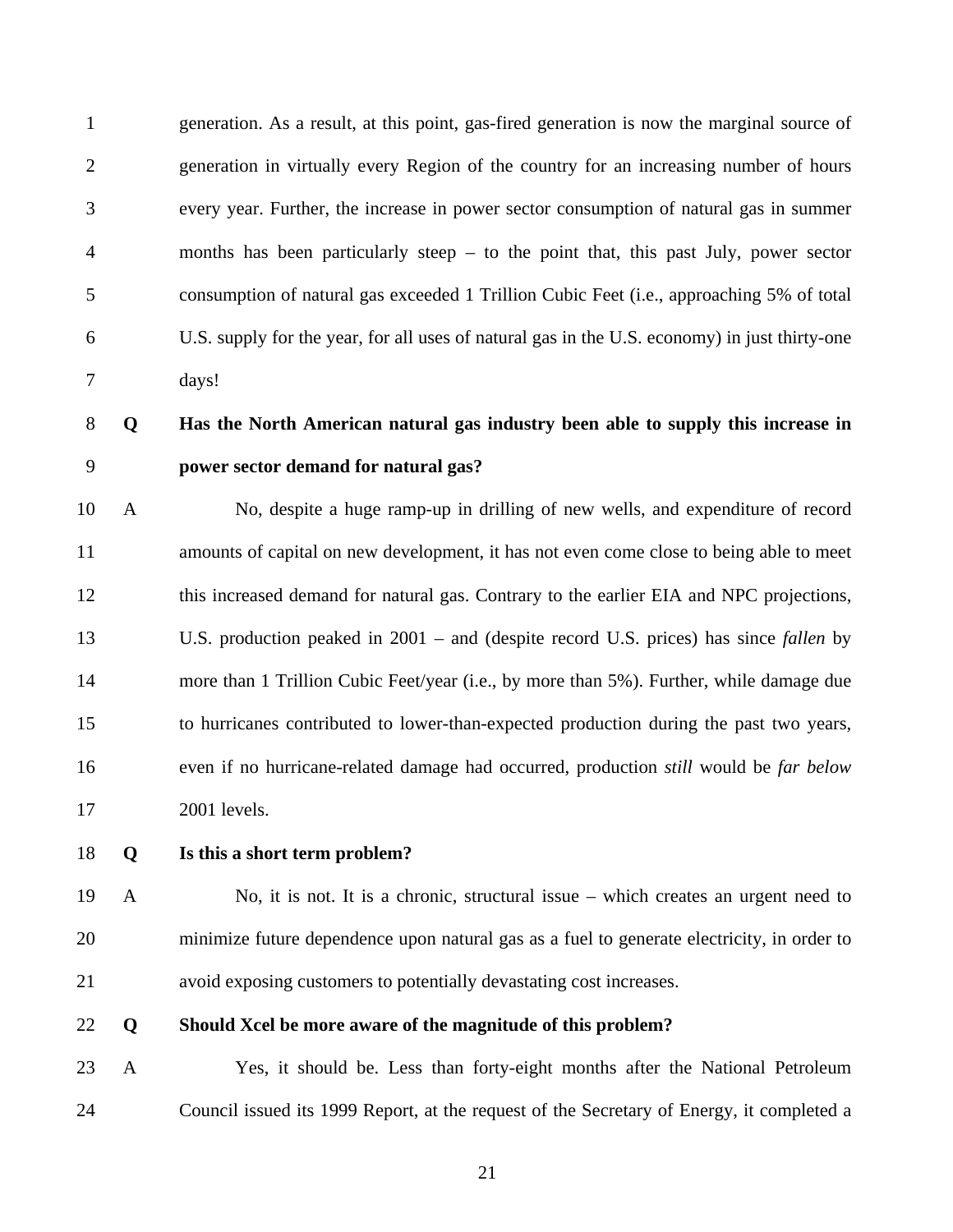generation. As a result, at this point, gas-fired generation is now the marginal source of generation in virtually every Region of the country for an increasing number of hours every year. Further, the increase in power sector consumption of natural gas in summer months has been particularly steep – to the point that, this past July, power sector consumption of natural gas exceeded 1 Trillion Cubic Feet (i.e., approaching 5% of total U.S. supply for the year, for all uses of natural gas in the U.S. economy) in just thirty-one days!

**Q Has the North American natural gas industry been able to supply this increase in power sector demand for natural gas?**

A No, despite a huge ramp-up in drilling of new wells, and expenditure of record amounts of capital on new development, it has not even come close to being able to meet this increased demand for natural gas. Contrary to the earlier EIA and NPC projections, U.S. production peaked in 2001 – and (despite record U.S. prices) has since *fallen* by more than 1 Trillion Cubic Feet/year (i.e., by more than 5%). Further, while damage due to hurricanes contributed to lower-than-expected production during the past two years, even if no hurricane-related damage had occurred, production *still* would be *far below* 2001 levels.

**Q Is this a short term problem?**

A No, it is not. It is a chronic, structural issue – which creates an urgent need to minimize future dependence upon natural gas as a fuel to generate electricity, in order to avoid exposing customers to potentially devastating cost increases.

**Q Should Xcel be more aware of the magnitude of this problem?**

A Yes, it should be. Less than forty-eight months after the National Petroleum Council issued its 1999 Report, at the request of the Secretary of Energy, it completed a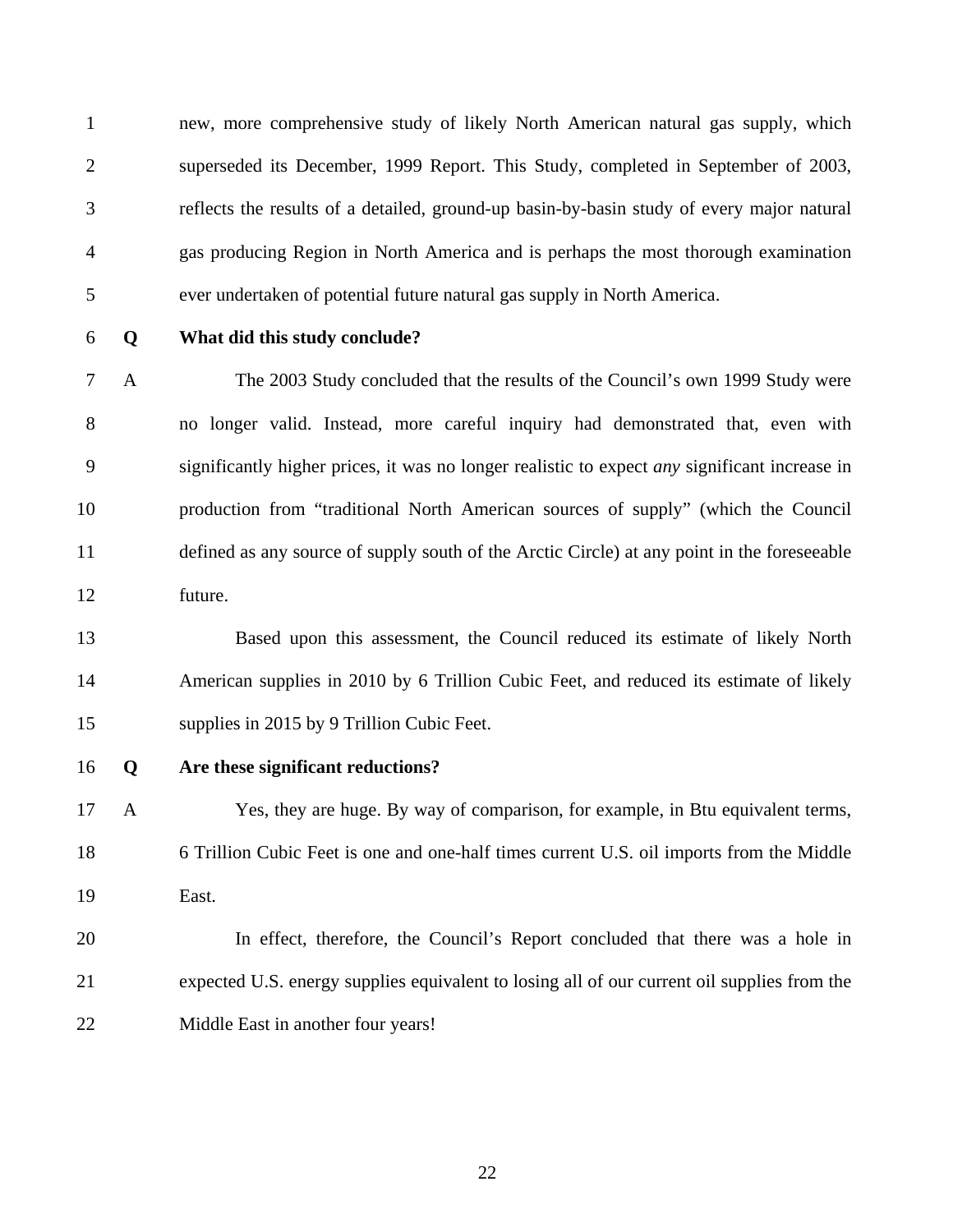new, more comprehensive study of likely North American natural gas supply, which superseded its December, 1999 Report. This Study, completed in September of 2003, reflects the results of a detailed, ground-up basin-by-basin study of every major natural gas producing Region in North America and is perhaps the most thorough examination ever undertaken of potential future natural gas supply in North America.

**Q What did this study conclude?**

A The 2003 Study concluded that the results of the Council's own 1999 Study were no longer valid. Instead, more careful inquiry had demonstrated that, even with significantly higher prices, it was no longer realistic to expect *any* significant increase in production from "traditional North American sources of supply" (which the Council defined as any source of supply south of the Arctic Circle) at any point in the foreseeable future.

Based upon this assessment, the Council reduced its estimate of likely North American supplies in 2010 by 6 Trillion Cubic Feet, and reduced its estimate of likely supplies in 2015 by 9 Trillion Cubic Feet.

**Q Are these significant reductions?**

A Yes, they are huge. By way of comparison, for example, in Btu equivalent terms, 6 Trillion Cubic Feet is one and one-half times current U.S. oil imports from the Middle East.

In effect, therefore, the Council's Report concluded that there was a hole in expected U.S. energy supplies equivalent to losing all of our current oil supplies from the Middle East in another four years!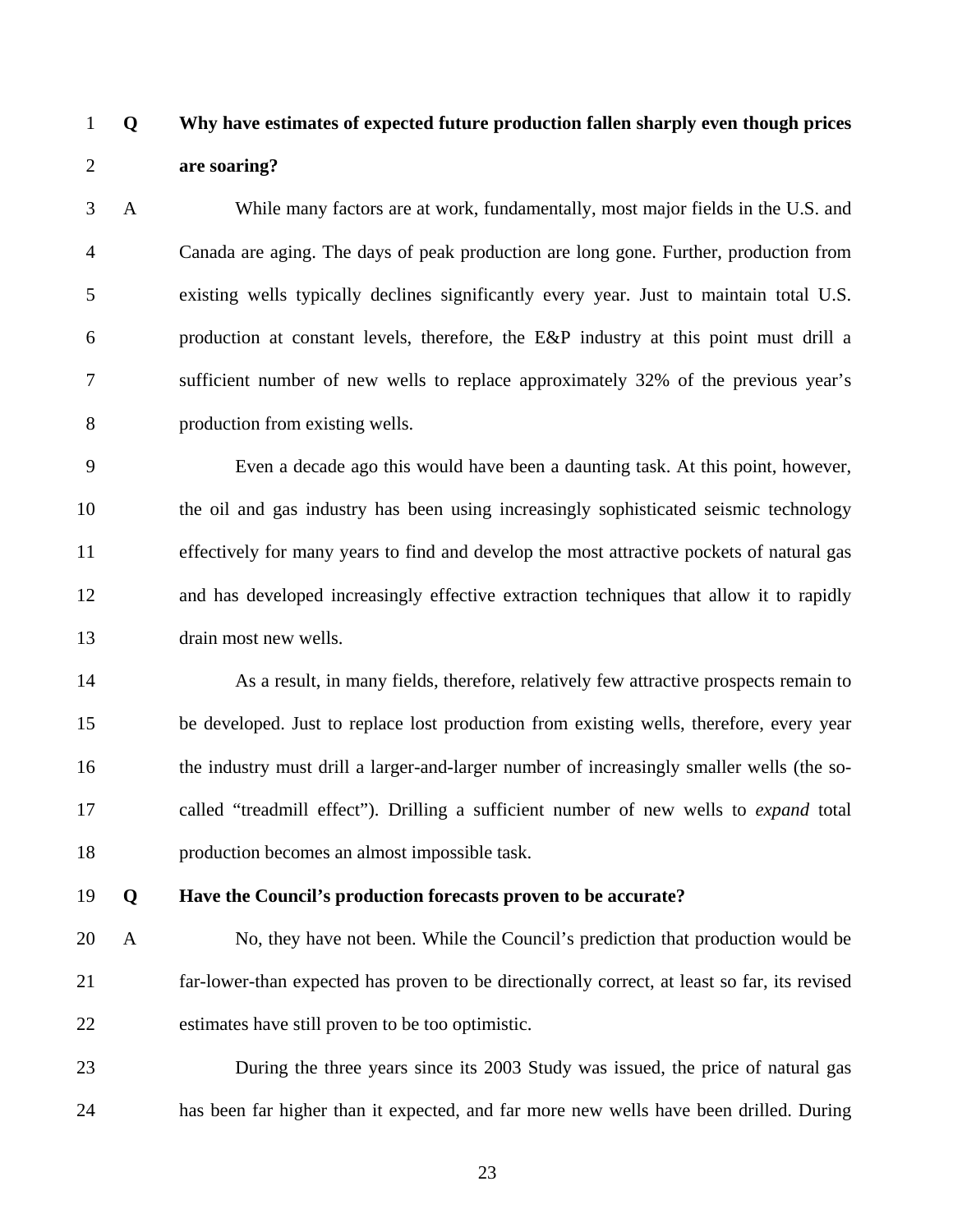**Q Why have estimates of expected future production fallen sharply even though prices are soaring?**

A While many factors are at work, fundamentally, most major fields in the U.S. and Canada are aging. The days of peak production are long gone. Further, production from existing wells typically declines significantly every year. Just to maintain total U.S. production at constant levels, therefore, the E&P industry at this point must drill a sufficient number of new wells to replace approximately 32% of the previous year's production from existing wells.

Even a decade ago this would have been a daunting task. At this point, however, the oil and gas industry has been using increasingly sophisticated seismic technology effectively for many years to find and develop the most attractive pockets of natural gas and has developed increasingly effective extraction techniques that allow it to rapidly drain most new wells.

As a result, in many fields, therefore, relatively few attractive prospects remain to be developed. Just to replace lost production from existing wells, therefore, every year the industry must drill a larger-and-larger number of increasingly smaller wells (the so-called "treadmill effect"). Drilling a sufficient number of new wells to *expand* total production becomes an almost impossible task.

**Q Have the Council's production forecasts proven to be accurate?**

A No, they have not been. While the Council's prediction that production would be far-lower-than expected has proven to be directionally correct, at least so far, its revised estimates have still proven to be too optimistic.

During the three years since its 2003 Study was issued, the price of natural gas has been far higher than it expected, and far more new wells have been drilled. During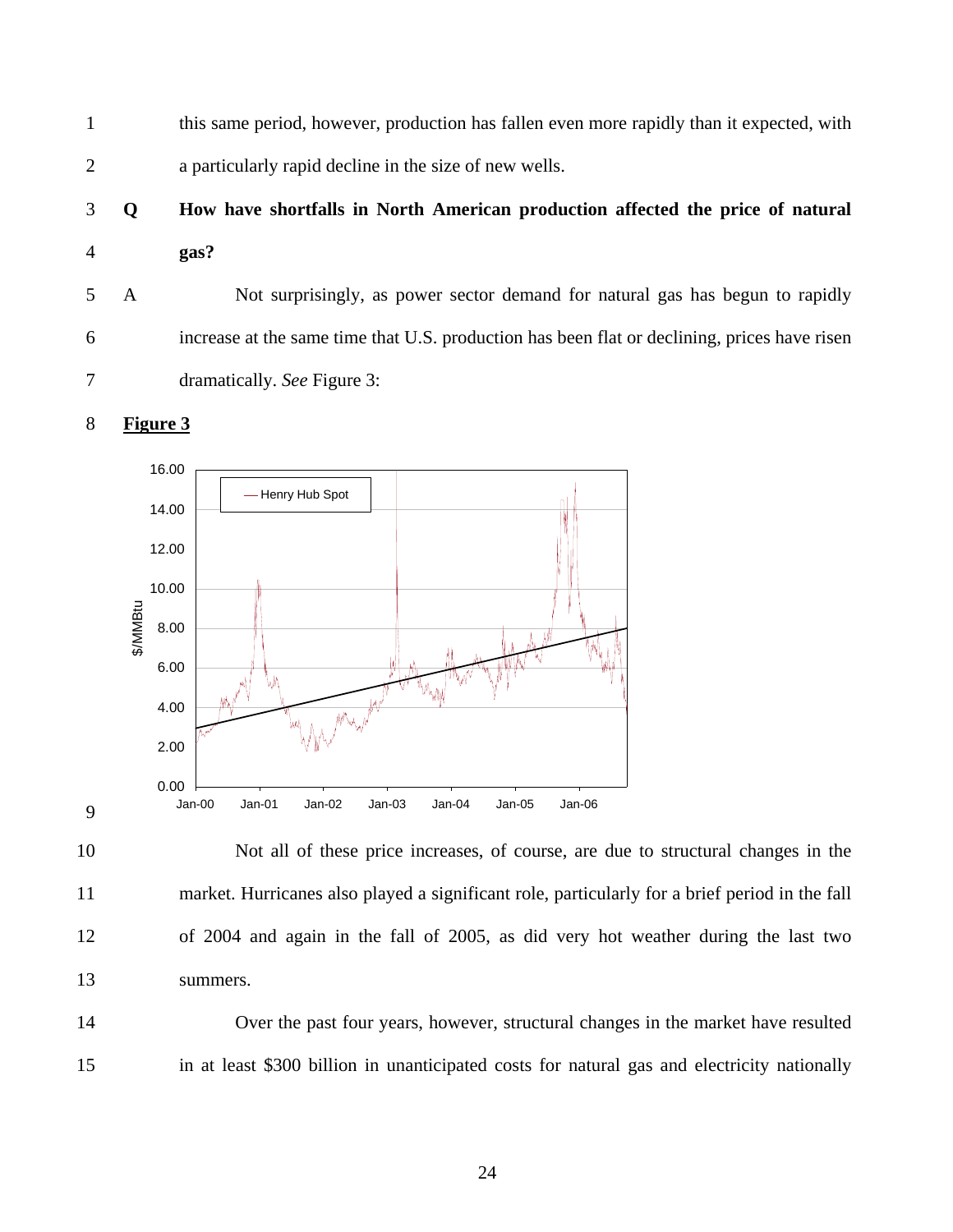this same period, however, production has fallen even more rapidly than it expected, with a particularly rapid decline in the size of new wells.

**Q How have shortfalls in North American production affected the price of natural gas?**

A Not surprisingly, as power sector demand for natural gas has begun to rapidly increase at the same time that U.S. production has been flat or declining, prices have risen dramatically. *See* Figure 3:

**Figure 3**

Not all of these price increases, of course, are due to structural changes in the market. Hurricanes also played a significant role, particularly for a brief period in the fall of 2004 and again in the fall of 2005, as did very hot weather during the last two summers.

Over the past four years, however, structural changes in the market have resulted in at least $300 billion in unanticipated costs for natural gas and electricity nationally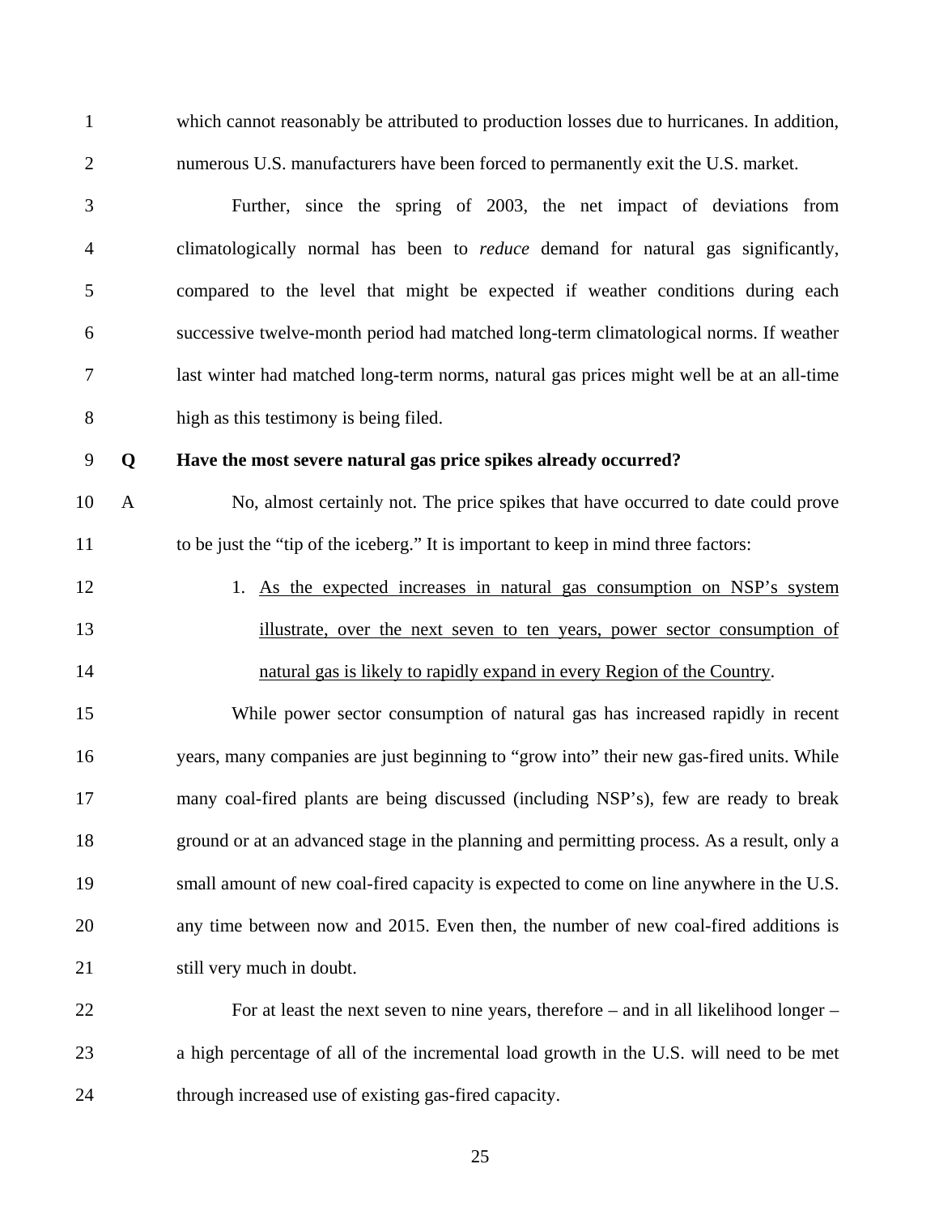which cannot reasonably be attributed to production losses due to hurricanes. In addition, numerous U.S. manufacturers have been forced to permanently exit the U.S. market.

Further, since the spring of 2003, the net impact of deviations from climatologically normal has been to *reduce* demand for natural gas significantly, compared to the level that might be expected if weather conditions during each successive twelve-month period had matched long-term climatological norms. If weather last winter had matched long-term norms, natural gas prices might well be at an all-time high as this testimony is being filed.

**Q Have the most severe natural gas price spikes already occurred?**

A No, almost certainly not. The price spikes that have occurred to date could prove to be just the "tip of the iceberg." It is important to keep in mind three factors:

1. <u>As the expected increases in natural gas consumption on NSP's system illustrate, over the next seven to ten years, power sector consumption of natural gas is likely to rapidly expand in every Region of the Country</u>.

While power sector consumption of natural gas has increased rapidly in recent years, many companies are just beginning to "grow into" their new gas-fired units. While many coal-fired plants are being discussed (including NSP's), few are ready to break ground or at an advanced stage in the planning and permitting process. As a result, only a small amount of new coal-fired capacity is expected to come on line anywhere in the U.S. any time between now and 2015. Even then, the number of new coal-fired additions is still very much in doubt.

For at least the next seven to nine years, therefore – and in all likelihood longer – a high percentage of all of the incremental load growth in the U.S. will need to be met through increased use of existing gas-fired capacity.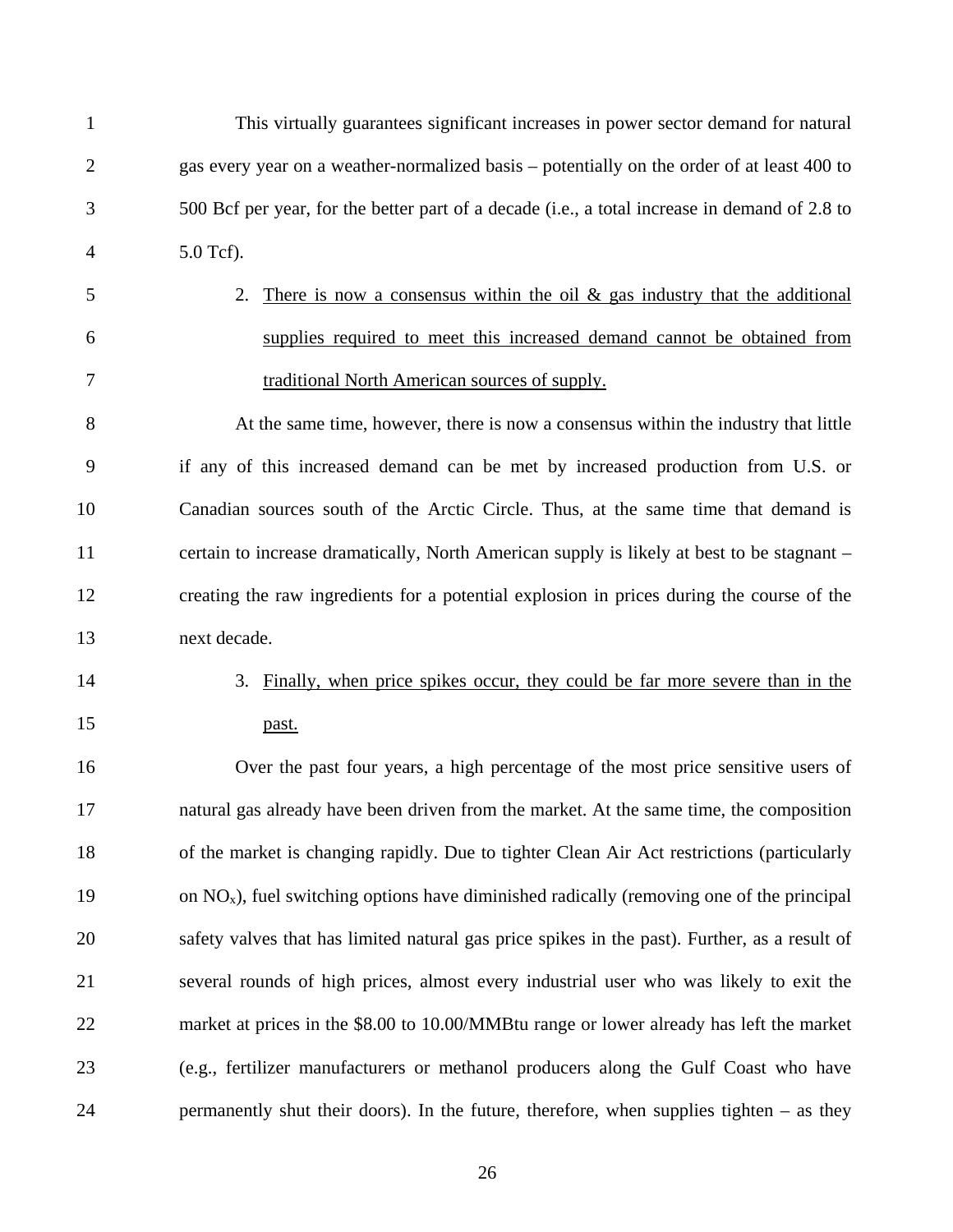This virtually guarantees significant increases in power sector demand for natural gas every year on a weather-normalized basis – potentially on the order of at least 400 to 500 Bcf per year, for the better part of a decade (i.e., a total increase in demand of 2.8 to 5.0 Tcf).

2. <u>There is now a consensus within the oil & gas industry that the additional supplies required to meet this increased demand cannot be obtained from traditional North American sources of supply.</u>

At the same time, however, there is now a consensus within the industry that little if any of this increased demand can be met by increased production from U.S. or Canadian sources south of the Arctic Circle. Thus, at the same time that demand is certain to increase dramatically, North American supply is likely at best to be stagnant – creating the raw ingredients for a potential explosion in prices during the course of the next decade.

3. <u>Finally, when price spikes occur, they could be far more severe than in the past.</u>

Over the past four years, a high percentage of the most price sensitive users of natural gas already have been driven from the market. At the same time, the composition of the market is changing rapidly. Due to tighter Clean Air Act restrictions (particularly on $NO_x$), fuel switching options have diminished radically (removing one of the principal safety valves that has limited natural gas price spikes in the past). Further, as a result of several rounds of high prices, almost every industrial user who was likely to exit the market at prices in the $8.00 to 10.00/MMBtu range or lower already has left the market (e.g., fertilizer manufacturers or methanol producers along the Gulf Coast who have permanently shut their doors). In the future, therefore, when supplies tighten – as they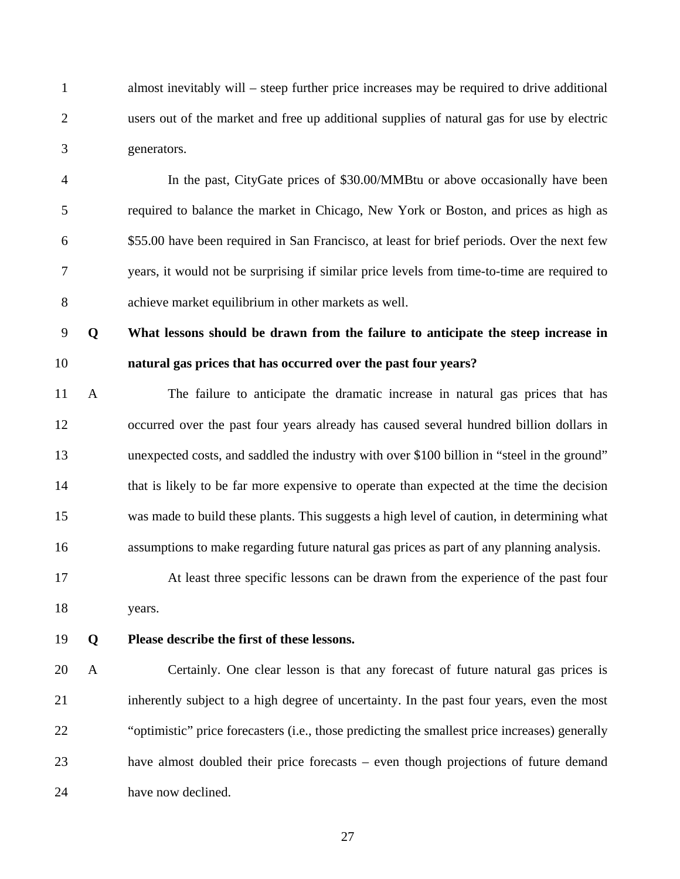almost inevitably will – steep further price increases may be required to drive additional users out of the market and free up additional supplies of natural gas for use by electric generators.

In the past, CityGate prices of $30.00/MMBtu or above occasionally have been required to balance the market in Chicago, New York or Boston, and prices as high as $55.00 have been required in San Francisco, at least for brief periods. Over the next few years, it would not be surprising if similar price levels from time-to-time are required to achieve market equilibrium in other markets as well.

**Q What lessons should be drawn from the failure to anticipate the steep increase in natural gas prices that has occurred over the past four years?**

A The failure to anticipate the dramatic increase in natural gas prices that has occurred over the past four years already has caused several hundred billion dollars in unexpected costs, and saddled the industry with over $100 billion in "steel in the ground" that is likely to be far more expensive to operate than expected at the time the decision was made to build these plants. This suggests a high level of caution, in determining what assumptions to make regarding future natural gas prices as part of any planning analysis.

At least three specific lessons can be drawn from the experience of the past four years.

**Q Please describe the first of these lessons.**

A Certainly. One clear lesson is that any forecast of future natural gas prices is inherently subject to a high degree of uncertainty. In the past four years, even the most "optimistic" price forecasters (i.e., those predicting the smallest price increases) generally have almost doubled their price forecasts – even though projections of future demand have now declined.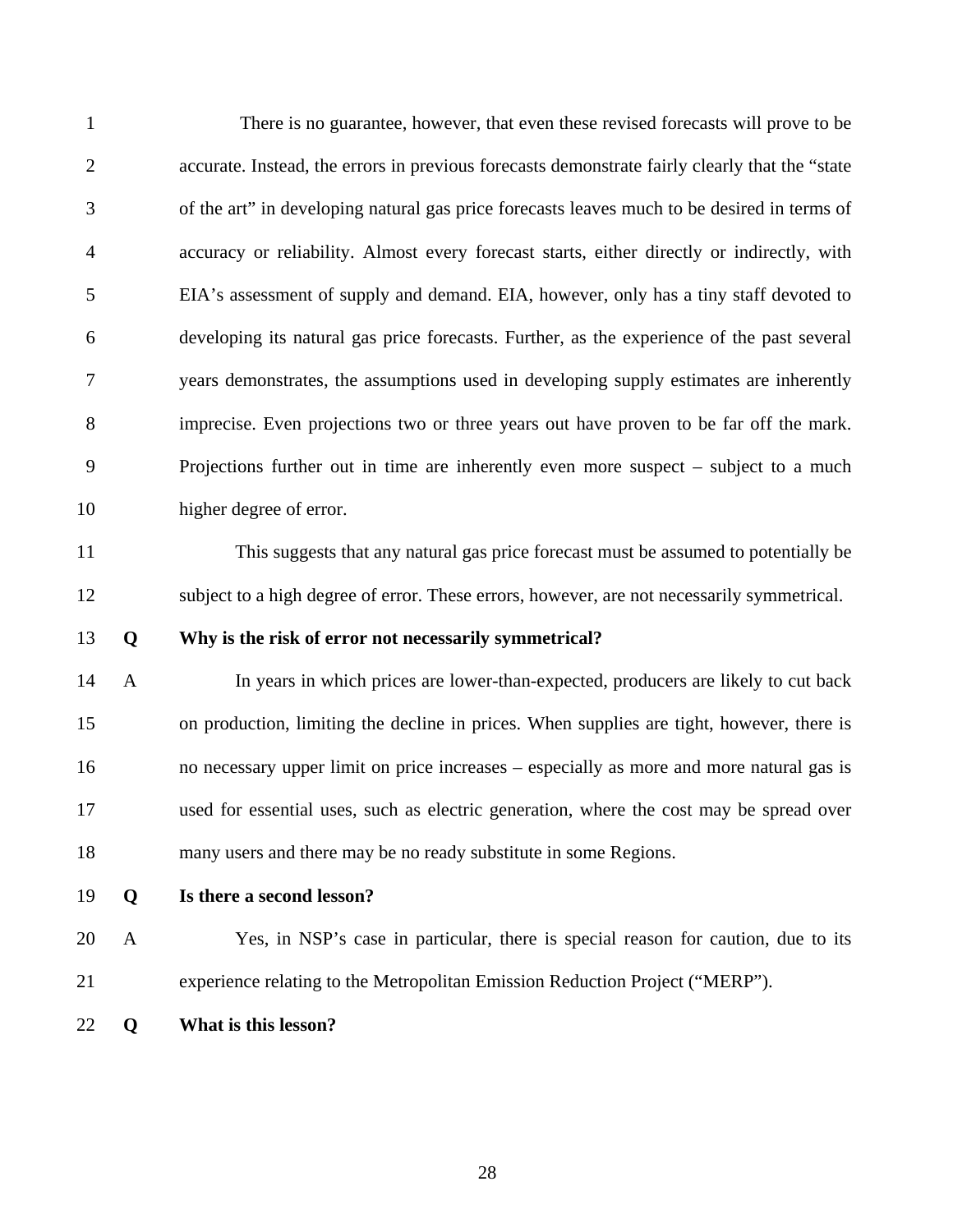There is no guarantee, however, that even these revised forecasts will prove to be accurate. Instead, the errors in previous forecasts demonstrate fairly clearly that the "state of the art" in developing natural gas price forecasts leaves much to be desired in terms of accuracy or reliability. Almost every forecast starts, either directly or indirectly, with EIA's assessment of supply and demand. EIA, however, only has a tiny staff devoted to developing its natural gas price forecasts. Further, as the experience of the past several years demonstrates, the assumptions used in developing supply estimates are inherently imprecise. Even projections two or three years out have proven to be far off the mark. Projections further out in time are inherently even more suspect – subject to a much higher degree of error.

This suggests that any natural gas price forecast must be assumed to potentially be subject to a high degree of error. These errors, however, are not necessarily symmetrical.

**Q Why is the risk of error not necessarily symmetrical?**

A In years in which prices are lower-than-expected, producers are likely to cut back on production, limiting the decline in prices. When supplies are tight, however, there is no necessary upper limit on price increases – especially as more and more natural gas is used for essential uses, such as electric generation, where the cost may be spread over many users and there may be no ready substitute in some Regions.

**Q Is there a second lesson?**

A Yes, in NSP's case in particular, there is special reason for caution, due to its experience relating to the Metropolitan Emission Reduction Project ("MERP").

**Q What is this lesson?**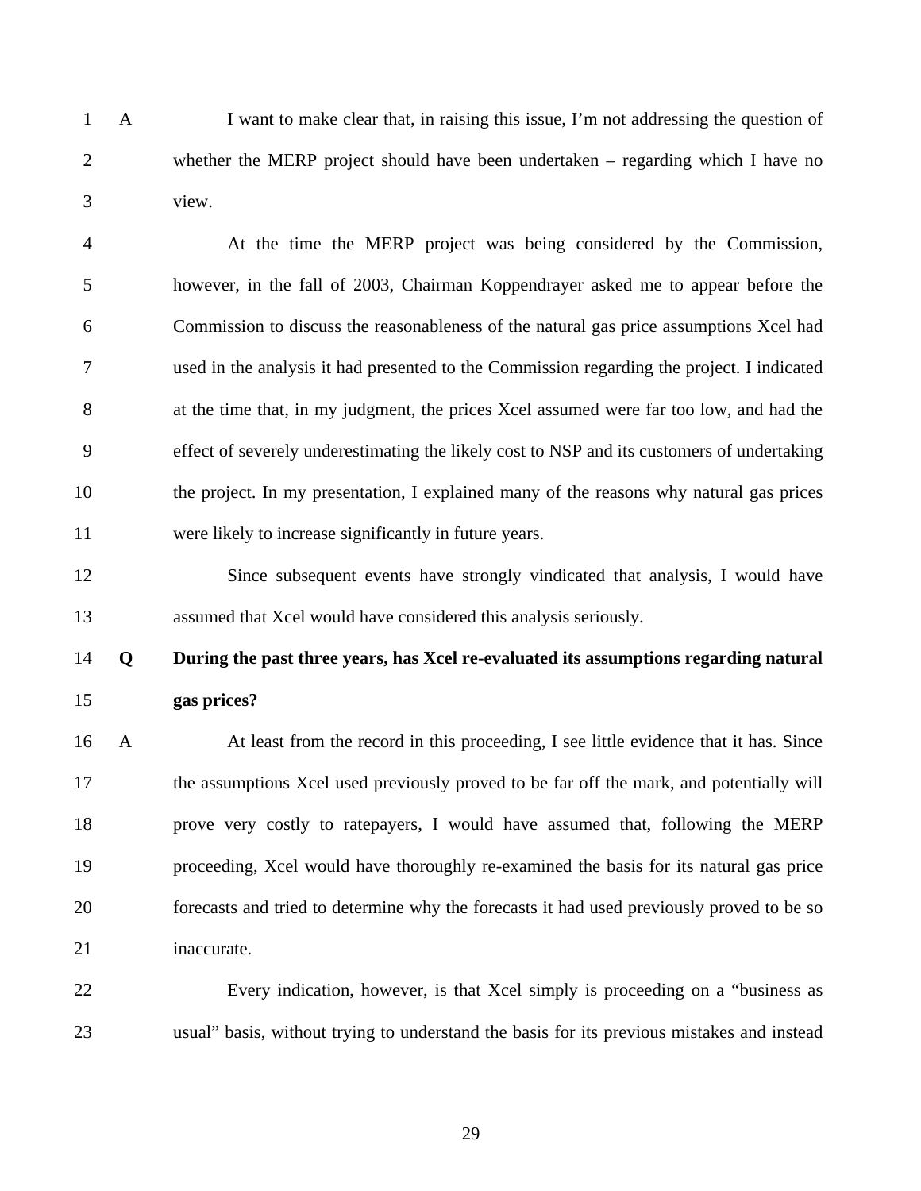A I want to make clear that, in raising this issue, I'm not addressing the question of whether the MERP project should have been undertaken – regarding which I have no view.

At the time the MERP project was being considered by the Commission, however, in the fall of 2003, Chairman Koppendrayer asked me to appear before the Commission to discuss the reasonableness of the natural gas price assumptions Xcel had used in the analysis it had presented to the Commission regarding the project. I indicated at the time that, in my judgment, the prices Xcel assumed were far too low, and had the effect of severely underestimating the likely cost to NSP and its customers of undertaking the project. In my presentation, I explained many of the reasons why natural gas prices were likely to increase significantly in future years.

Since subsequent events have strongly vindicated that analysis, I would have assumed that Xcel would have considered this analysis seriously.

**Q During the past three years, has Xcel re-evaluated its assumptions regarding natural gas prices?**

A At least from the record in this proceeding, I see little evidence that it has. Since the assumptions Xcel used previously proved to be far off the mark, and potentially will prove very costly to ratepayers, I would have assumed that, following the MERP proceeding, Xcel would have thoroughly re-examined the basis for its natural gas price forecasts and tried to determine why the forecasts it had used previously proved to be so inaccurate.

Every indication, however, is that Xcel simply is proceeding on a "business as usual" basis, without trying to understand the basis for its previous mistakes and instead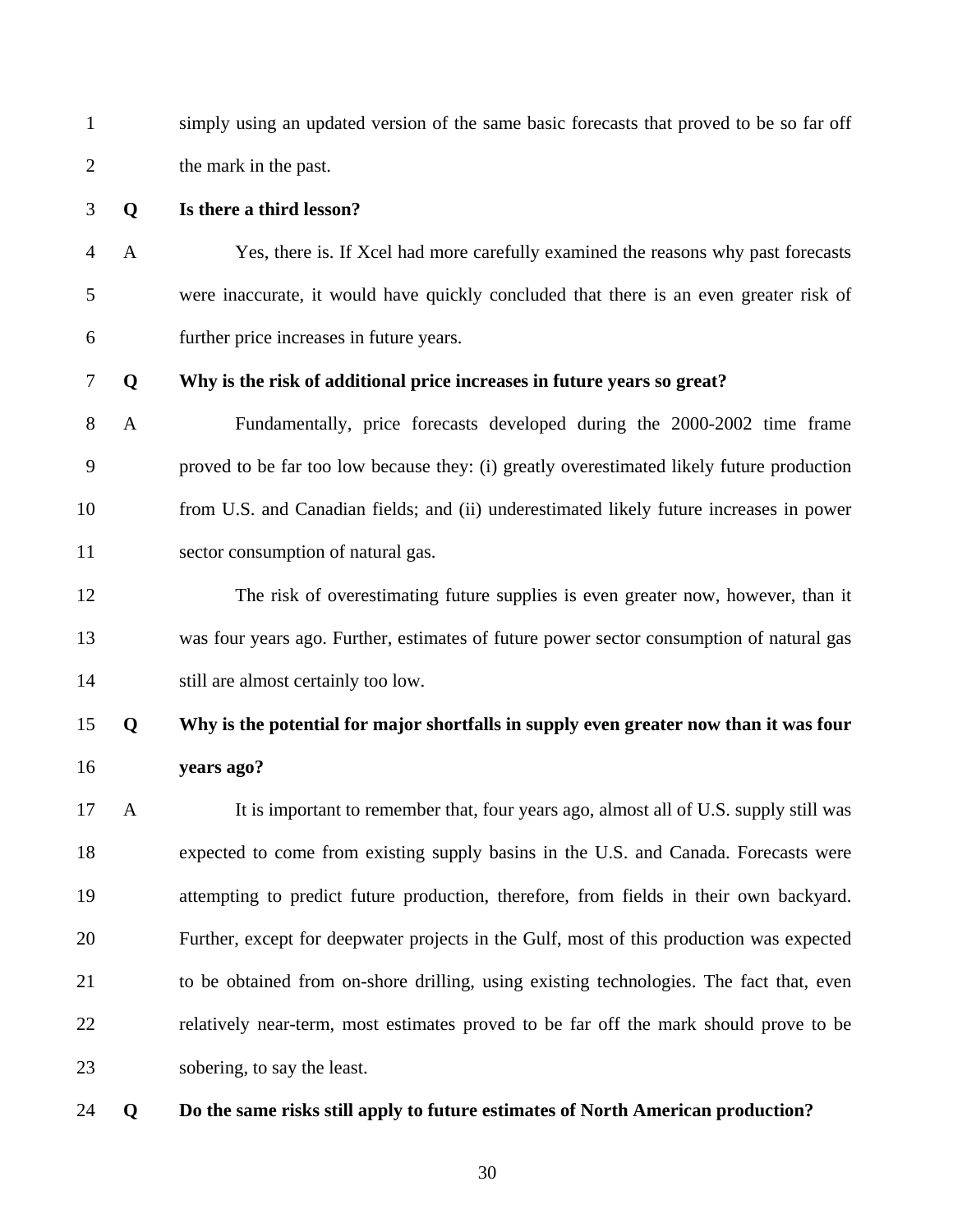simply using an updated version of the same basic forecasts that proved to be so far off the mark in the past.

**Q Is there a third lesson?**

A Yes, there is. If Xcel had more carefully examined the reasons why past forecasts were inaccurate, it would have quickly concluded that there is an even greater risk of further price increases in future years.

**Q Why is the risk of additional price increases in future years so great?**

A Fundamentally, price forecasts developed during the 2000-2002 time frame proved to be far too low because they: (i) greatly overestimated likely future production from U.S. and Canadian fields; and (ii) underestimated likely future increases in power sector consumption of natural gas.

The risk of overestimating future supplies is even greater now, however, than it was four years ago. Further, estimates of future power sector consumption of natural gas still are almost certainly too low.

**Q Why is the potential for major shortfalls in supply even greater now than it was four years ago?**

A It is important to remember that, four years ago, almost all of U.S. supply still was expected to come from existing supply basins in the U.S. and Canada. Forecasts were attempting to predict future production, therefore, from fields in their own backyard. Further, except for deepwater projects in the Gulf, most of this production was expected to be obtained from on-shore drilling, using existing technologies. The fact that, even relatively near-term, most estimates proved to be far off the mark should prove to be sobering, to say the least.

**Q Do the same risks still apply to future estimates of North American production?**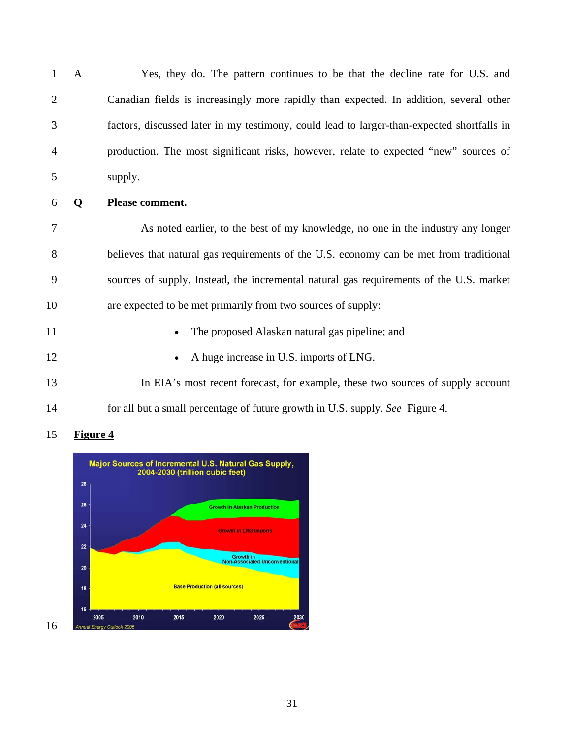A Yes, they do. The pattern continues to be that the decline rate for U.S. and Canadian fields is increasingly more rapidly than expected. In addition, several other factors, discussed later in my testimony, could lead to larger-than-expected shortfalls in production. The most significant risks, however, relate to expected "new" sources of supply.

**Q Please comment.**

As noted earlier, to the best of my knowledge, no one in the industry any longer believes that natural gas requirements of the U.S. economy can be met from traditional sources of supply. Instead, the incremental natural gas requirements of the U.S. market are expected to be met primarily from two sources of supply:

- The proposed Alaskan natural gas pipeline; and
- A huge increase in U.S. imports of LNG.

In EIA's most recent forecast, for example, these two sources of supply account for all but a small percentage of future growth in U.S. supply. *See* Figure 4.

**Figure 4**

Major Sources of Incremental U.S. Natural Gas Supply, 2004-2030 (trillion cubic feet)

Annual Energy Outlook 2006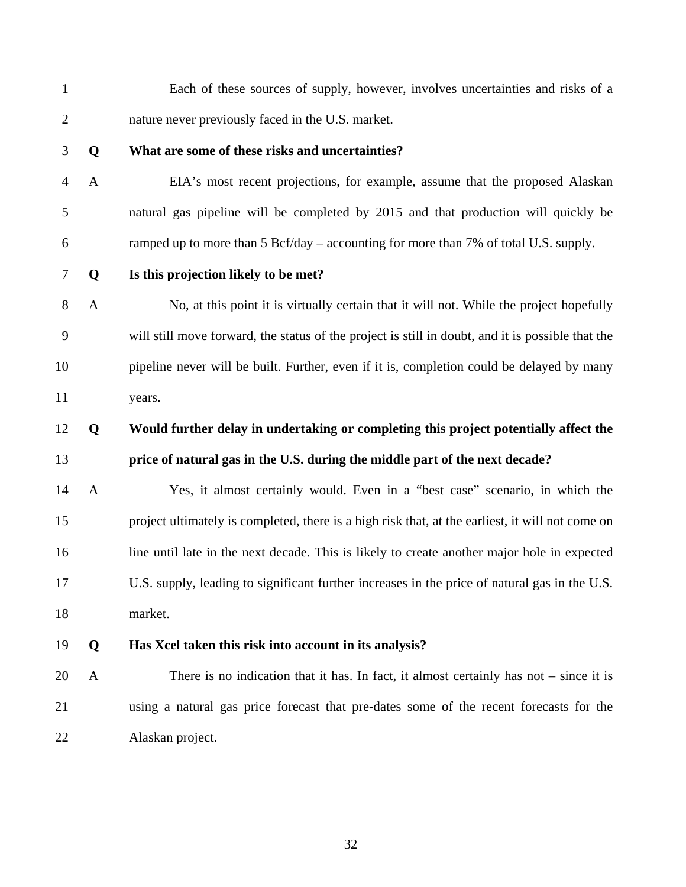Each of these sources of supply, however, involves uncertainties and risks of a nature never previously faced in the U.S. market.

**Q What are some of these risks and uncertainties?**

A EIA's most recent projections, for example, assume that the proposed Alaskan natural gas pipeline will be completed by 2015 and that production will quickly be ramped up to more than 5 Bcf/day – accounting for more than 7% of total U.S. supply.

**Q Is this projection likely to be met?**

A No, at this point it is virtually certain that it will not. While the project hopefully will still move forward, the status of the project is still in doubt, and it is possible that the pipeline never will be built. Further, even if it is, completion could be delayed by many years.

**Q Would further delay in undertaking or completing this project potentially affect the price of natural gas in the U.S. during the middle part of the next decade?**

A Yes, it almost certainly would. Even in a "best case" scenario, in which the project ultimately is completed, there is a high risk that, at the earliest, it will not come on line until late in the next decade. This is likely to create another major hole in expected U.S. supply, leading to significant further increases in the price of natural gas in the U.S. market.

**Q Has Xcel taken this risk into account in its analysis?**

A There is no indication that it has. In fact, it almost certainly has not – since it is using a natural gas price forecast that pre-dates some of the recent forecasts for the Alaskan project.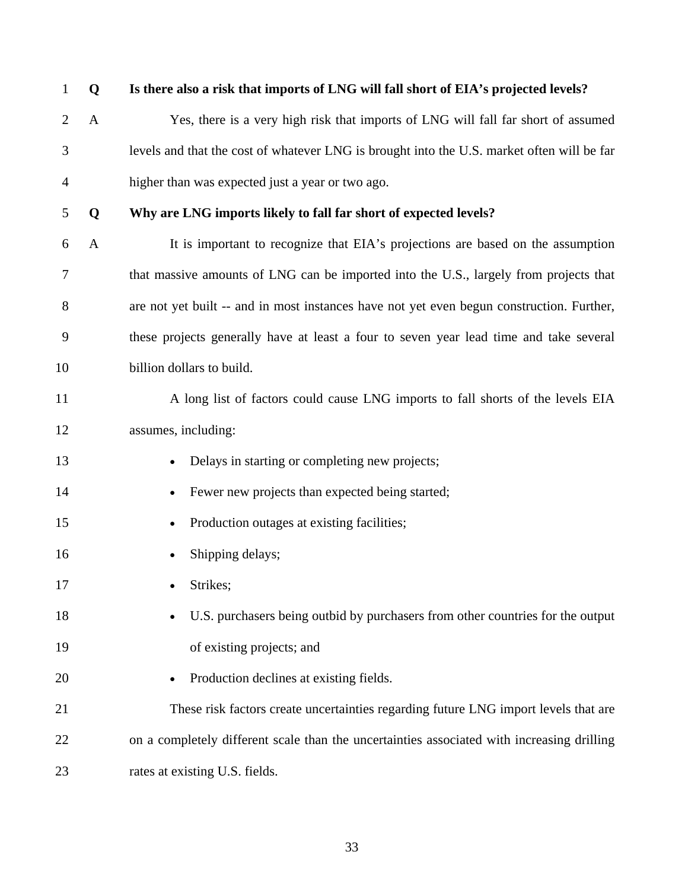**Q Is there also a risk that imports of LNG will fall short of EIA's projected levels?**

A Yes, there is a very high risk that imports of LNG will fall far short of assumed levels and that the cost of whatever LNG is brought into the U.S. market often will be far higher than was expected just a year or two ago.

**Q Why are LNG imports likely to fall far short of expected levels?**

A It is important to recognize that EIA's projections are based on the assumption that massive amounts of LNG can be imported into the U.S., largely from projects that are not yet built -- and in most instances have not yet even begun construction. Further, these projects generally have at least a four to seven year lead time and take several billion dollars to build.

A long list of factors could cause LNG imports to fall shorts of the levels EIA assumes, including:

- Delays in starting or completing new projects;
- Fewer new projects than expected being started;
- Production outages at existing facilities;
- Shipping delays;
- Strikes;
- U.S. purchasers being outbid by purchasers from other countries for the output of existing projects; and
- Production declines at existing fields.

These risk factors create uncertainties regarding future LNG import levels that are on a completely different scale than the uncertainties associated with increasing drilling rates at existing U.S. fields.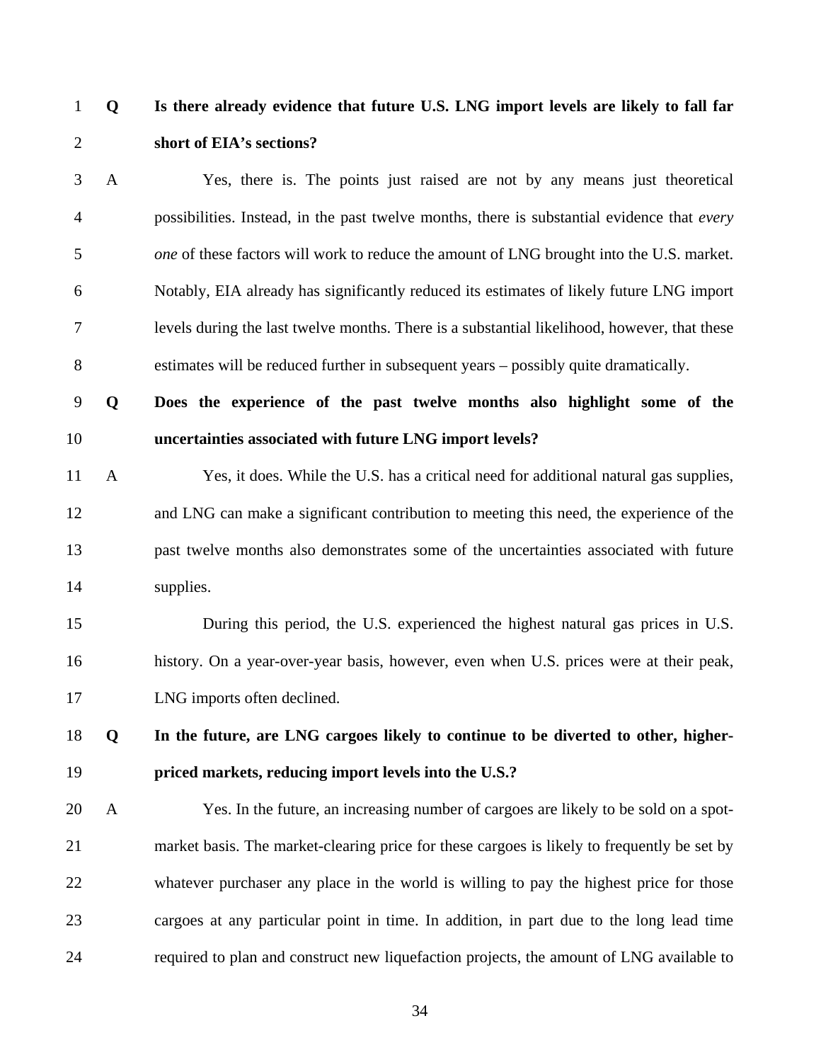**Q Is there already evidence that future U.S. LNG import levels are likely to fall far short of EIA's sections?**

A Yes, there is. The points just raised are not by any means just theoretical possibilities. Instead, in the past twelve months, there is substantial evidence that *every one* of these factors will work to reduce the amount of LNG brought into the U.S. market. Notably, EIA already has significantly reduced its estimates of likely future LNG import levels during the last twelve months. There is a substantial likelihood, however, that these estimates will be reduced further in subsequent years – possibly quite dramatically.

**Q Does the experience of the past twelve months also highlight some of the uncertainties associated with future LNG import levels?**

A Yes, it does. While the U.S. has a critical need for additional natural gas supplies, and LNG can make a significant contribution to meeting this need, the experience of the past twelve months also demonstrates some of the uncertainties associated with future supplies.

During this period, the U.S. experienced the highest natural gas prices in U.S. history. On a year-over-year basis, however, even when U.S. prices were at their peak, LNG imports often declined.

**Q In the future, are LNG cargoes likely to continue to be diverted to other, higher-priced markets, reducing import levels into the U.S.?**

A Yes. In the future, an increasing number of cargoes are likely to be sold on a spot-market basis. The market-clearing price for these cargoes is likely to frequently be set by whatever purchaser any place in the world is willing to pay the highest price for those cargoes at any particular point in time. In addition, in part due to the long lead time required to plan and construct new liquefaction projects, the amount of LNG available to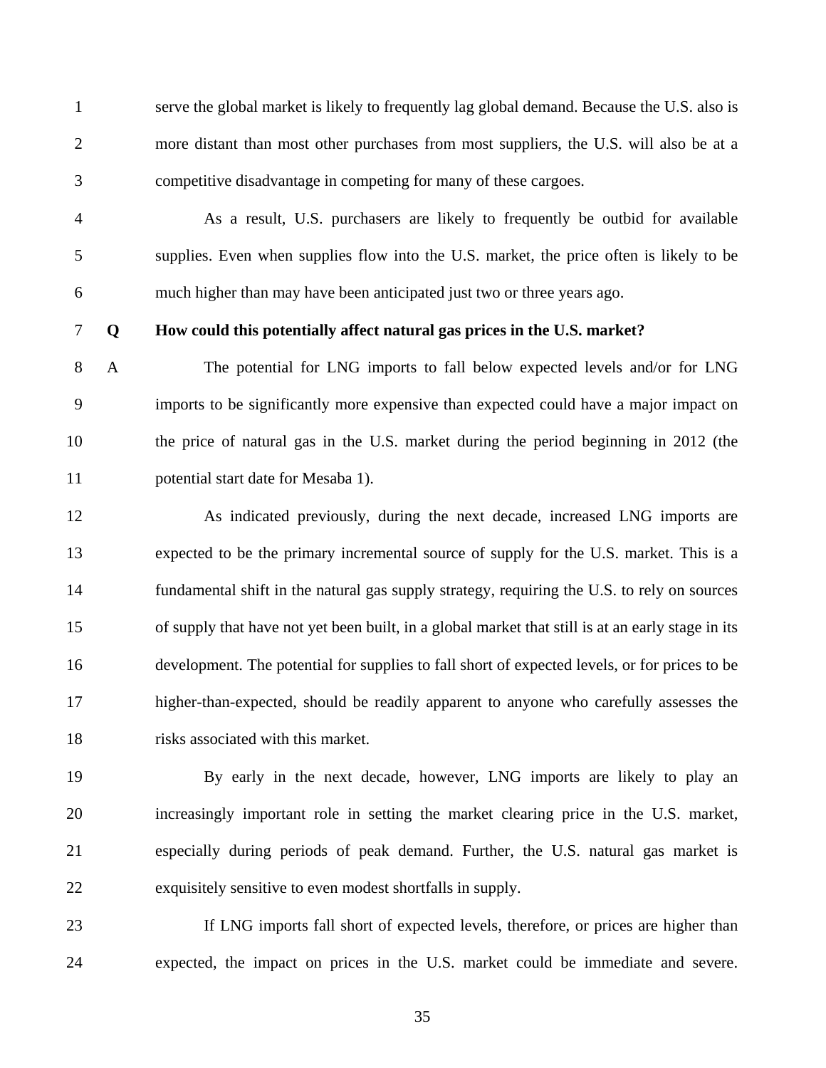serve the global market is likely to frequently lag global demand. Because the U.S. also is more distant than most other purchases from most suppliers, the U.S. will also be at a competitive disadvantage in competing for many of these cargoes.

As a result, U.S. purchasers are likely to frequently be outbid for available supplies. Even when supplies flow into the U.S. market, the price often is likely to be much higher than may have been anticipated just two or three years ago.

**Q How could this potentially affect natural gas prices in the U.S. market?**

A The potential for LNG imports to fall below expected levels and/or for LNG imports to be significantly more expensive than expected could have a major impact on the price of natural gas in the U.S. market during the period beginning in 2012 (the potential start date for Mesaba 1).

As indicated previously, during the next decade, increased LNG imports are expected to be the primary incremental source of supply for the U.S. market. This is a fundamental shift in the natural gas supply strategy, requiring the U.S. to rely on sources of supply that have not yet been built, in a global market that still is at an early stage in its development. The potential for supplies to fall short of expected levels, or for prices to be higher-than-expected, should be readily apparent to anyone who carefully assesses the risks associated with this market.

By early in the next decade, however, LNG imports are likely to play an increasingly important role in setting the market clearing price in the U.S. market, especially during periods of peak demand. Further, the U.S. natural gas market is exquisitely sensitive to even modest shortfalls in supply.

If LNG imports fall short of expected levels, therefore, or prices are higher than expected, the impact on prices in the U.S. market could be immediate and severe.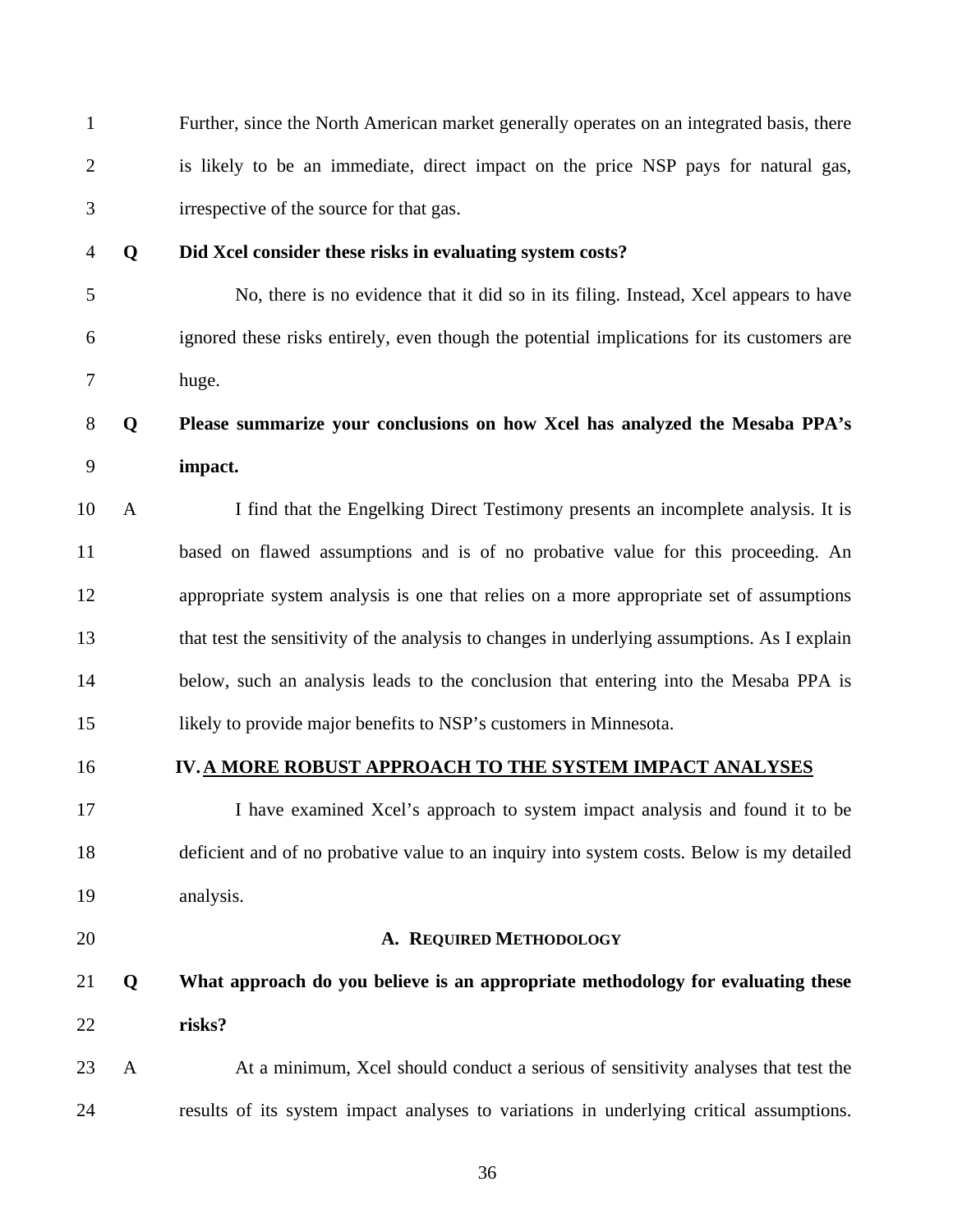Further, since the North American market generally operates on an integrated basis, there is likely to be an immediate, direct impact on the price NSP pays for natural gas, irrespective of the source for that gas.

**Q Did Xcel consider these risks in evaluating system costs?**

No, there is no evidence that it did so in its filing. Instead, Xcel appears to have ignored these risks entirely, even though the potential implications for its customers are huge.

**Q Please summarize your conclusions on how Xcel has analyzed the Mesaba PPA's impact.**

A I find that the Engelking Direct Testimony presents an incomplete analysis. It is based on flawed assumptions and is of no probative value for this proceeding. An appropriate system analysis is one that relies on a more appropriate set of assumptions that test the sensitivity of the analysis to changes in underlying assumptions. As I explain below, such an analysis leads to the conclusion that entering into the Mesaba PPA is likely to provide major benefits to NSP's customers in Minnesota.

## IV. A MORE ROBUST APPROACH TO THE SYSTEM IMPACT ANALYSES

I have examined Xcel's approach to system impact analysis and found it to be deficient and of no probative value to an inquiry into system costs. Below is my detailed analysis.

### A. Required Methodology

**Q What approach do you believe is an appropriate methodology for evaluating these risks?**

A At a minimum, Xcel should conduct a serious of sensitivity analyses that test the results of its system impact analyses to variations in underlying critical assumptions.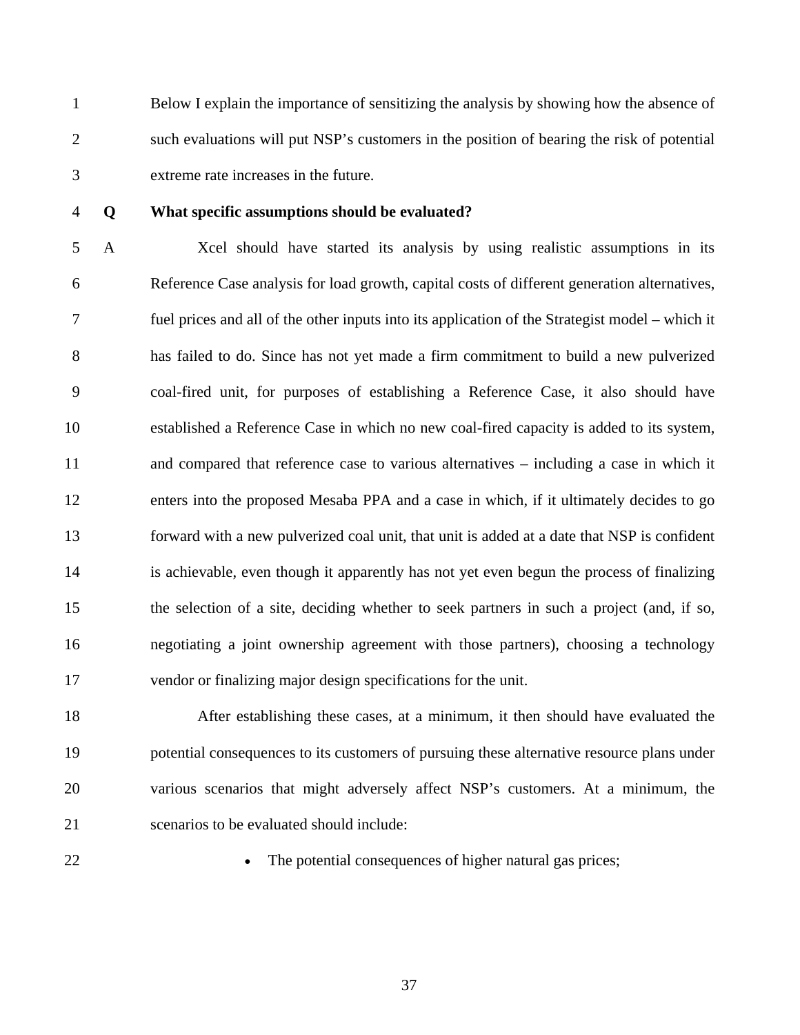Below I explain the importance of sensitizing the analysis by showing how the absence of such evaluations will put NSP's customers in the position of bearing the risk of potential extreme rate increases in the future.

**Q What specific assumptions should be evaluated?**

A Xcel should have started its analysis by using realistic assumptions in its Reference Case analysis for load growth, capital costs of different generation alternatives, fuel prices and all of the other inputs into its application of the Strategist model – which it has failed to do. Since has not yet made a firm commitment to build a new pulverized coal-fired unit, for purposes of establishing a Reference Case, it also should have established a Reference Case in which no new coal-fired capacity is added to its system, and compared that reference case to various alternatives – including a case in which it enters into the proposed Mesaba PPA and a case in which, if it ultimately decides to go forward with a new pulverized coal unit, that unit is added at a date that NSP is confident is achievable, even though it apparently has not yet even begun the process of finalizing the selection of a site, deciding whether to seek partners in such a project (and, if so, negotiating a joint ownership agreement with those partners), choosing a technology vendor or finalizing major design specifications for the unit.

After establishing these cases, at a minimum, it then should have evaluated the potential consequences to its customers of pursuing these alternative resource plans under various scenarios that might adversely affect NSP's customers. At a minimum, the scenarios to be evaluated should include:

- The potential consequences of higher natural gas prices;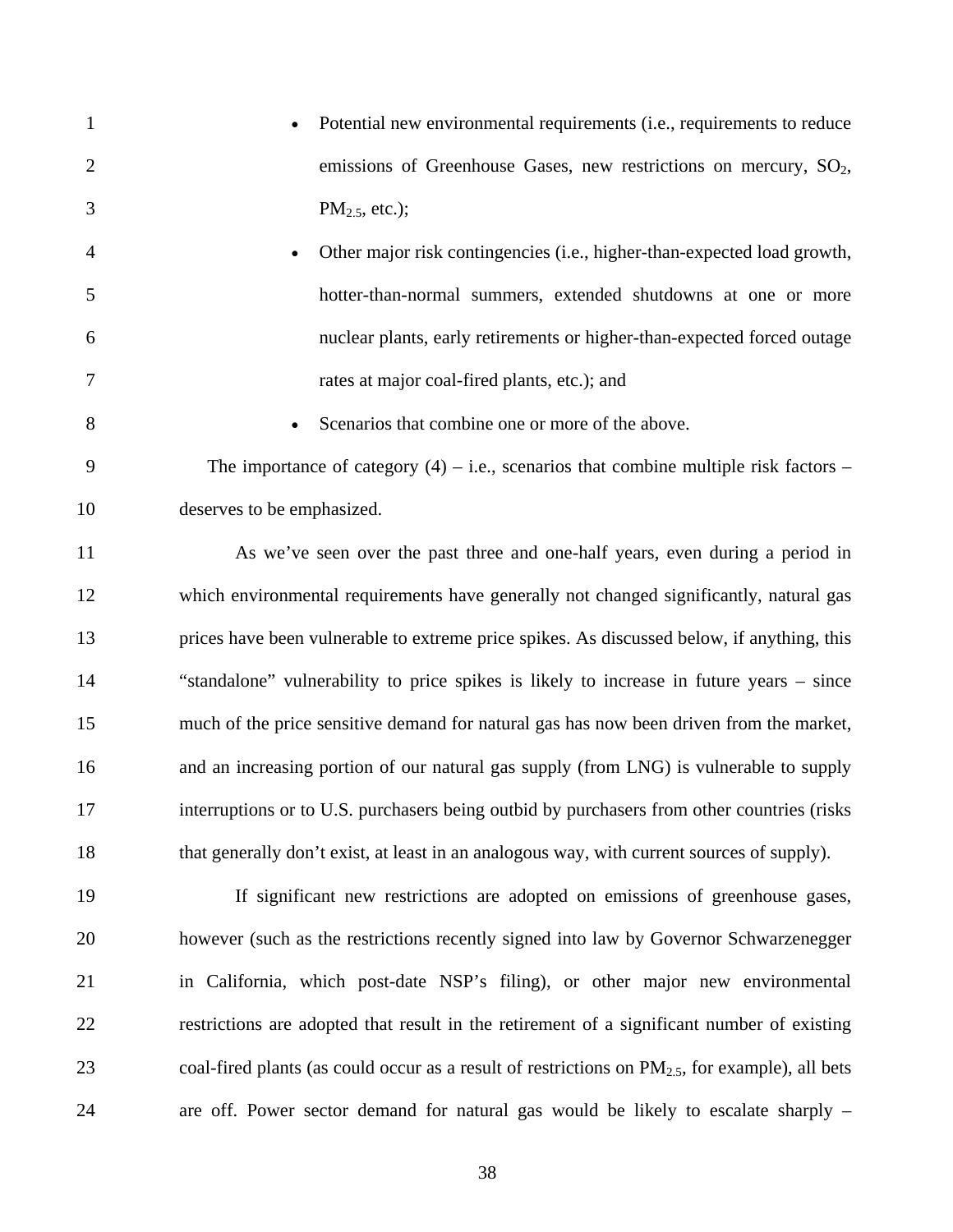- Potential new environmental requirements (i.e., requirements to reduce emissions of Greenhouse Gases, new restrictions on mercury, $SO_2$, $PM_{2.5}$, etc.);
- Other major risk contingencies (i.e., higher-than-expected load growth, hotter-than-normal summers, extended shutdowns at one or more nuclear plants, early retirements or higher-than-expected forced outage rates at major coal-fired plants, etc.); and
- Scenarios that combine one or more of the above.

The importance of category (4) – i.e., scenarios that combine multiple risk factors – deserves to be emphasized.

As we've seen over the past three and one-half years, even during a period in which environmental requirements have generally not changed significantly, natural gas prices have been vulnerable to extreme price spikes. As discussed below, if anything, this "standalone" vulnerability to price spikes is likely to increase in future years – since much of the price sensitive demand for natural gas has now been driven from the market, and an increasing portion of our natural gas supply (from LNG) is vulnerable to supply interruptions or to U.S. purchasers being outbid by purchasers from other countries (risks that generally don't exist, at least in an analogous way, with current sources of supply).

If significant new restrictions are adopted on emissions of greenhouse gases, however (such as the restrictions recently signed into law by Governor Schwarzenegger in California, which post-date NSP's filing), or other major new environmental restrictions are adopted that result in the retirement of a significant number of existing coal-fired plants (as could occur as a result of restrictions on $PM_{2.5}$, for example), all bets are off. Power sector demand for natural gas would be likely to escalate sharply –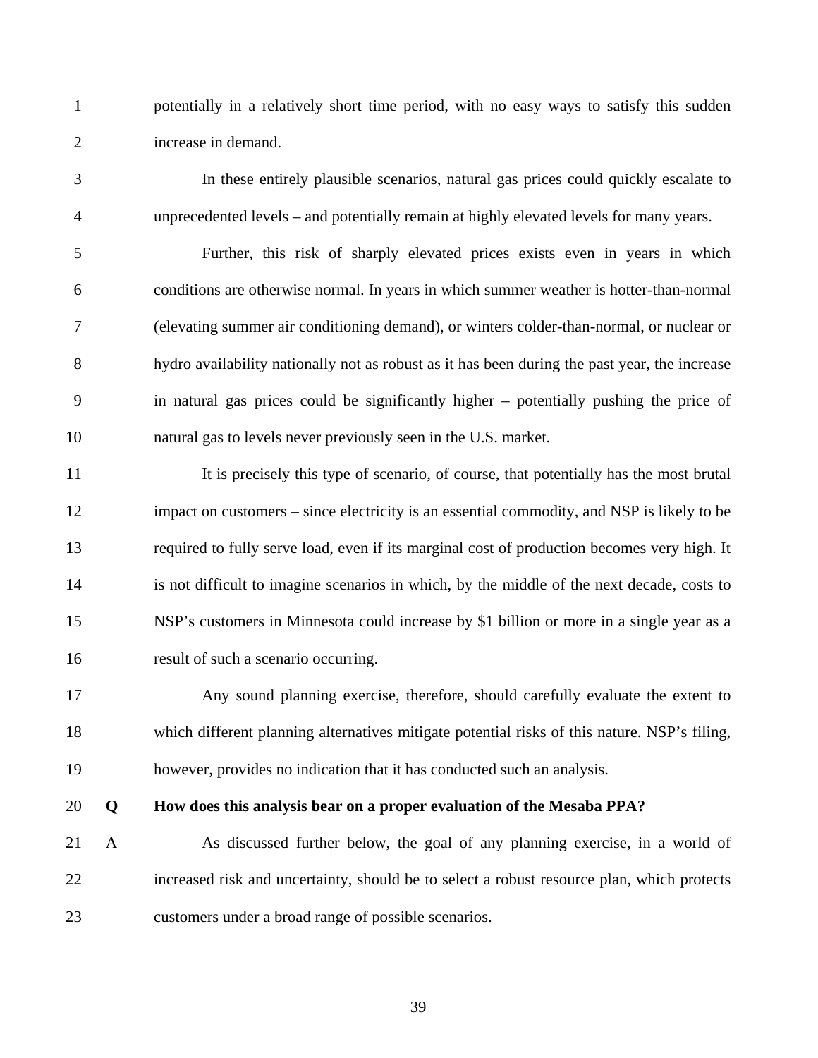potentially in a relatively short time period, with no easy ways to satisfy this sudden increase in demand.

In these entirely plausible scenarios, natural gas prices could quickly escalate to unprecedented levels – and potentially remain at highly elevated levels for many years.

Further, this risk of sharply elevated prices exists even in years in which conditions are otherwise normal. In years in which summer weather is hotter-than-normal (elevating summer air conditioning demand), or winters colder-than-normal, or nuclear or hydro availability nationally not as robust as it has been during the past year, the increase in natural gas prices could be significantly higher – potentially pushing the price of natural gas to levels never previously seen in the U.S. market.

It is precisely this type of scenario, of course, that potentially has the most brutal impact on customers – since electricity is an essential commodity, and NSP is likely to be required to fully serve load, even if its marginal cost of production becomes very high. It is not difficult to imagine scenarios in which, by the middle of the next decade, costs to NSP's customers in Minnesota could increase by $1 billion or more in a single year as a result of such a scenario occurring.

Any sound planning exercise, therefore, should carefully evaluate the extent to which different planning alternatives mitigate potential risks of this nature. NSP's filing, however, provides no indication that it has conducted such an analysis.

**Q How does this analysis bear on a proper evaluation of the Mesaba PPA?**

A As discussed further below, the goal of any planning exercise, in a world of increased risk and uncertainty, should be to select a robust resource plan, which protects customers under a broad range of possible scenarios.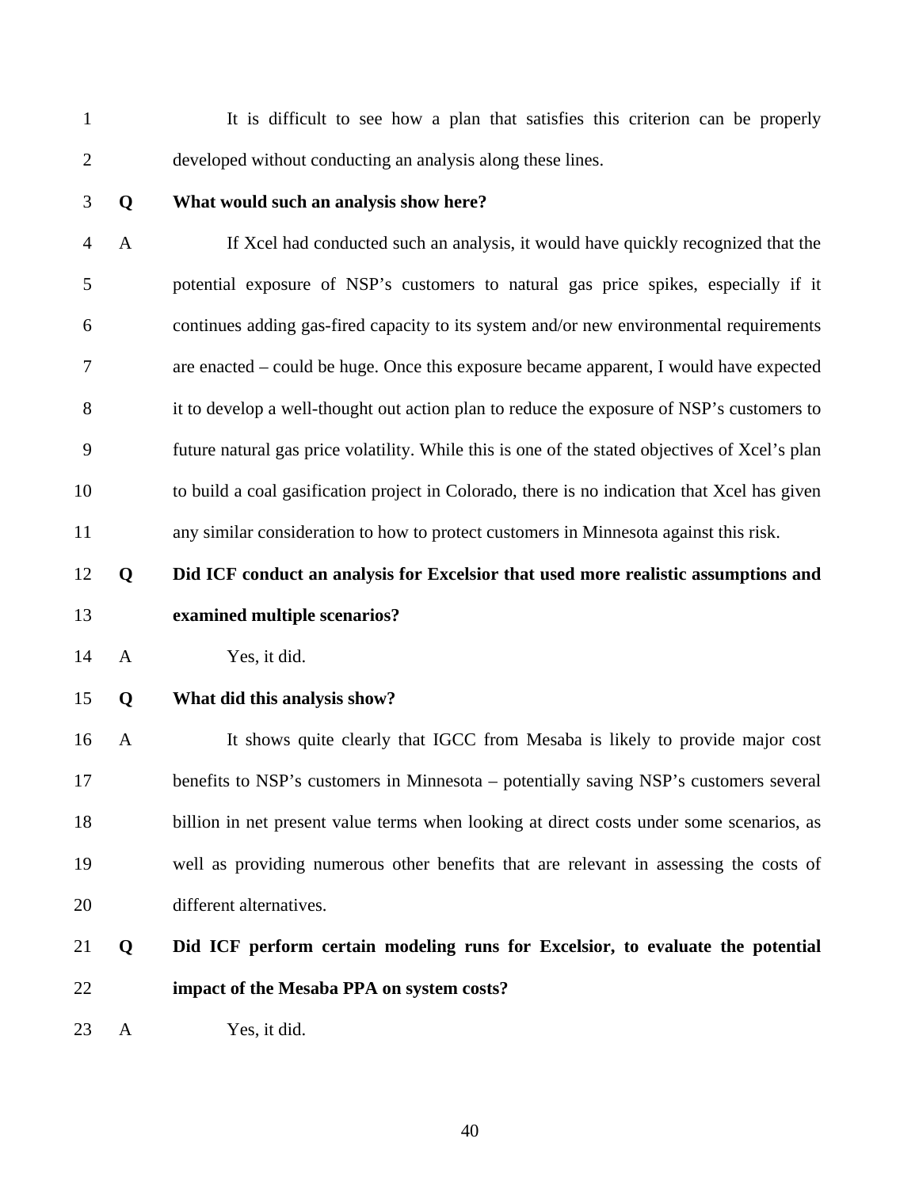It is difficult to see how a plan that satisfies this criterion can be properly developed without conducting an analysis along these lines.

**Q What would such an analysis show here?**

A If Xcel had conducted such an analysis, it would have quickly recognized that the potential exposure of NSP's customers to natural gas price spikes, especially if it continues adding gas-fired capacity to its system and/or new environmental requirements are enacted – could be huge. Once this exposure became apparent, I would have expected it to develop a well-thought out action plan to reduce the exposure of NSP's customers to future natural gas price volatility. While this is one of the stated objectives of Xcel's plan to build a coal gasification project in Colorado, there is no indication that Xcel has given any similar consideration to how to protect customers in Minnesota against this risk.

**Q Did ICF conduct an analysis for Excelsior that used more realistic assumptions and examined multiple scenarios?**

A Yes, it did.

**Q What did this analysis show?**

A It shows quite clearly that IGCC from Mesaba is likely to provide major cost benefits to NSP's customers in Minnesota – potentially saving NSP's customers several billion in net present value terms when looking at direct costs under some scenarios, as well as providing numerous other benefits that are relevant in assessing the costs of different alternatives.

**Q Did ICF perform certain modeling runs for Excelsior, to evaluate the potential impact of the Mesaba PPA on system costs?**

A Yes, it did.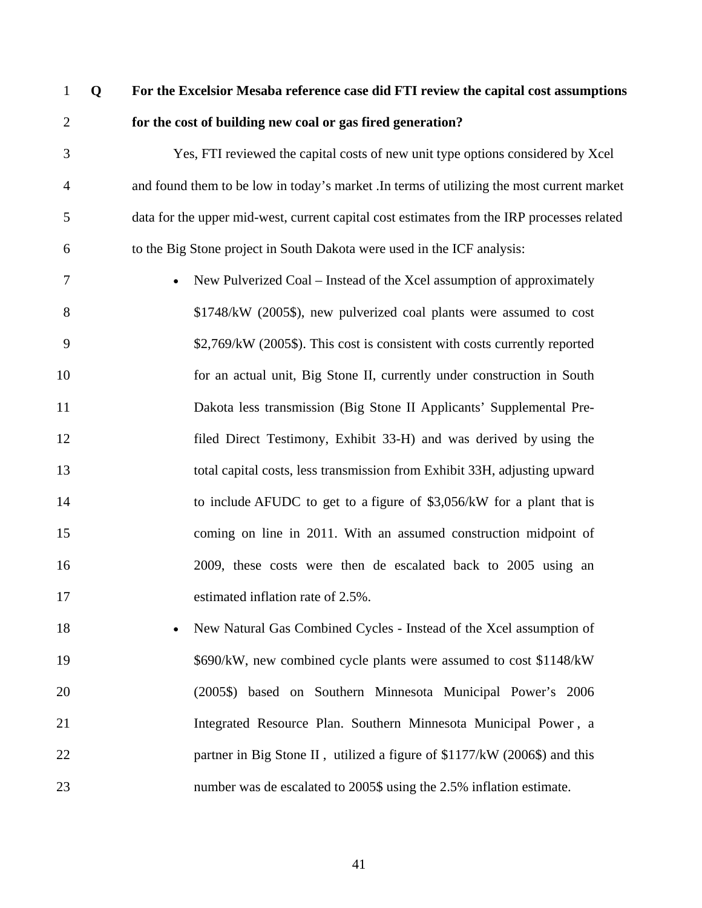**Q For the Excelsior Mesaba reference case did FTI review the capital cost assumptions for the cost of building new coal or gas fired generation?**

Yes, FTI reviewed the capital costs of new unit type options considered by Xcel and found them to be low in today's market .In terms of utilizing the most current market data for the upper mid-west, current capital cost estimates from the IRP processes related to the Big Stone project in South Dakota were used in the ICF analysis:

- New Pulverized Coal – Instead of the Xcel assumption of approximately $1748/kW (2005$), new pulverized coal plants were assumed to cost $2,769/kW (2005$). This cost is consistent with costs currently reported for an actual unit, Big Stone II, currently under construction in South Dakota less transmission (Big Stone II Applicants' Supplemental Pre-filed Direct Testimony, Exhibit 33-H) and was derived by using the total capital costs, less transmission from Exhibit 33H, adjusting upward to include AFUDC to get to a figure of $3,056/kW for a plant that is coming on line in 2011. With an assumed construction midpoint of 2009, these costs were then de escalated back to 2005 using an estimated inflation rate of 2.5%.
- New Natural Gas Combined Cycles - Instead of the Xcel assumption of $690/kW, new combined cycle plants were assumed to cost $1148/kW (2005$) based on Southern Minnesota Municipal Power's 2006 Integrated Resource Plan. Southern Minnesota Municipal Power , a partner in Big Stone II , utilized a figure of $1177/kW (2006$) and this number was de escalated to 2005$ using the 2.5% inflation estimate.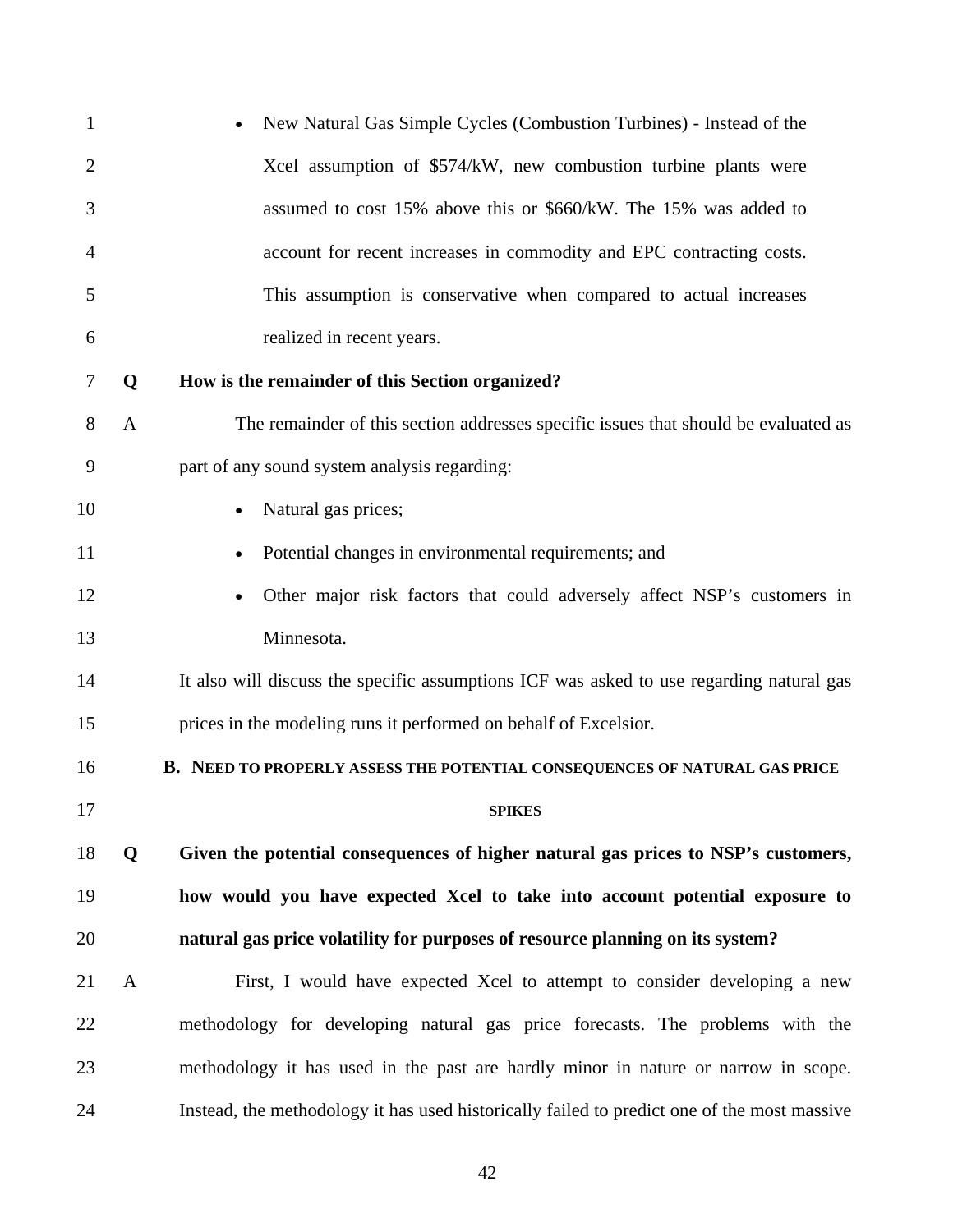- New Natural Gas Simple Cycles (Combustion Turbines) - Instead of the Xcel assumption of $574/kW, new combustion turbine plants were assumed to cost 15% above this or $660/kW. The 15% was added to account for recent increases in commodity and EPC contracting costs. This assumption is conservative when compared to actual increases realized in recent years.

**Q How is the remainder of this Section organized?**

A The remainder of this section addresses specific issues that should be evaluated as part of any sound system analysis regarding:

- Natural gas prices;
- Potential changes in environmental requirements; and
- Other major risk factors that could adversely affect NSP's customers in Minnesota.

It also will discuss the specific assumptions ICF was asked to use regarding natural gas prices in the modeling runs it performed on behalf of Excelsior.

### B. NEED TO PROPERLY ASSESS THE POTENTIAL CONSEQUENCES OF NATURAL GAS PRICE SPIKES

**Q Given the potential consequences of higher natural gas prices to NSP's customers, how would you have expected Xcel to take into account potential exposure to natural gas price volatility for purposes of resource planning on its system?**

A First, I would have expected Xcel to attempt to consider developing a new methodology for developing natural gas price forecasts. The problems with the methodology it has used in the past are hardly minor in nature or narrow in scope. Instead, the methodology it has used historically failed to predict one of the most massive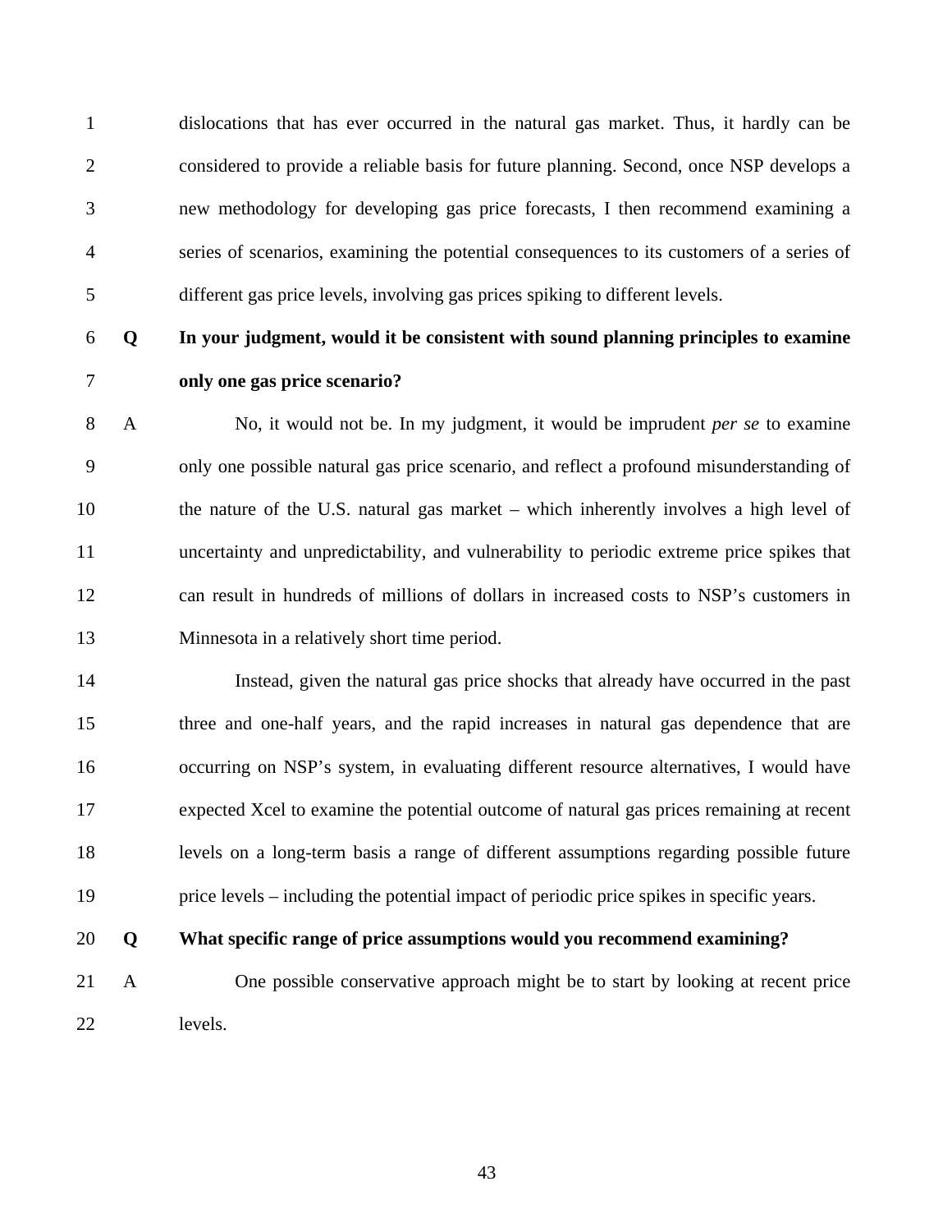dislocations that has ever occurred in the natural gas market. Thus, it hardly can be considered to provide a reliable basis for future planning. Second, once NSP develops a new methodology for developing gas price forecasts, I then recommend examining a series of scenarios, examining the potential consequences to its customers of a series of different gas price levels, involving gas prices spiking to different levels.

**Q In your judgment, would it be consistent with sound planning principles to examine only one gas price scenario?**

A No, it would not be. In my judgment, it would be imprudent *per se* to examine only one possible natural gas price scenario, and reflect a profound misunderstanding of the nature of the U.S. natural gas market – which inherently involves a high level of uncertainty and unpredictability, and vulnerability to periodic extreme price spikes that can result in hundreds of millions of dollars in increased costs to NSP's customers in Minnesota in a relatively short time period.

Instead, given the natural gas price shocks that already have occurred in the past three and one-half years, and the rapid increases in natural gas dependence that are occurring on NSP's system, in evaluating different resource alternatives, I would have expected Xcel to examine the potential outcome of natural gas prices remaining at recent levels on a long-term basis a range of different assumptions regarding possible future price levels – including the potential impact of periodic price spikes in specific years.

**Q What specific range of price assumptions would you recommend examining?**

A One possible conservative approach might be to start by looking at recent price levels.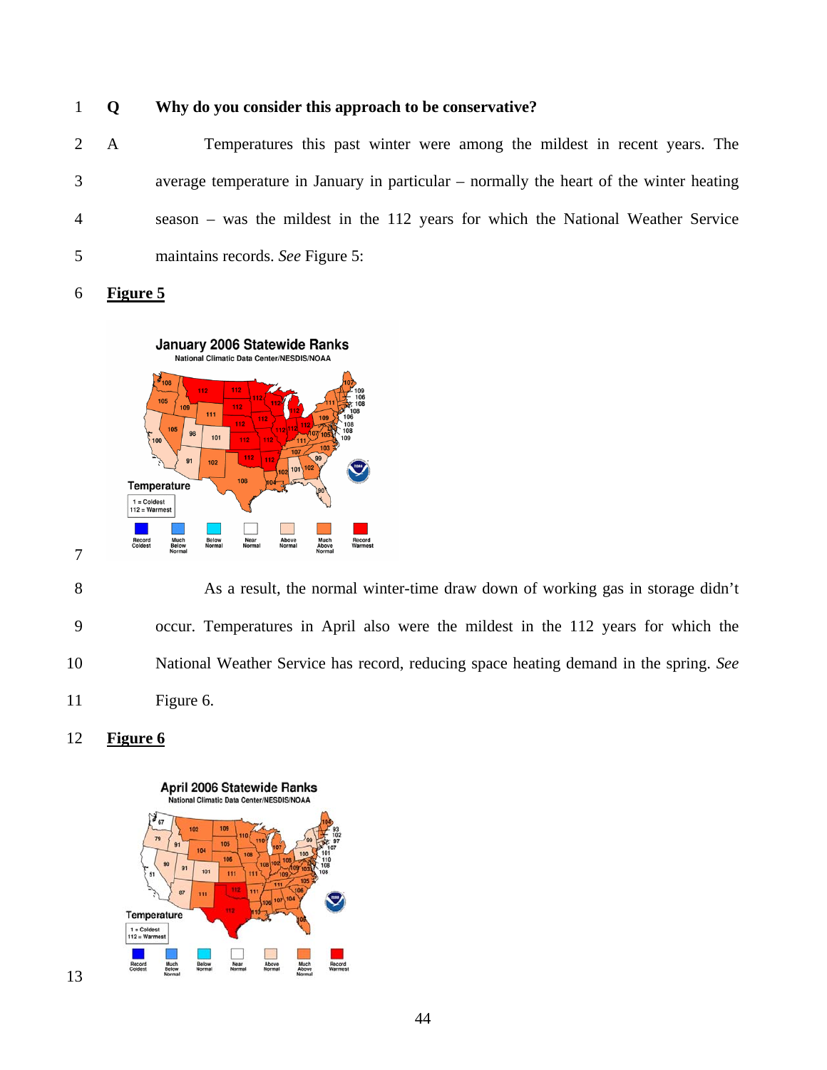**Q Why do you consider this approach to be conservative?**

A Temperatures this past winter were among the mildest in recent years. The average temperature in January in particular – normally the heart of the winter heating season – was the mildest in the 112 years for which the National Weather Service maintains records. *See* Figure 5:

**Figure 5**

As a result, the normal winter-time draw down of working gas in storage didn't occur. Temperatures in April also were the mildest in the 112 years for which the National Weather Service has record, reducing space heating demand in the spring. *See* Figure 6.

**Figure 6**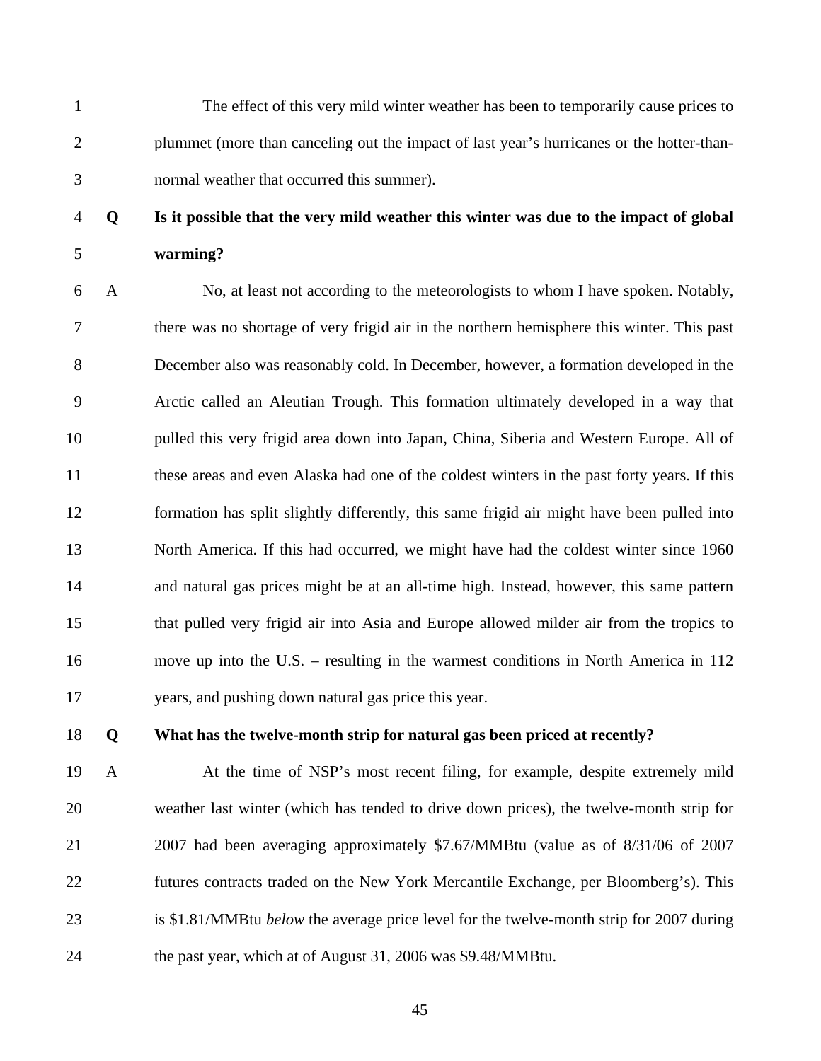The effect of this very mild winter weather has been to temporarily cause prices to plummet (more than canceling out the impact of last year's hurricanes or the hotter-than-normal weather that occurred this summer).

**Q Is it possible that the very mild weather this winter was due to the impact of global warming?**

A No, at least not according to the meteorologists to whom I have spoken. Notably, there was no shortage of very frigid air in the northern hemisphere this winter. This past December also was reasonably cold. In December, however, a formation developed in the Arctic called an Aleutian Trough. This formation ultimately developed in a way that pulled this very frigid area down into Japan, China, Siberia and Western Europe. All of these areas and even Alaska had one of the coldest winters in the past forty years. If this formation has split slightly differently, this same frigid air might have been pulled into North America. If this had occurred, we might have had the coldest winter since 1960 and natural gas prices might be at an all-time high. Instead, however, this same pattern that pulled very frigid air into Asia and Europe allowed milder air from the tropics to move up into the U.S. – resulting in the warmest conditions in North America in 112 years, and pushing down natural gas price this year.

**Q What has the twelve-month strip for natural gas been priced at recently?**

A At the time of NSP's most recent filing, for example, despite extremely mild weather last winter (which has tended to drive down prices), the twelve-month strip for 2007 had been averaging approximately $7.67/MMBtu (value as of 8/31/06 of 2007 futures contracts traded on the New York Mercantile Exchange, per Bloomberg's). This is $1.81/MMBtu *below* the average price level for the twelve-month strip for 2007 during the past year, which at of August 31, 2006 was $9.48/MMBtu.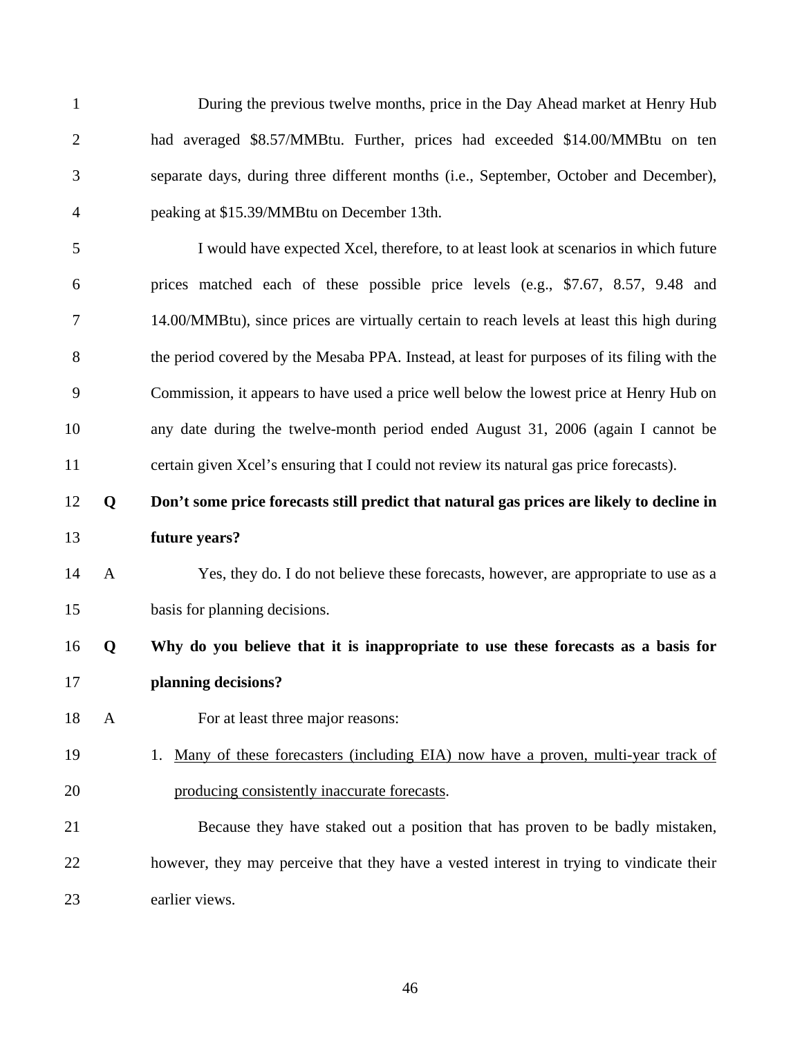During the previous twelve months, price in the Day Ahead market at Henry Hub had averaged $8.57/MMBtu. Further, prices had exceeded $14.00/MMBtu on ten separate days, during three different months (i.e., September, October and December), peaking at $15.39/MMBtu on December 13th.

I would have expected Xcel, therefore, to at least look at scenarios in which future prices matched each of these possible price levels (e.g., $7.67, 8.57, 9.48 and 14.00/MMBtu), since prices are virtually certain to reach levels at least this high during the period covered by the Mesaba PPA. Instead, at least for purposes of its filing with the Commission, it appears to have used a price well below the lowest price at Henry Hub on any date during the twelve-month period ended August 31, 2006 (again I cannot be certain given Xcel's ensuring that I could not review its natural gas price forecasts).

**Q Don't some price forecasts still predict that natural gas prices are likely to decline in future years?**

A Yes, they do. I do not believe these forecasts, however, are appropriate to use as a basis for planning decisions.

**Q Why do you believe that it is inappropriate to use these forecasts as a basis for planning decisions?**

A For at least three major reasons:

1. <u>Many of these forecasters (including EIA) now have a proven, multi-year track of producing consistently inaccurate forecasts</u>.

Because they have staked out a position that has proven to be badly mistaken, however, they may perceive that they have a vested interest in trying to vindicate their earlier views.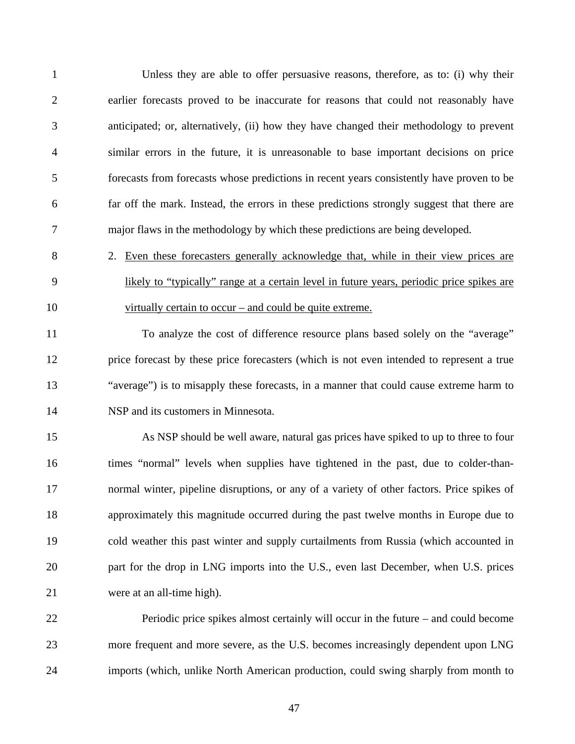Unless they are able to offer persuasive reasons, therefore, as to: (i) why their earlier forecasts proved to be inaccurate for reasons that could not reasonably have anticipated; or, alternatively, (ii) how they have changed their methodology to prevent similar errors in the future, it is unreasonable to base important decisions on price forecasts from forecasts whose predictions in recent years consistently have proven to be far off the mark. Instead, the errors in these predictions strongly suggest that there are major flaws in the methodology by which these predictions are being developed.

2. <u>Even these forecasters generally acknowledge that, while in their view prices are likely to "typically" range at a certain level in future years, periodic price spikes are virtually certain to occur – and could be quite extreme.</u>

To analyze the cost of difference resource plans based solely on the "average" price forecast by these price forecasters (which is not even intended to represent a true "average") is to misapply these forecasts, in a manner that could cause extreme harm to NSP and its customers in Minnesota.

As NSP should be well aware, natural gas prices have spiked to up to three to four times "normal" levels when supplies have tightened in the past, due to colder-than-normal winter, pipeline disruptions, or any of a variety of other factors. Price spikes of approximately this magnitude occurred during the past twelve months in Europe due to cold weather this past winter and supply curtailments from Russia (which accounted in part for the drop in LNG imports into the U.S., even last December, when U.S. prices were at an all-time high).

Periodic price spikes almost certainly will occur in the future – and could become more frequent and more severe, as the U.S. becomes increasingly dependent upon LNG imports (which, unlike North American production, could swing sharply from month to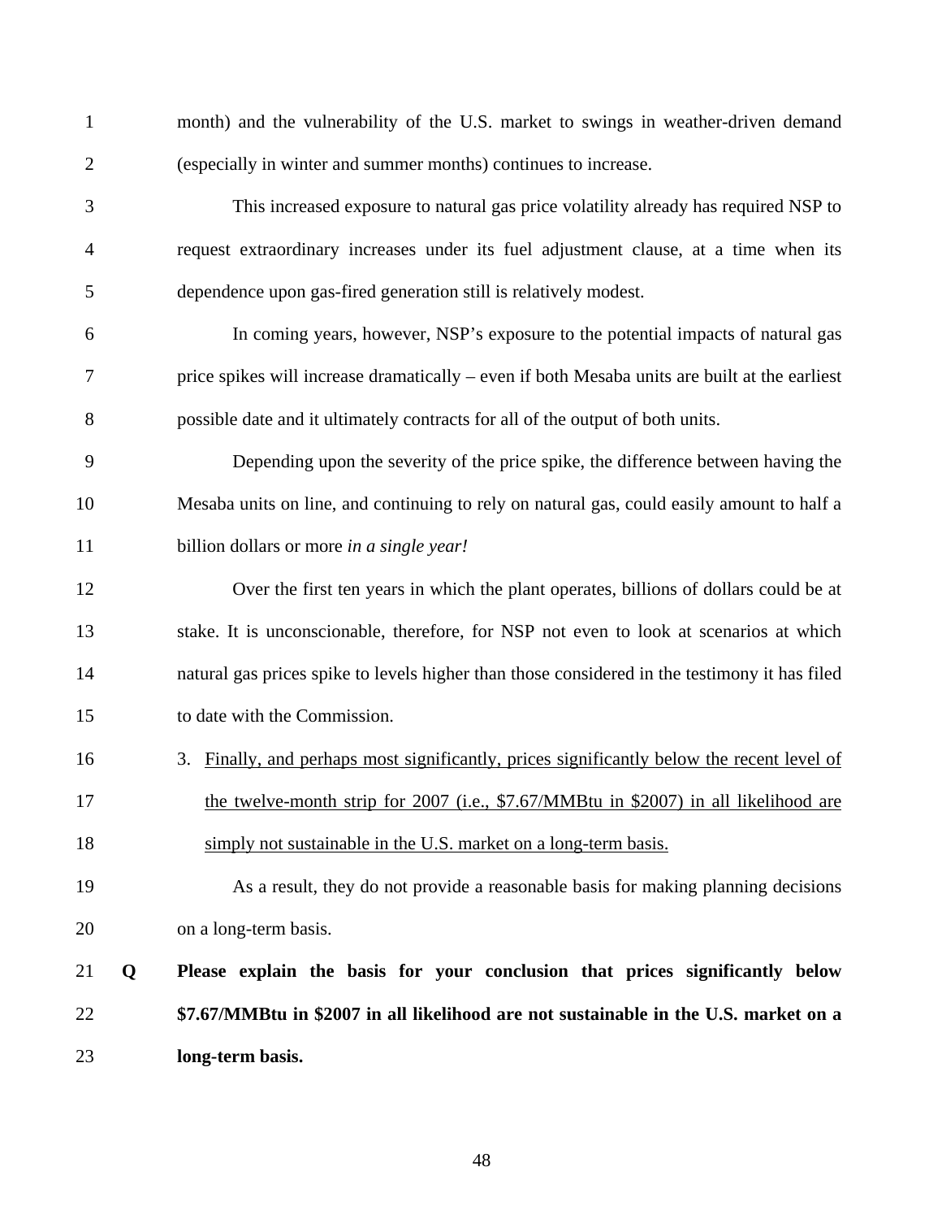month) and the vulnerability of the U.S. market to swings in weather-driven demand (especially in winter and summer months) continues to increase.

This increased exposure to natural gas price volatility already has required NSP to request extraordinary increases under its fuel adjustment clause, at a time when its dependence upon gas-fired generation still is relatively modest.

In coming years, however, NSP's exposure to the potential impacts of natural gas price spikes will increase dramatically – even if both Mesaba units are built at the earliest possible date and it ultimately contracts for all of the output of both units.

Depending upon the severity of the price spike, the difference between having the Mesaba units on line, and continuing to rely on natural gas, could easily amount to half a billion dollars or more *in a single year!*

Over the first ten years in which the plant operates, billions of dollars could be at stake. It is unconscionable, therefore, for NSP not even to look at scenarios at which natural gas prices spike to levels higher than those considered in the testimony it has filed to date with the Commission.

3. <u>Finally, and perhaps most significantly, prices significantly below the recent level of the twelve-month strip for 2007 (i.e., $7.67/MMBtu in $2007) in all likelihood are simply not sustainable in the U.S. market on a long-term basis.</u>

As a result, they do not provide a reasonable basis for making planning decisions on a long-term basis.

**Q Please explain the basis for your conclusion that prices significantly below $7.67/MMBtu in $2007 in all likelihood are not sustainable in the U.S. market on a long-term basis.**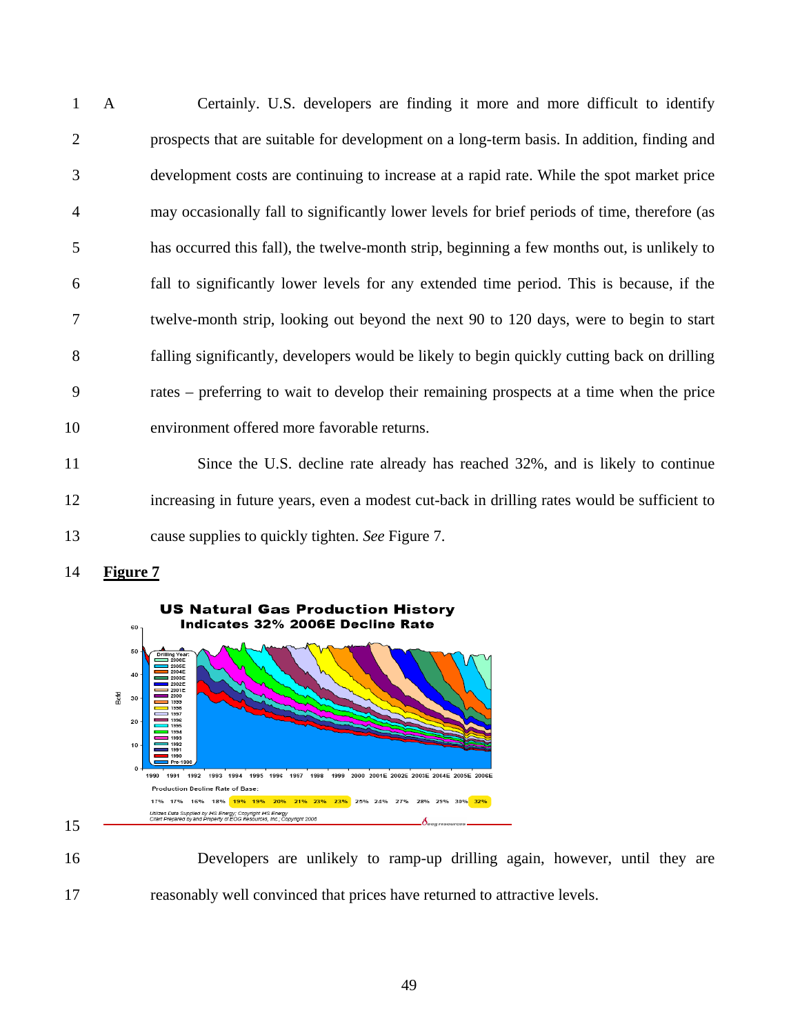A Certainly. U.S. developers are finding it more and more difficult to identify prospects that are suitable for development on a long-term basis. In addition, finding and development costs are continuing to increase at a rapid rate. While the spot market price may occasionally fall to significantly lower levels for brief periods of time, therefore (as has occurred this fall), the twelve-month strip, beginning a few months out, is unlikely to fall to significantly lower levels for any extended time period. This is because, if the twelve-month strip, looking out beyond the next 90 to 120 days, were to begin to start falling significantly, developers would be likely to begin quickly cutting back on drilling rates – preferring to wait to develop their remaining prospects at a time when the price environment offered more favorable returns.

Since the U.S. decline rate already has reached 32%, and is likely to continue increasing in future years, even a modest cut-back in drilling rates would be sufficient to cause supplies to quickly tighten. *See* Figure 7.

**Figure 7**

**US Natural Gas Production History Indicates 32% 2006E Decline Rate**

Production Decline Rate of Base:

| 1990 | 1991 | 1992 | 1993 | 1994 | 1995 | 1996 | 1997 | 1998 | 1999 | 2000 | 2001E | 2002E | 2003E | 2004E | 2005E | 2006E |
|---|---|---|---|---|---|---|---|---|---|---|---|---|---|---|---|---|
| 17% | 17% | 16% | 18% | 19% | 19% | 20% | 21% | 23% | 23% | 25% | 24% | 27% | 28% | 29% | 30% | 32% |

Utilizes Data Supplied by IHS Energy; Copyright IHS Energy
Chart Prepared by and Property of EOG Resources, Inc.; Copyright 2006

Developers are unlikely to ramp-up drilling again, however, until they are reasonably well convinced that prices have returned to attractive levels.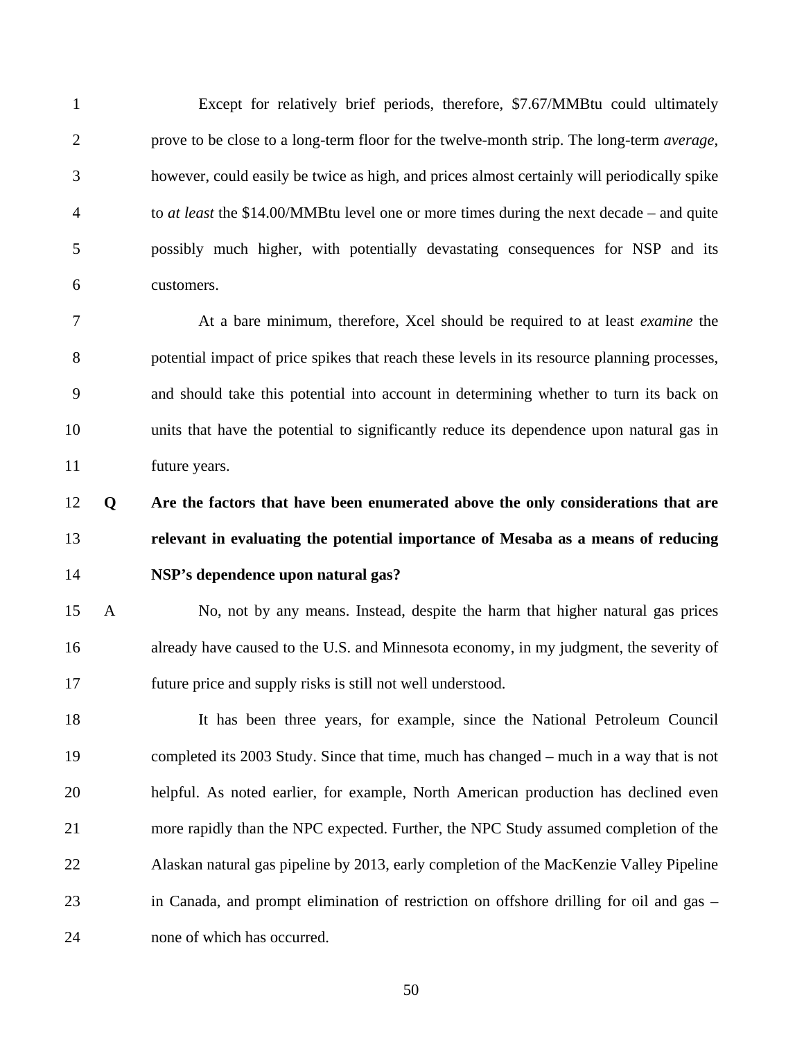Except for relatively brief periods, therefore, $7.67/MMBtu could ultimately prove to be close to a long-term floor for the twelve-month strip. The long-term *average*, however, could easily be twice as high, and prices almost certainly will periodically spike to *at least* the $14.00/MMBtu level one or more times during the next decade – and quite possibly much higher, with potentially devastating consequences for NSP and its customers.

At a bare minimum, therefore, Xcel should be required to at least *examine* the potential impact of price spikes that reach these levels in its resource planning processes, and should take this potential into account in determining whether to turn its back on units that have the potential to significantly reduce its dependence upon natural gas in future years.

**Q Are the factors that have been enumerated above the only considerations that are relevant in evaluating the potential importance of Mesaba as a means of reducing NSP's dependence upon natural gas?**

A No, not by any means. Instead, despite the harm that higher natural gas prices already have caused to the U.S. and Minnesota economy, in my judgment, the severity of future price and supply risks is still not well understood.

It has been three years, for example, since the National Petroleum Council completed its 2003 Study. Since that time, much has changed – much in a way that is not helpful. As noted earlier, for example, North American production has declined even more rapidly than the NPC expected. Further, the NPC Study assumed completion of the Alaskan natural gas pipeline by 2013, early completion of the MacKenzie Valley Pipeline in Canada, and prompt elimination of restriction on offshore drilling for oil and gas – none of which has occurred.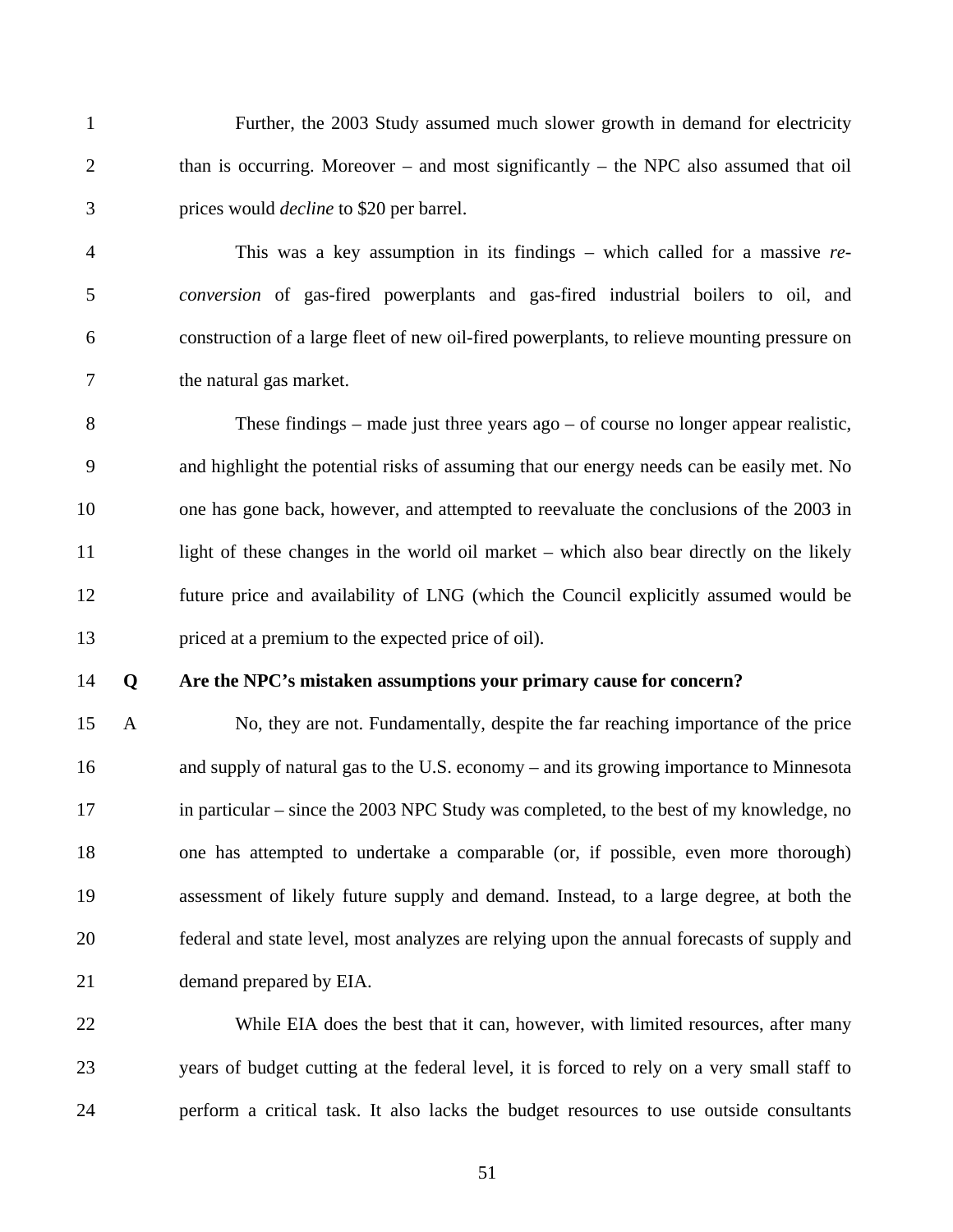Further, the 2003 Study assumed much slower growth in demand for electricity than is occurring. Moreover – and most significantly – the NPC also assumed that oil prices would *decline* to $20 per barrel.

This was a key assumption in its findings – which called for a massive *re-conversion* of gas-fired powerplants and gas-fired industrial boilers to oil, and construction of a large fleet of new oil-fired powerplants, to relieve mounting pressure on the natural gas market.

These findings – made just three years ago – of course no longer appear realistic, and highlight the potential risks of assuming that our energy needs can be easily met. No one has gone back, however, and attempted to reevaluate the conclusions of the 2003 in light of these changes in the world oil market – which also bear directly on the likely future price and availability of LNG (which the Council explicitly assumed would be priced at a premium to the expected price of oil).

**Q Are the NPC's mistaken assumptions your primary cause for concern?**

A No, they are not. Fundamentally, despite the far reaching importance of the price and supply of natural gas to the U.S. economy – and its growing importance to Minnesota in particular – since the 2003 NPC Study was completed, to the best of my knowledge, no one has attempted to undertake a comparable (or, if possible, even more thorough) assessment of likely future supply and demand. Instead, to a large degree, at both the federal and state level, most analyzes are relying upon the annual forecasts of supply and demand prepared by EIA.

While EIA does the best that it can, however, with limited resources, after many years of budget cutting at the federal level, it is forced to rely on a very small staff to perform a critical task. It also lacks the budget resources to use outside consultants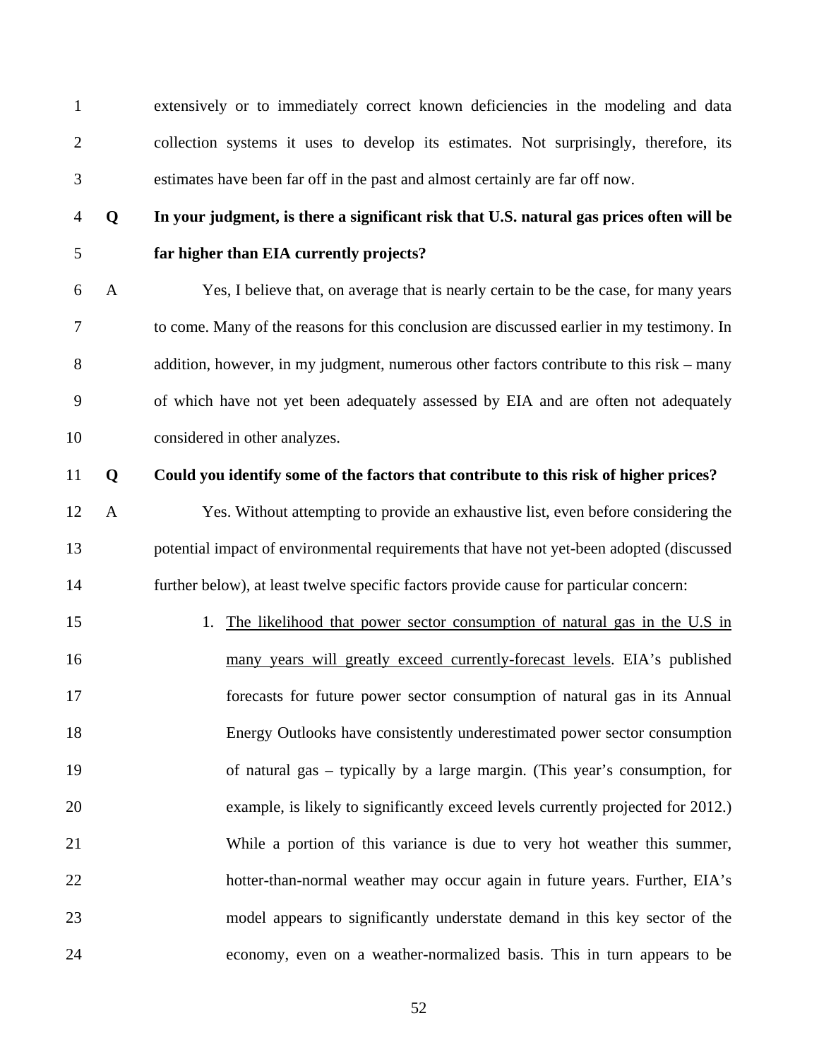extensively or to immediately correct known deficiencies in the modeling and data collection systems it uses to develop its estimates. Not surprisingly, therefore, its estimates have been far off in the past and almost certainly are far off now.

**Q In your judgment, is there a significant risk that U.S. natural gas prices often will be far higher than EIA currently projects?**

A Yes, I believe that, on average that is nearly certain to be the case, for many years to come. Many of the reasons for this conclusion are discussed earlier in my testimony. In addition, however, in my judgment, numerous other factors contribute to this risk – many of which have not yet been adequately assessed by EIA and are often not adequately considered in other analyzes.

**Q Could you identify some of the factors that contribute to this risk of higher prices?**

A Yes. Without attempting to provide an exhaustive list, even before considering the potential impact of environmental requirements that have not yet-been adopted (discussed further below), at least twelve specific factors provide cause for particular concern:

1. <u>The likelihood that power sector consumption of natural gas in the U.S in many years will greatly exceed currently-forecast levels</u>. EIA's published forecasts for future power sector consumption of natural gas in its Annual Energy Outlooks have consistently underestimated power sector consumption of natural gas – typically by a large margin. (This year's consumption, for example, is likely to significantly exceed levels currently projected for 2012.) While a portion of this variance is due to very hot weather this summer, hotter-than-normal weather may occur again in future years. Further, EIA's model appears to significantly understate demand in this key sector of the economy, even on a weather-normalized basis. This in turn appears to be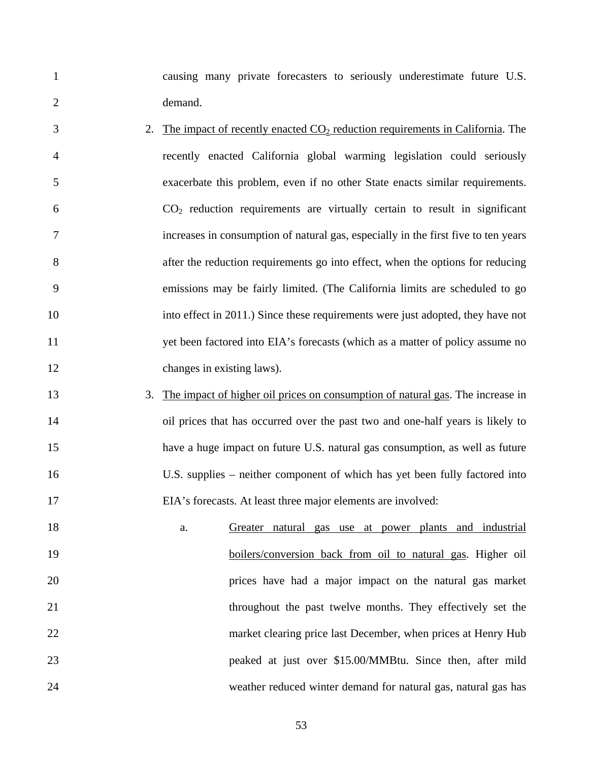causing many private forecasters to seriously underestimate future U.S. demand.

2. The impact of recently enacted $CO_2$ reduction requirements in California. The recently enacted California global warming legislation could seriously exacerbate this problem, even if no other State enacts similar requirements. $CO_2$ reduction requirements are virtually certain to result in significant increases in consumption of natural gas, especially in the first five to ten years after the reduction requirements go into effect, when the options for reducing emissions may be fairly limited. (The California limits are scheduled to go into effect in 2011.) Since these requirements were just adopted, they have not yet been factored into EIA's forecasts (which as a matter of policy assume no changes in existing laws).

3. The impact of higher oil prices on consumption of natural gas. The increase in oil prices that has occurred over the past two and one-half years is likely to have a huge impact on future U.S. natural gas consumption, as well as future U.S. supplies – neither component of which has yet been fully factored into EIA's forecasts. At least three major elements are involved:

   a. Greater natural gas use at power plants and industrial boilers/conversion back from oil to natural gas. Higher oil prices have had a major impact on the natural gas market throughout the past twelve months. They effectively set the market clearing price last December, when prices at Henry Hub peaked at just over \$15.00/MMBtu. Since then, after mild weather reduced winter demand for natural gas, natural gas has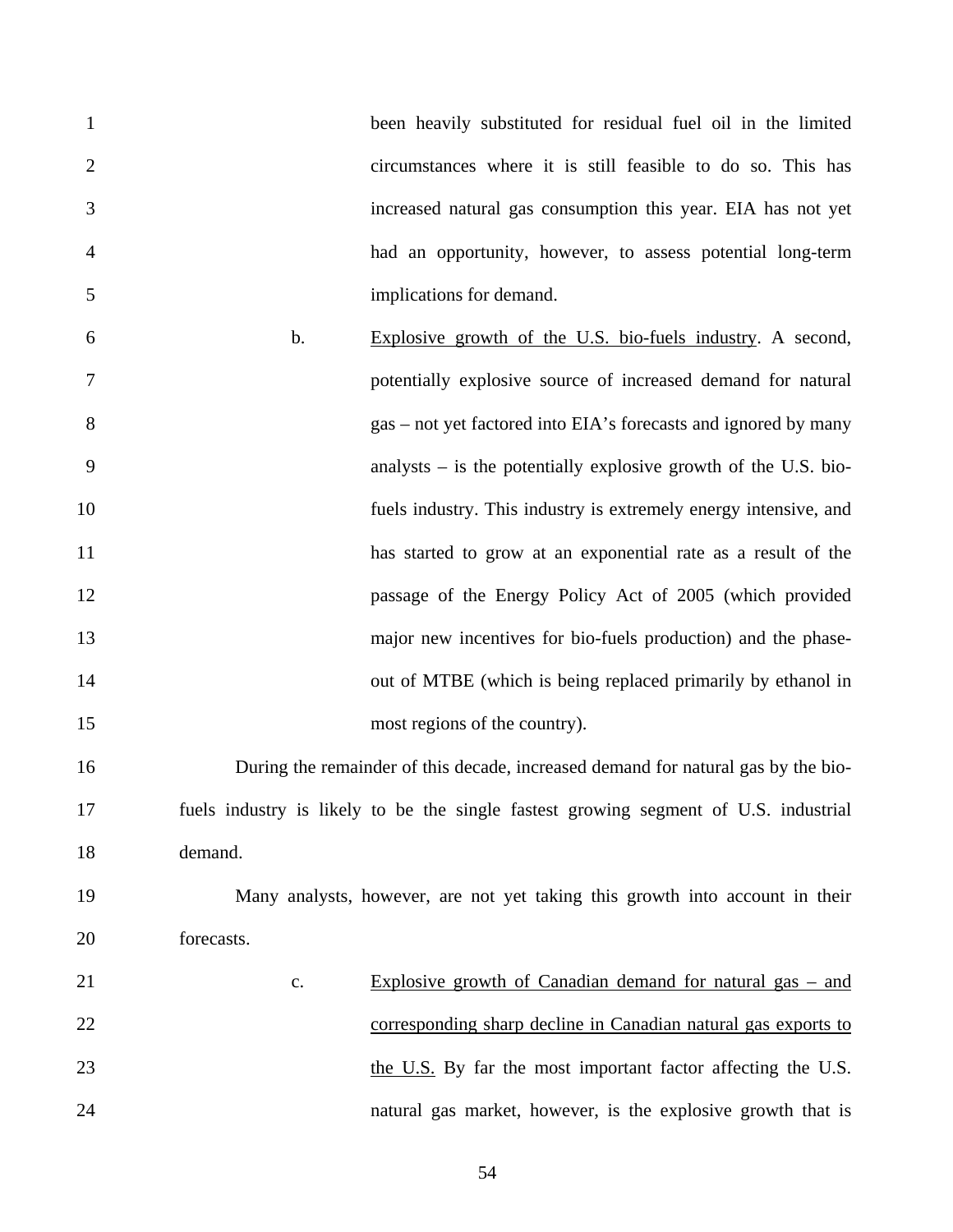been heavily substituted for residual fuel oil in the limited circumstances where it is still feasible to do so. This has increased natural gas consumption this year. EIA has not yet had an opportunity, however, to assess potential long-term implications for demand.

b. <u>Explosive growth of the U.S. bio-fuels industry</u>. A second, potentially explosive source of increased demand for natural gas – not yet factored into EIA's forecasts and ignored by many analysts – is the potentially explosive growth of the U.S. bio-fuels industry. This industry is extremely energy intensive, and has started to grow at an exponential rate as a result of the passage of the Energy Policy Act of 2005 (which provided major new incentives for bio-fuels production) and the phase-out of MTBE (which is being replaced primarily by ethanol in most regions of the country).

During the remainder of this decade, increased demand for natural gas by the bio-fuels industry is likely to be the single fastest growing segment of U.S. industrial demand.

Many analysts, however, are not yet taking this growth into account in their forecasts.

c. <u>Explosive growth of Canadian demand for natural gas – and corresponding sharp decline in Canadian natural gas exports to the U.S.</u> By far the most important factor affecting the U.S. natural gas market, however, is the explosive growth that is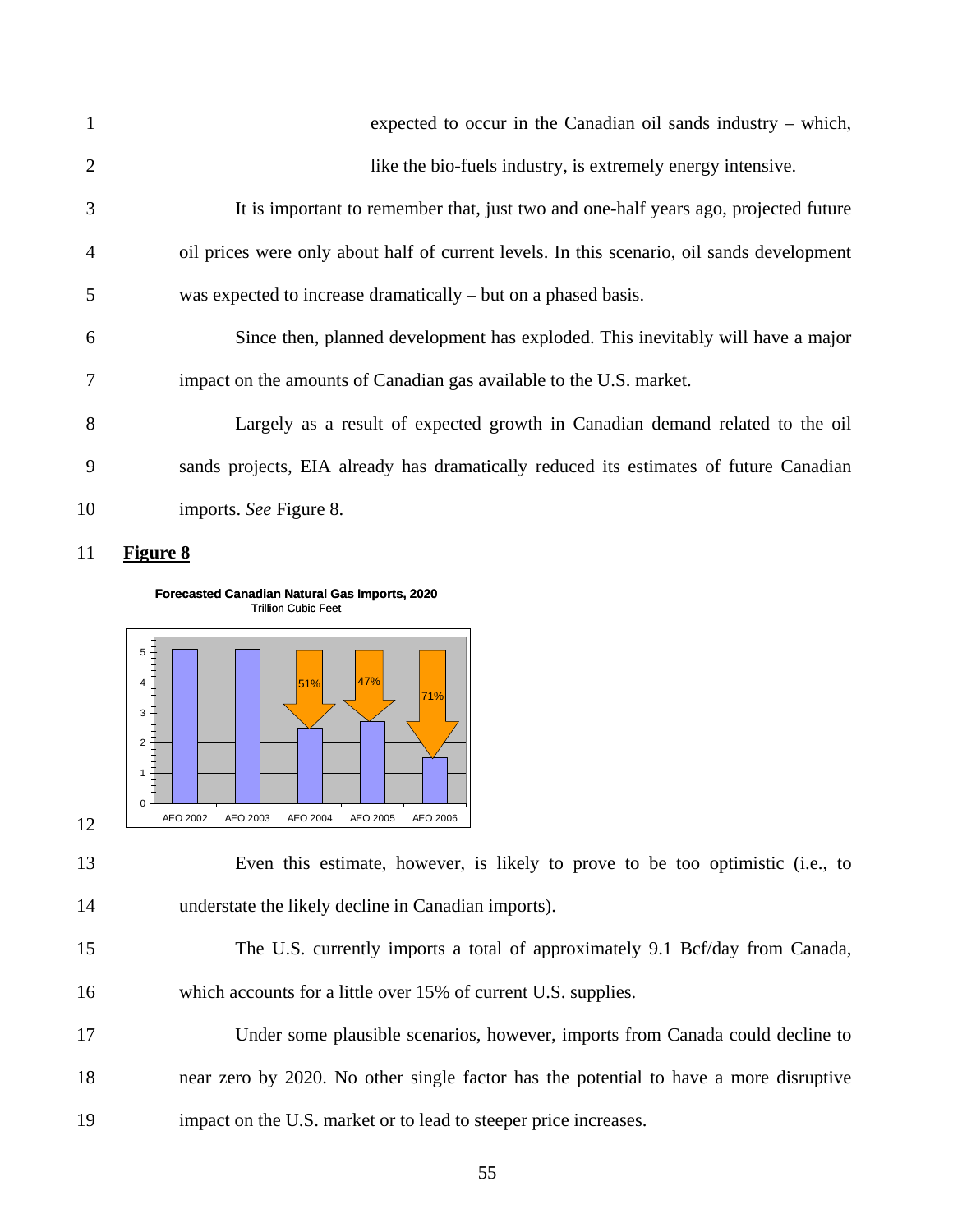expected to occur in the Canadian oil sands industry – which, like the bio-fuels industry, is extremely energy intensive.

It is important to remember that, just two and one-half years ago, projected future oil prices were only about half of current levels. In this scenario, oil sands development was expected to increase dramatically – but on a phased basis.

Since then, planned development has exploded. This inevitably will have a major impact on the amounts of Canadian gas available to the U.S. market.

Largely as a result of expected growth in Canadian demand related to the oil sands projects, EIA already has dramatically reduced its estimates of future Canadian imports. *See* Figure 8.

**Figure 8**

**Forecasted Canadian Natural Gas Imports, 2020**
Trillion Cubic Feet

| AEO 2002 | AEO 2003 | AEO 2004 | AEO 2005 | AEO 2006 |
|---|---|---|---|---|
| ~5.1 | ~5.1 | ~2.5 (51%) | ~2.7 (47%) | ~1.5 (71%) |

Even this estimate, however, is likely to prove to be too optimistic (i.e., to understate the likely decline in Canadian imports).

The U.S. currently imports a total of approximately 9.1 Bcf/day from Canada, which accounts for a little over 15% of current U.S. supplies.

Under some plausible scenarios, however, imports from Canada could decline to near zero by 2020. No other single factor has the potential to have a more disruptive impact on the U.S. market or to lead to steeper price increases.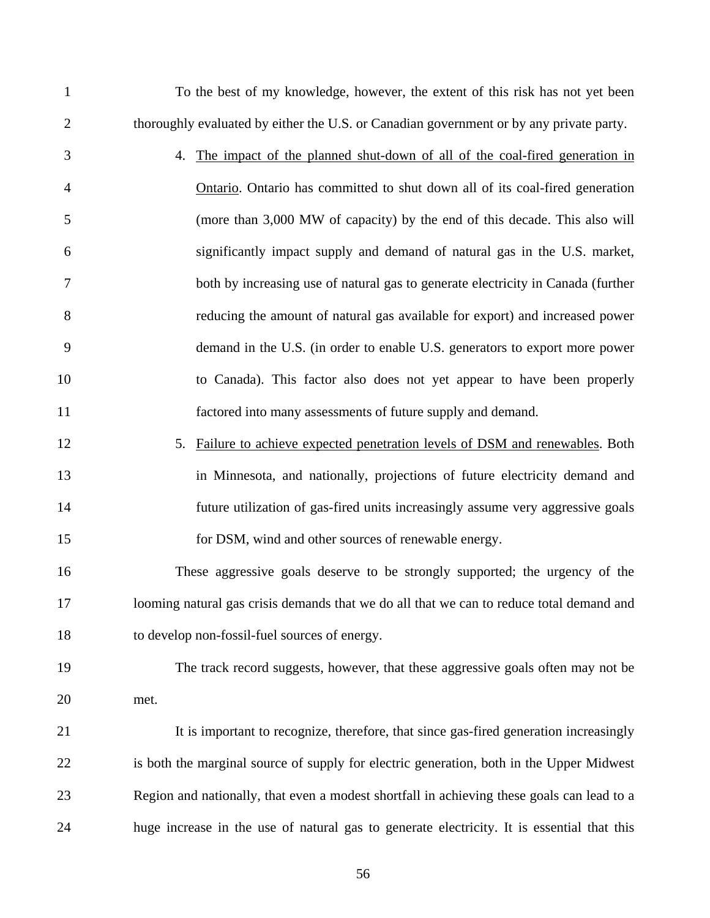To the best of my knowledge, however, the extent of this risk has not yet been thoroughly evaluated by either the U.S. or Canadian government or by any private party.

4. <u>The impact of the planned shut-down of all of the coal-fired generation in Ontario</u>. Ontario has committed to shut down all of its coal-fired generation (more than 3,000 MW of capacity) by the end of this decade. This also will significantly impact supply and demand of natural gas in the U.S. market, both by increasing use of natural gas to generate electricity in Canada (further reducing the amount of natural gas available for export) and increased power demand in the U.S. (in order to enable U.S. generators to export more power to Canada). This factor also does not yet appear to have been properly factored into many assessments of future supply and demand.

5. <u>Failure to achieve expected penetration levels of DSM and renewables</u>. Both in Minnesota, and nationally, projections of future electricity demand and future utilization of gas-fired units increasingly assume very aggressive goals for DSM, wind and other sources of renewable energy.

These aggressive goals deserve to be strongly supported; the urgency of the looming natural gas crisis demands that we do all that we can to reduce total demand and to develop non-fossil-fuel sources of energy.

The track record suggests, however, that these aggressive goals often may not be met.

It is important to recognize, therefore, that since gas-fired generation increasingly is both the marginal source of supply for electric generation, both in the Upper Midwest Region and nationally, that even a modest shortfall in achieving these goals can lead to a huge increase in the use of natural gas to generate electricity. It is essential that this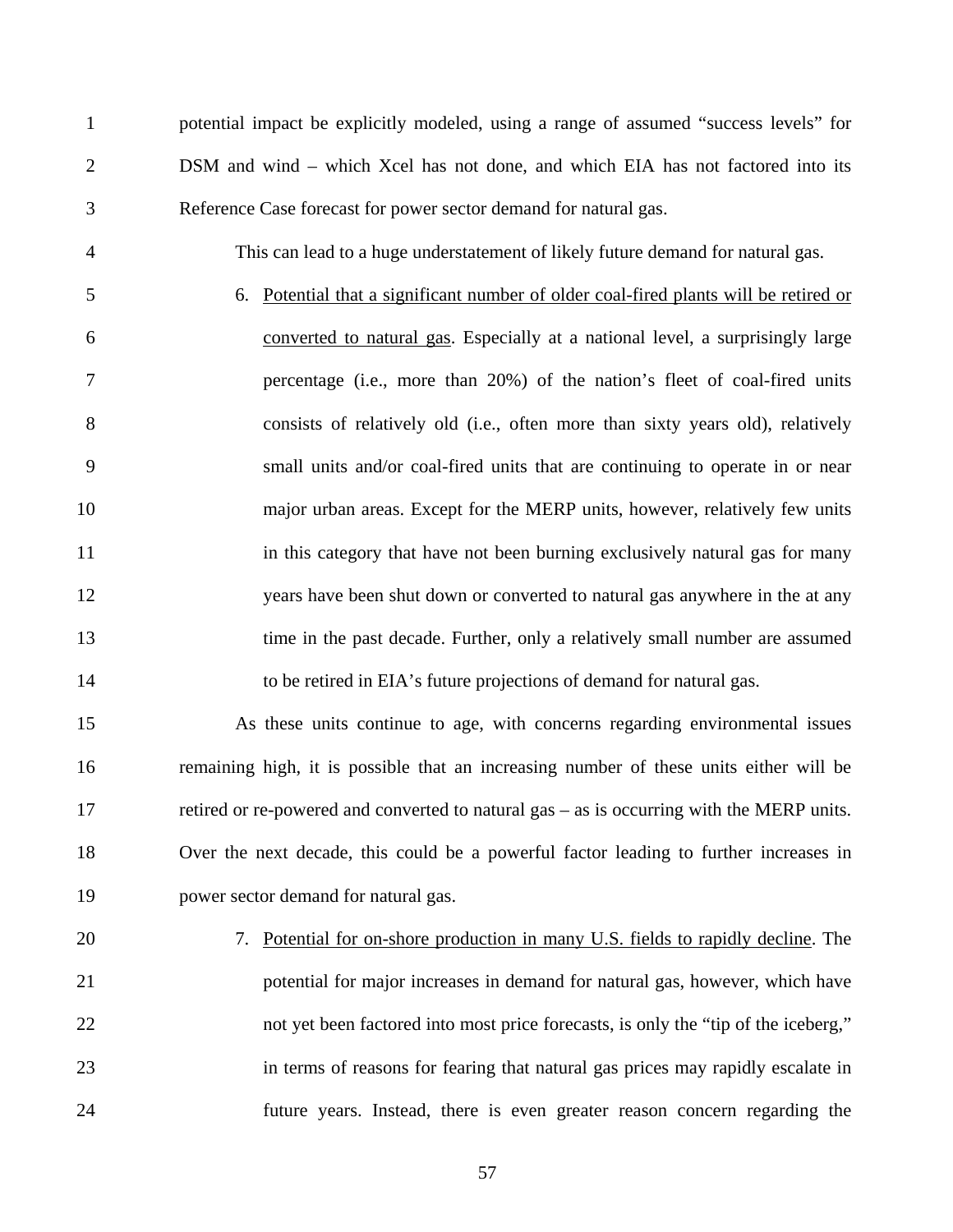potential impact be explicitly modeled, using a range of assumed "success levels" for DSM and wind – which Xcel has not done, and which EIA has not factored into its Reference Case forecast for power sector demand for natural gas.

This can lead to a huge understatement of likely future demand for natural gas.

6. <u>Potential that a significant number of older coal-fired plants will be retired or converted to natural gas</u>. Especially at a national level, a surprisingly large percentage (i.e., more than 20%) of the nation's fleet of coal-fired units consists of relatively old (i.e., often more than sixty years old), relatively small units and/or coal-fired units that are continuing to operate in or near major urban areas. Except for the MERP units, however, relatively few units in this category that have not been burning exclusively natural gas for many years have been shut down or converted to natural gas anywhere in the at any time in the past decade. Further, only a relatively small number are assumed to be retired in EIA's future projections of demand for natural gas.

As these units continue to age, with concerns regarding environmental issues remaining high, it is possible that an increasing number of these units either will be retired or re-powered and converted to natural gas – as is occurring with the MERP units. Over the next decade, this could be a powerful factor leading to further increases in power sector demand for natural gas.

7. <u>Potential for on-shore production in many U.S. fields to rapidly decline</u>. The potential for major increases in demand for natural gas, however, which have not yet been factored into most price forecasts, is only the "tip of the iceberg," in terms of reasons for fearing that natural gas prices may rapidly escalate in future years. Instead, there is even greater reason concern regarding the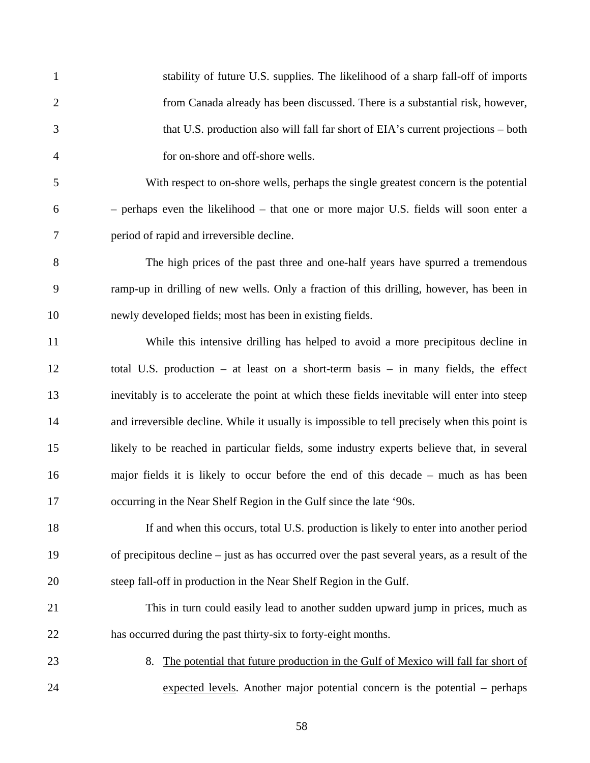stability of future U.S. supplies. The likelihood of a sharp fall-off of imports from Canada already has been discussed. There is a substantial risk, however, that U.S. production also will fall far short of EIA's current projections – both for on-shore and off-shore wells.

With respect to on-shore wells, perhaps the single greatest concern is the potential – perhaps even the likelihood – that one or more major U.S. fields will soon enter a period of rapid and irreversible decline.

The high prices of the past three and one-half years have spurred a tremendous ramp-up in drilling of new wells. Only a fraction of this drilling, however, has been in newly developed fields; most has been in existing fields.

While this intensive drilling has helped to avoid a more precipitous decline in total U.S. production – at least on a short-term basis – in many fields, the effect inevitably is to accelerate the point at which these fields inevitable will enter into steep and irreversible decline. While it usually is impossible to tell precisely when this point is likely to be reached in particular fields, some industry experts believe that, in several major fields it is likely to occur before the end of this decade – much as has been occurring in the Near Shelf Region in the Gulf since the late '90s.

If and when this occurs, total U.S. production is likely to enter into another period of precipitous decline – just as has occurred over the past several years, as a result of the steep fall-off in production in the Near Shelf Region in the Gulf.

This in turn could easily lead to another sudden upward jump in prices, much as has occurred during the past thirty-six to forty-eight months.

8. <u>The potential that future production in the Gulf of Mexico will fall far short of expected levels</u>. Another major potential concern is the potential – perhaps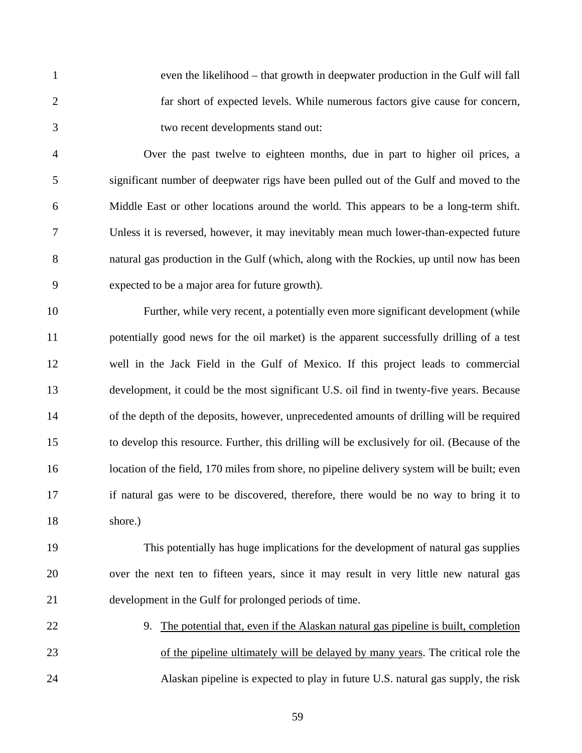even the likelihood – that growth in deepwater production in the Gulf will fall far short of expected levels. While numerous factors give cause for concern, two recent developments stand out:

Over the past twelve to eighteen months, due in part to higher oil prices, a significant number of deepwater rigs have been pulled out of the Gulf and moved to the Middle East or other locations around the world. This appears to be a long-term shift. Unless it is reversed, however, it may inevitably mean much lower-than-expected future natural gas production in the Gulf (which, along with the Rockies, up until now has been expected to be a major area for future growth).

Further, while very recent, a potentially even more significant development (while potentially good news for the oil market) is the apparent successfully drilling of a test well in the Jack Field in the Gulf of Mexico. If this project leads to commercial development, it could be the most significant U.S. oil find in twenty-five years. Because of the depth of the deposits, however, unprecedented amounts of drilling will be required to develop this resource. Further, this drilling will be exclusively for oil. (Because of the location of the field, 170 miles from shore, no pipeline delivery system will be built; even if natural gas were to be discovered, therefore, there would be no way to bring it to shore.)

This potentially has huge implications for the development of natural gas supplies over the next ten to fifteen years, since it may result in very little new natural gas development in the Gulf for prolonged periods of time.

9. <u>The potential that, even if the Alaskan natural gas pipeline is built, completion of the pipeline ultimately will be delayed by many years</u>. The critical role the Alaskan pipeline is expected to play in future U.S. natural gas supply, the risk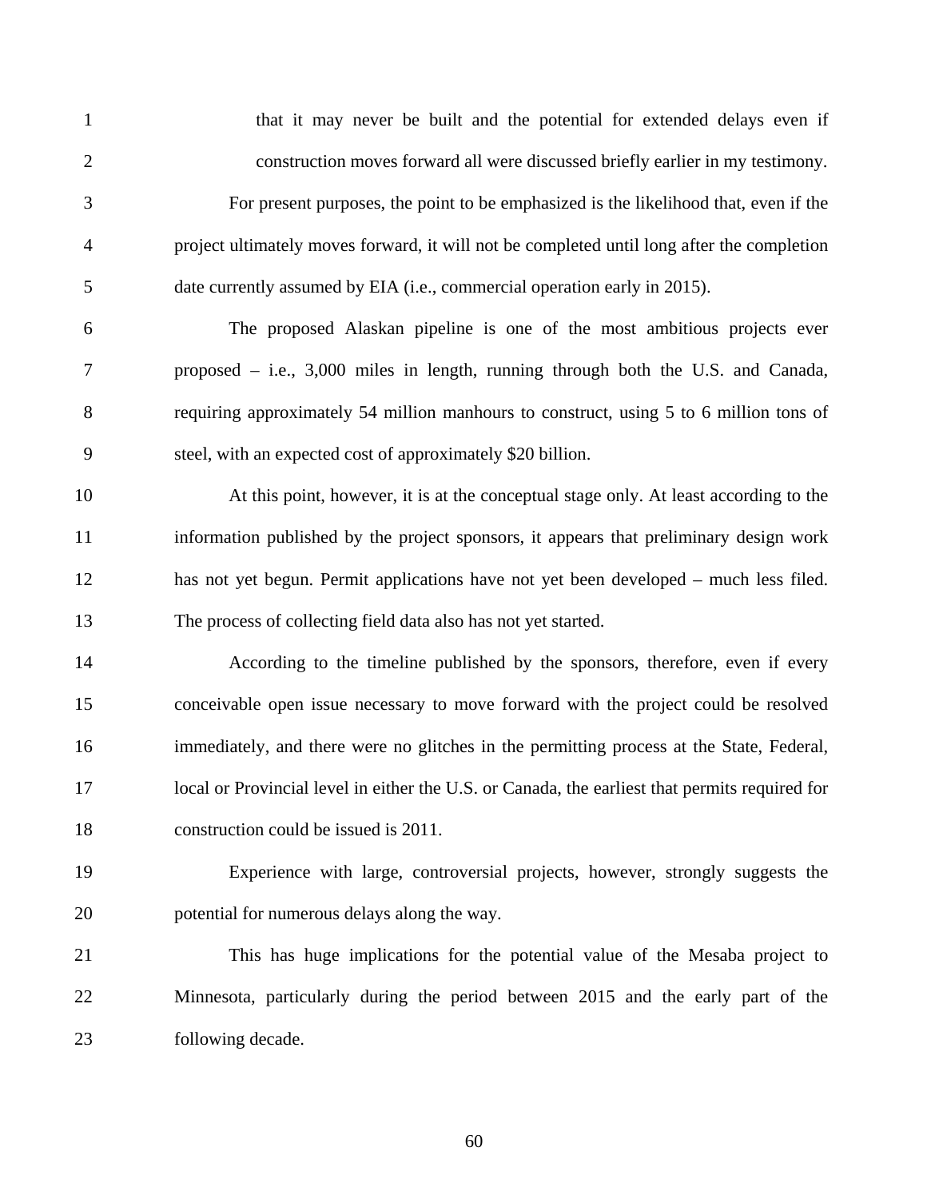that it may never be built and the potential for extended delays even if construction moves forward all were discussed briefly earlier in my testimony.

For present purposes, the point to be emphasized is the likelihood that, even if the project ultimately moves forward, it will not be completed until long after the completion date currently assumed by EIA (i.e., commercial operation early in 2015).

The proposed Alaskan pipeline is one of the most ambitious projects ever proposed – i.e., 3,000 miles in length, running through both the U.S. and Canada, requiring approximately 54 million manhours to construct, using 5 to 6 million tons of steel, with an expected cost of approximately $20 billion.

At this point, however, it is at the conceptual stage only. At least according to the information published by the project sponsors, it appears that preliminary design work has not yet begun. Permit applications have not yet been developed – much less filed. The process of collecting field data also has not yet started.

According to the timeline published by the sponsors, therefore, even if every conceivable open issue necessary to move forward with the project could be resolved immediately, and there were no glitches in the permitting process at the State, Federal, local or Provincial level in either the U.S. or Canada, the earliest that permits required for construction could be issued is 2011.

Experience with large, controversial projects, however, strongly suggests the potential for numerous delays along the way.

This has huge implications for the potential value of the Mesaba project to Minnesota, particularly during the period between 2015 and the early part of the following decade.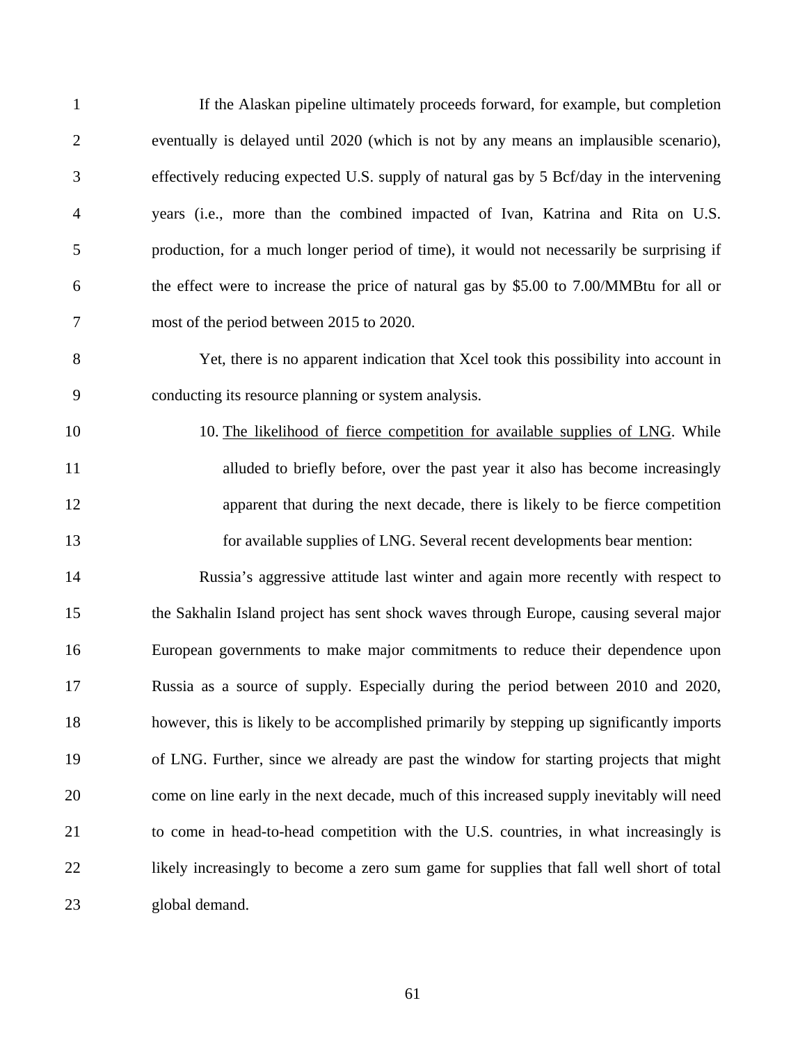If the Alaskan pipeline ultimately proceeds forward, for example, but completion eventually is delayed until 2020 (which is not by any means an implausible scenario), effectively reducing expected U.S. supply of natural gas by 5 Bcf/day in the intervening years (i.e., more than the combined impacted of Ivan, Katrina and Rita on U.S. production, for a much longer period of time), it would not necessarily be surprising if the effect were to increase the price of natural gas by $5.00 to 7.00/MMBtu for all or most of the period between 2015 to 2020.

Yet, there is no apparent indication that Xcel took this possibility into account in conducting its resource planning or system analysis.

10. <u>The likelihood of fierce competition for available supplies of LNG</u>. While alluded to briefly before, over the past year it also has become increasingly apparent that during the next decade, there is likely to be fierce competition for available supplies of LNG. Several recent developments bear mention:

Russia's aggressive attitude last winter and again more recently with respect to the Sakhalin Island project has sent shock waves through Europe, causing several major European governments to make major commitments to reduce their dependence upon Russia as a source of supply. Especially during the period between 2010 and 2020, however, this is likely to be accomplished primarily by stepping up significantly imports of LNG. Further, since we already are past the window for starting projects that might come on line early in the next decade, much of this increased supply inevitably will need to come in head-to-head competition with the U.S. countries, in what increasingly is likely increasingly to become a zero sum game for supplies that fall well short of total global demand.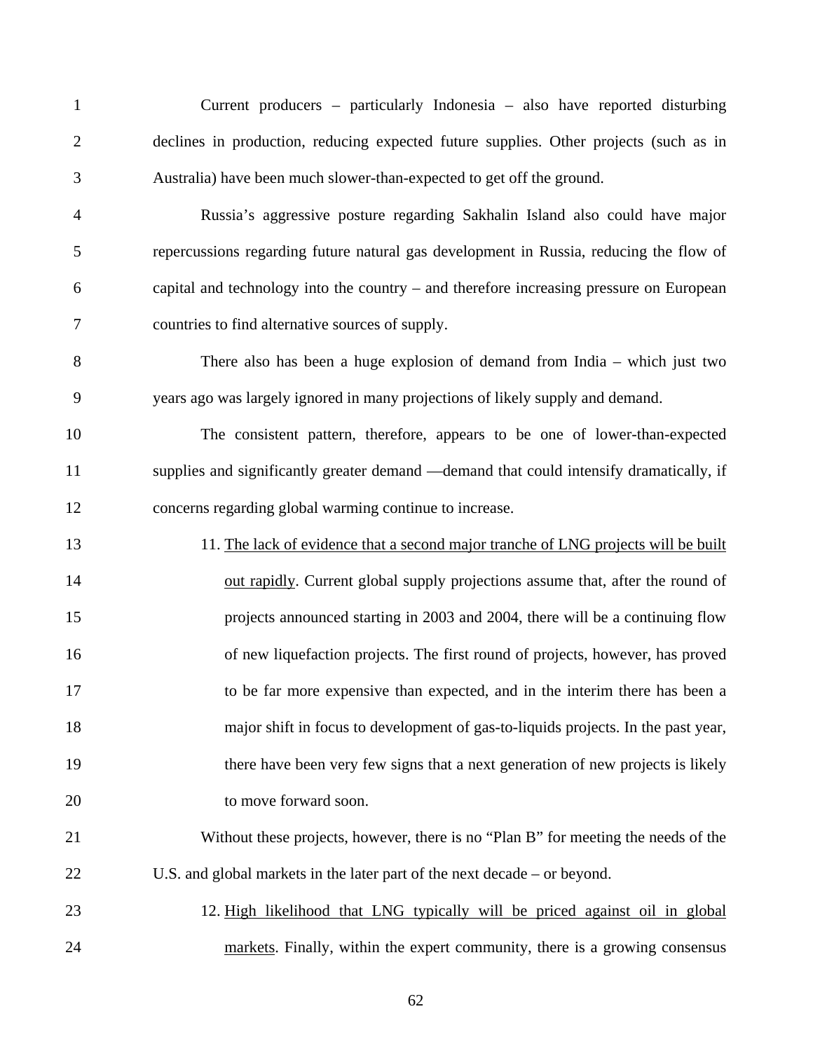Current producers – particularly Indonesia – also have reported disturbing declines in production, reducing expected future supplies. Other projects (such as in Australia) have been much slower-than-expected to get off the ground.

Russia's aggressive posture regarding Sakhalin Island also could have major repercussions regarding future natural gas development in Russia, reducing the flow of capital and technology into the country – and therefore increasing pressure on European countries to find alternative sources of supply.

There also has been a huge explosion of demand from India – which just two years ago was largely ignored in many projections of likely supply and demand.

The consistent pattern, therefore, appears to be one of lower-than-expected supplies and significantly greater demand —demand that could intensify dramatically, if concerns regarding global warming continue to increase.

11. The lack of evidence that a second major tranche of LNG projects will be built out rapidly. Current global supply projections assume that, after the round of projects announced starting in 2003 and 2004, there will be a continuing flow of new liquefaction projects. The first round of projects, however, has proved to be far more expensive than expected, and in the interim there has been a major shift in focus to development of gas-to-liquids projects. In the past year, there have been very few signs that a next generation of new projects is likely to move forward soon.

Without these projects, however, there is no "Plan B" for meeting the needs of the U.S. and global markets in the later part of the next decade – or beyond.

12. High likelihood that LNG typically will be priced against oil in global markets. Finally, within the expert community, there is a growing consensus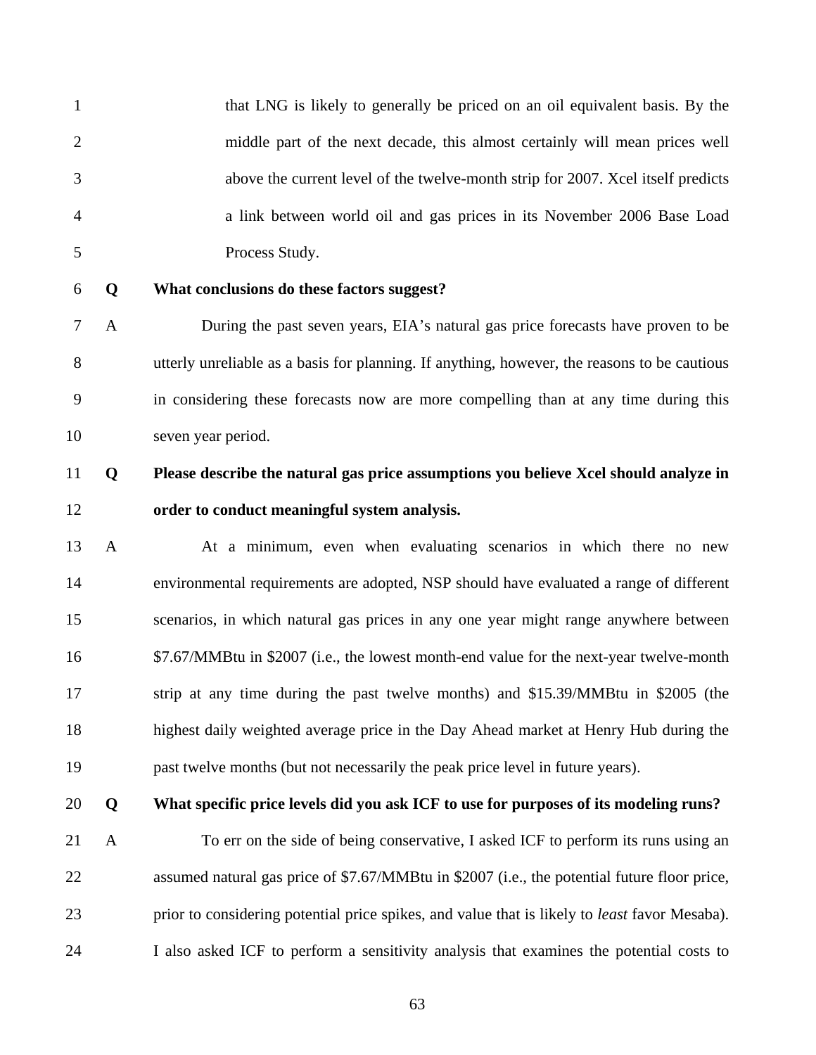> that LNG is likely to generally be priced on an oil equivalent basis. By the middle part of the next decade, this almost certainly will mean prices well above the current level of the twelve-month strip for 2007. Xcel itself predicts a link between world oil and gas prices in its November 2006 Base Load Process Study.

**Q What conclusions do these factors suggest?**

A During the past seven years, EIA's natural gas price forecasts have proven to be utterly unreliable as a basis for planning. If anything, however, the reasons to be cautious in considering these forecasts now are more compelling than at any time during this seven year period.

**Q Please describe the natural gas price assumptions you believe Xcel should analyze in order to conduct meaningful system analysis.**

A At a minimum, even when evaluating scenarios in which there no new environmental requirements are adopted, NSP should have evaluated a range of different scenarios, in which natural gas prices in any one year might range anywhere between \$7.67/MMBtu in \$2007 (i.e., the lowest month-end value for the next-year twelve-month strip at any time during the past twelve months) and \$15.39/MMBtu in \$2005 (the highest daily weighted average price in the Day Ahead market at Henry Hub during the past twelve months (but not necessarily the peak price level in future years).

**Q What specific price levels did you ask ICF to use for purposes of its modeling runs?**

A To err on the side of being conservative, I asked ICF to perform its runs using an assumed natural gas price of \$7.67/MMBtu in \$2007 (i.e., the potential future floor price, prior to considering potential price spikes, and value that is likely to *least* favor Mesaba). I also asked ICF to perform a sensitivity analysis that examines the potential costs to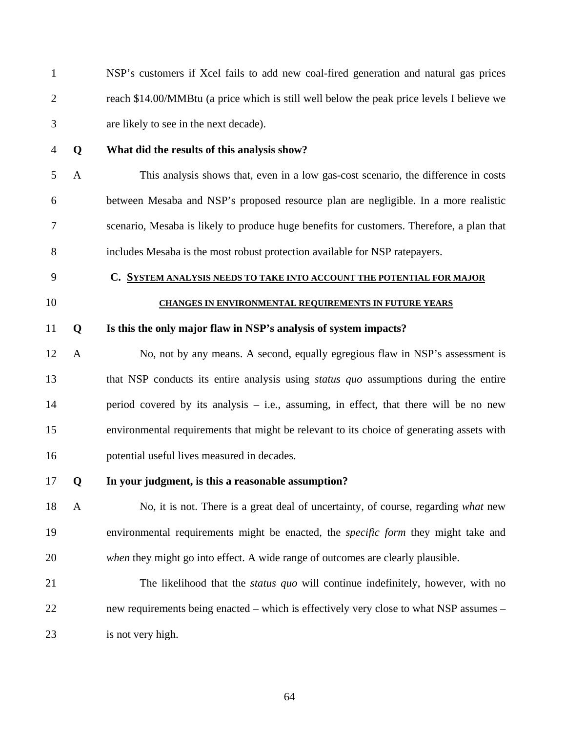NSP's customers if Xcel fails to add new coal-fired generation and natural gas prices reach $14.00/MMBtu (a price which is still well below the peak price levels I believe we are likely to see in the next decade).

**Q What did the results of this analysis show?**

A This analysis shows that, even in a low gas-cost scenario, the difference in costs between Mesaba and NSP's proposed resource plan are negligible. In a more realistic scenario, Mesaba is likely to produce huge benefits for customers. Therefore, a plan that includes Mesaba is the most robust protection available for NSP ratepayers.

### C. SYSTEM ANALYSIS NEEDS TO TAKE INTO ACCOUNT THE POTENTIAL FOR MAJOR CHANGES IN ENVIRONMENTAL REQUIREMENTS IN FUTURE YEARS

**Q Is this the only major flaw in NSP's analysis of system impacts?**

A No, not by any means. A second, equally egregious flaw in NSP's assessment is that NSP conducts its entire analysis using *status quo* assumptions during the entire period covered by its analysis – i.e., assuming, in effect, that there will be no new environmental requirements that might be relevant to its choice of generating assets with potential useful lives measured in decades.

**Q In your judgment, is this a reasonable assumption?**

A No, it is not. There is a great deal of uncertainty, of course, regarding *what* new environmental requirements might be enacted, the *specific form* they might take and *when* they might go into effect. A wide range of outcomes are clearly plausible.

The likelihood that the *status quo* will continue indefinitely, however, with no new requirements being enacted – which is effectively very close to what NSP assumes – is not very high.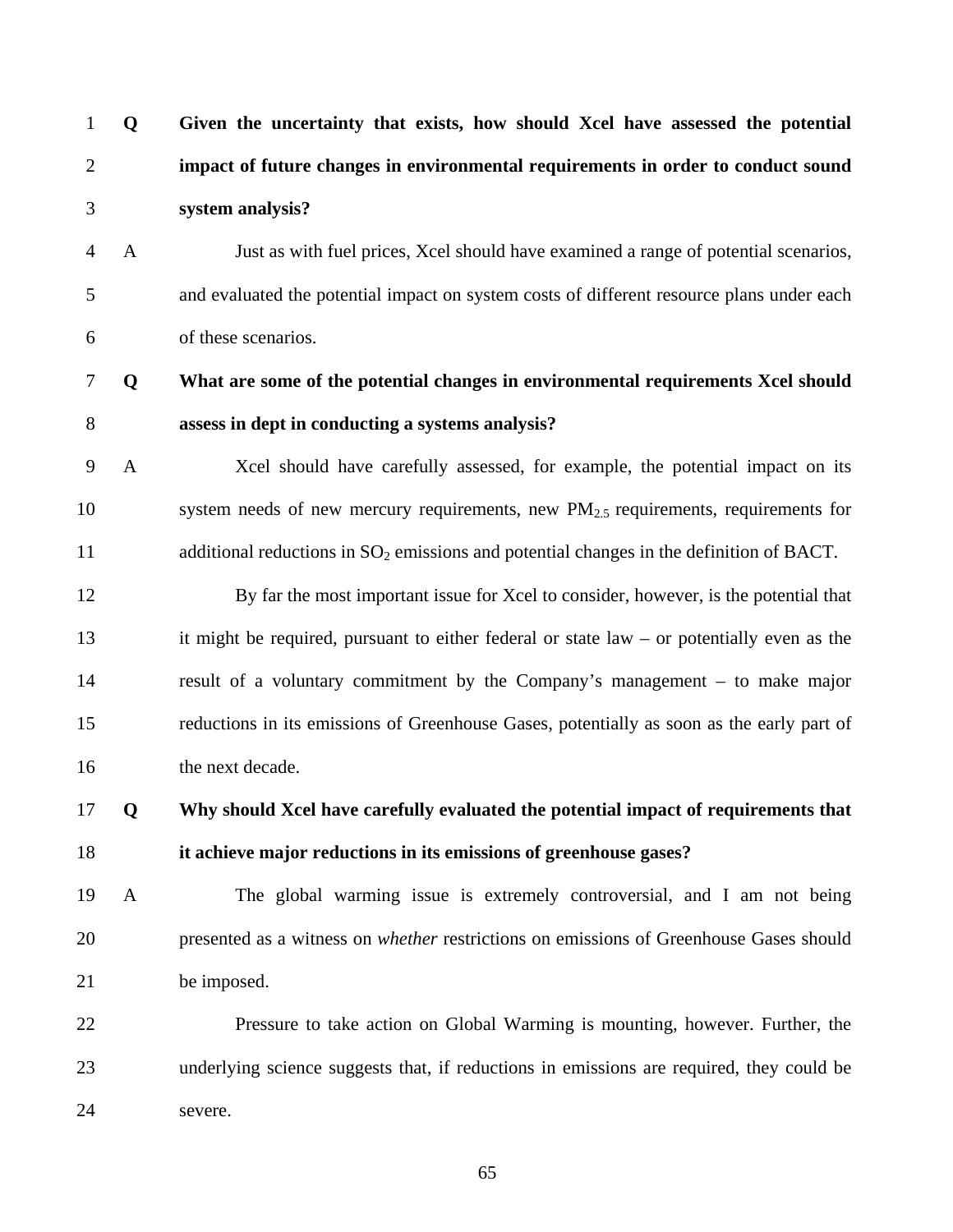**Q Given the uncertainty that exists, how should Xcel have assessed the potential impact of future changes in environmental requirements in order to conduct sound system analysis?**

A Just as with fuel prices, Xcel should have examined a range of potential scenarios, and evaluated the potential impact on system costs of different resource plans under each of these scenarios.

**Q What are some of the potential changes in environmental requirements Xcel should assess in dept in conducting a systems analysis?**

A Xcel should have carefully assessed, for example, the potential impact on its system needs of new mercury requirements, new $PM_{2.5}$ requirements, requirements for additional reductions in $SO_2$ emissions and potential changes in the definition of BACT.

By far the most important issue for Xcel to consider, however, is the potential that it might be required, pursuant to either federal or state law – or potentially even as the result of a voluntary commitment by the Company's management – to make major reductions in its emissions of Greenhouse Gases, potentially as soon as the early part of the next decade.

**Q Why should Xcel have carefully evaluated the potential impact of requirements that it achieve major reductions in its emissions of greenhouse gases?**

A The global warming issue is extremely controversial, and I am not being presented as a witness on *whether* restrictions on emissions of Greenhouse Gases should be imposed.

Pressure to take action on Global Warming is mounting, however. Further, the underlying science suggests that, if reductions in emissions are required, they could be severe.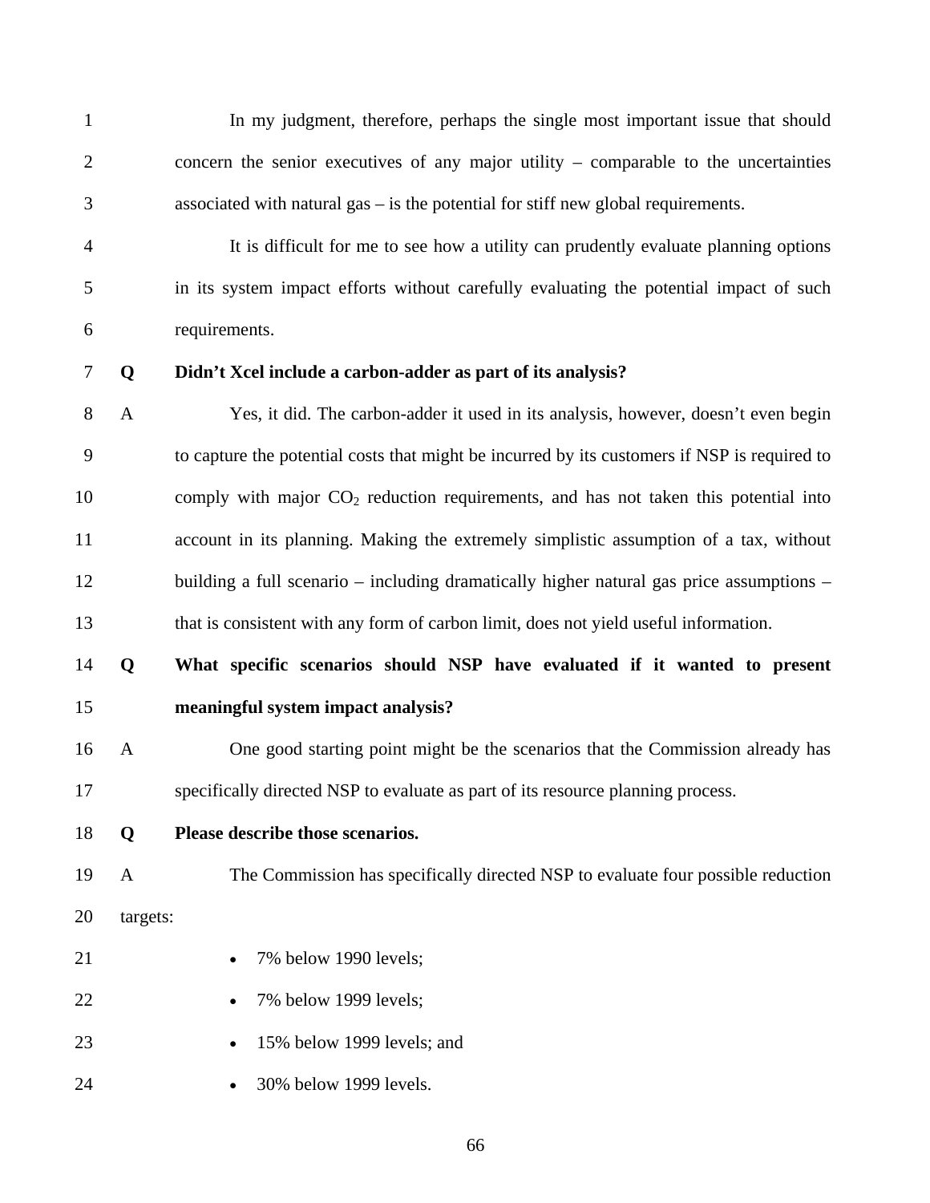In my judgment, therefore, perhaps the single most important issue that should concern the senior executives of any major utility – comparable to the uncertainties associated with natural gas – is the potential for stiff new global requirements.

It is difficult for me to see how a utility can prudently evaluate planning options in its system impact efforts without carefully evaluating the potential impact of such requirements.

**Q Didn't Xcel include a carbon-adder as part of its analysis?**

A Yes, it did. The carbon-adder it used in its analysis, however, doesn't even begin to capture the potential costs that might be incurred by its customers if NSP is required to comply with major $CO_2$ reduction requirements, and has not taken this potential into account in its planning. Making the extremely simplistic assumption of a tax, without building a full scenario – including dramatically higher natural gas price assumptions – that is consistent with any form of carbon limit, does not yield useful information.

**Q What specific scenarios should NSP have evaluated if it wanted to present meaningful system impact analysis?**

A One good starting point might be the scenarios that the Commission already has specifically directed NSP to evaluate as part of its resource planning process.

**Q Please describe those scenarios.**

A The Commission has specifically directed NSP to evaluate four possible reduction targets:

- 7% below 1990 levels;
- 7% below 1999 levels;
- 15% below 1999 levels; and
- 30% below 1999 levels.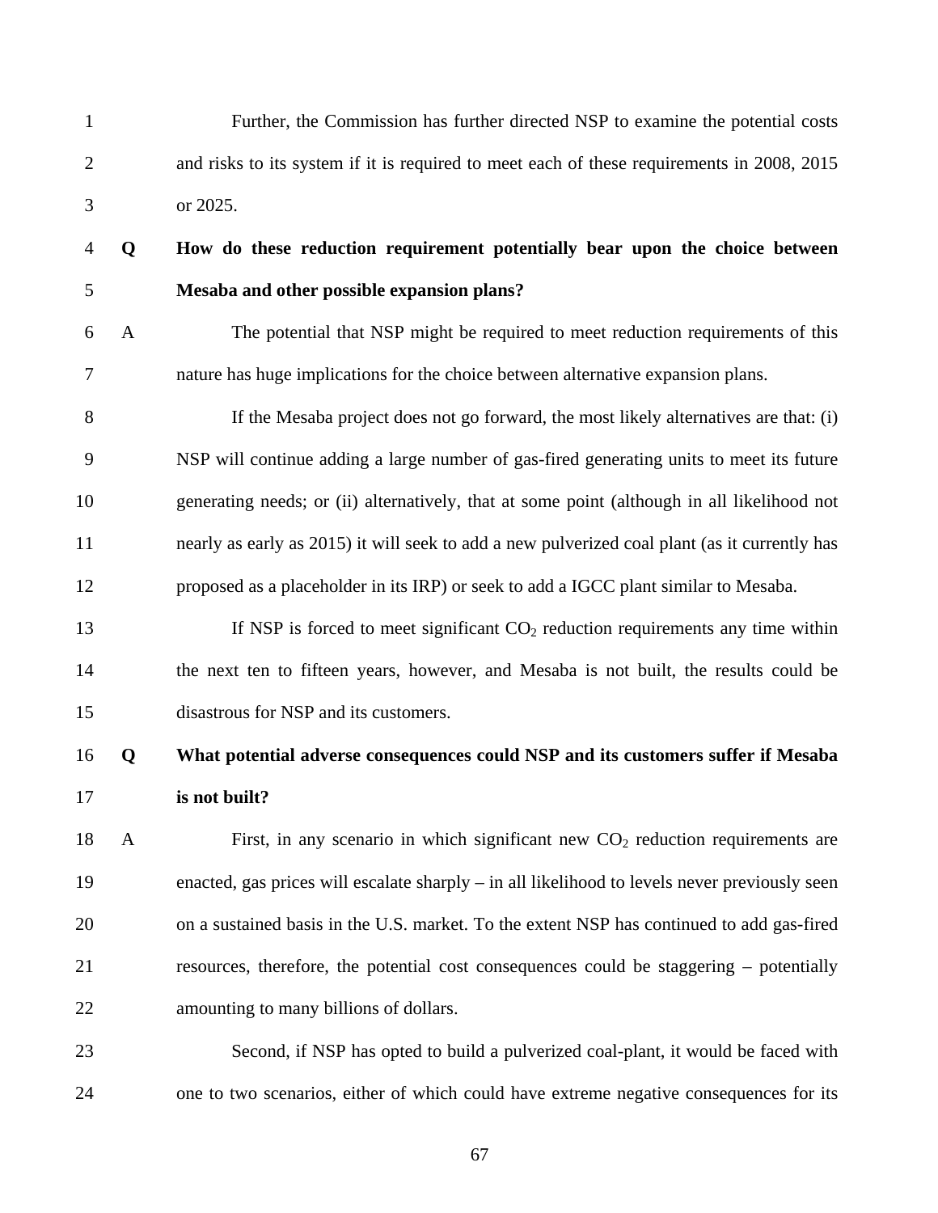Further, the Commission has further directed NSP to examine the potential costs and risks to its system if it is required to meet each of these requirements in 2008, 2015 or 2025.

**Q How do these reduction requirement potentially bear upon the choice between Mesaba and other possible expansion plans?**

A The potential that NSP might be required to meet reduction requirements of this nature has huge implications for the choice between alternative expansion plans.

If the Mesaba project does not go forward, the most likely alternatives are that: (i) NSP will continue adding a large number of gas-fired generating units to meet its future generating needs; or (ii) alternatively, that at some point (although in all likelihood not nearly as early as 2015) it will seek to add a new pulverized coal plant (as it currently has proposed as a placeholder in its IRP) or seek to add a IGCC plant similar to Mesaba.

If NSP is forced to meet significant $CO_2$ reduction requirements any time within the next ten to fifteen years, however, and Mesaba is not built, the results could be disastrous for NSP and its customers.

**Q What potential adverse consequences could NSP and its customers suffer if Mesaba is not built?**

A First, in any scenario in which significant new $CO_2$ reduction requirements are enacted, gas prices will escalate sharply – in all likelihood to levels never previously seen on a sustained basis in the U.S. market. To the extent NSP has continued to add gas-fired resources, therefore, the potential cost consequences could be staggering – potentially amounting to many billions of dollars.

Second, if NSP has opted to build a pulverized coal-plant, it would be faced with one to two scenarios, either of which could have extreme negative consequences for its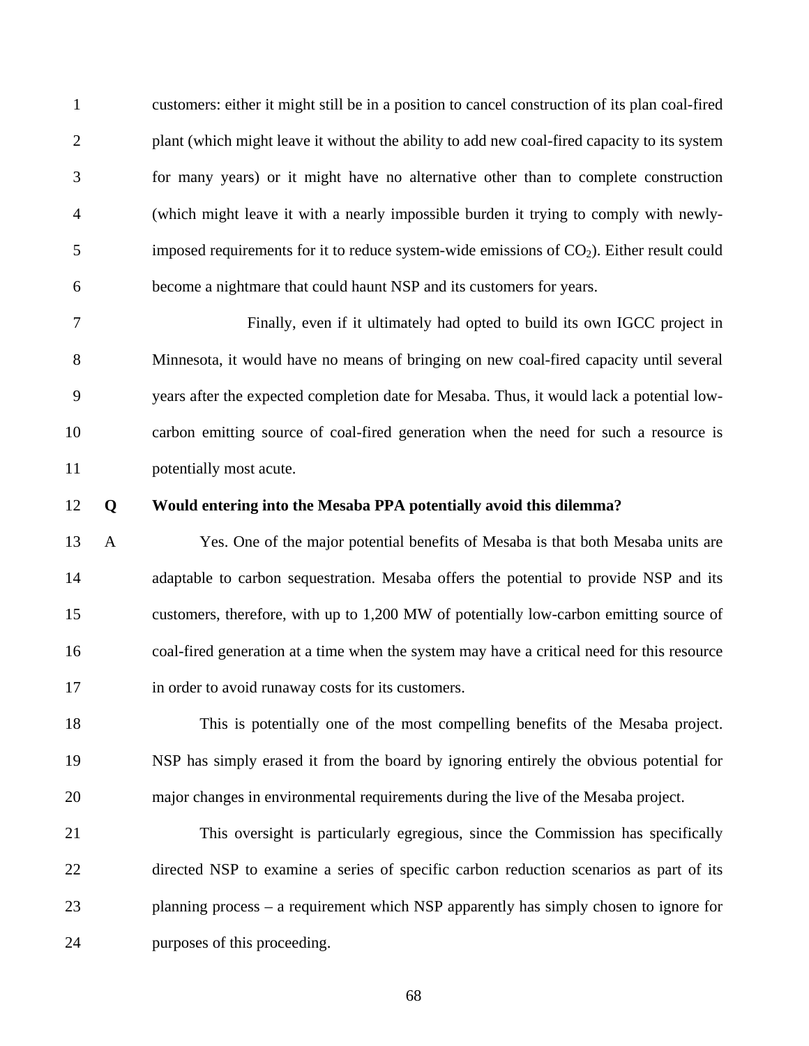customers: either it might still be in a position to cancel construction of its plan coal-fired plant (which might leave it without the ability to add new coal-fired capacity to its system for many years) or it might have no alternative other than to complete construction (which might leave it with a nearly impossible burden it trying to comply with newly-imposed requirements for it to reduce system-wide emissions of $CO_2$). Either result could become a nightmare that could haunt NSP and its customers for years.

Finally, even if it ultimately had opted to build its own IGCC project in Minnesota, it would have no means of bringing on new coal-fired capacity until several years after the expected completion date for Mesaba. Thus, it would lack a potential low-carbon emitting source of coal-fired generation when the need for such a resource is potentially most acute.

**Q Would entering into the Mesaba PPA potentially avoid this dilemma?**

A Yes. One of the major potential benefits of Mesaba is that both Mesaba units are adaptable to carbon sequestration. Mesaba offers the potential to provide NSP and its customers, therefore, with up to 1,200 MW of potentially low-carbon emitting source of coal-fired generation at a time when the system may have a critical need for this resource in order to avoid runaway costs for its customers.

This is potentially one of the most compelling benefits of the Mesaba project. NSP has simply erased it from the board by ignoring entirely the obvious potential for major changes in environmental requirements during the live of the Mesaba project.

This oversight is particularly egregious, since the Commission has specifically directed NSP to examine a series of specific carbon reduction scenarios as part of its planning process – a requirement which NSP apparently has simply chosen to ignore for purposes of this proceeding.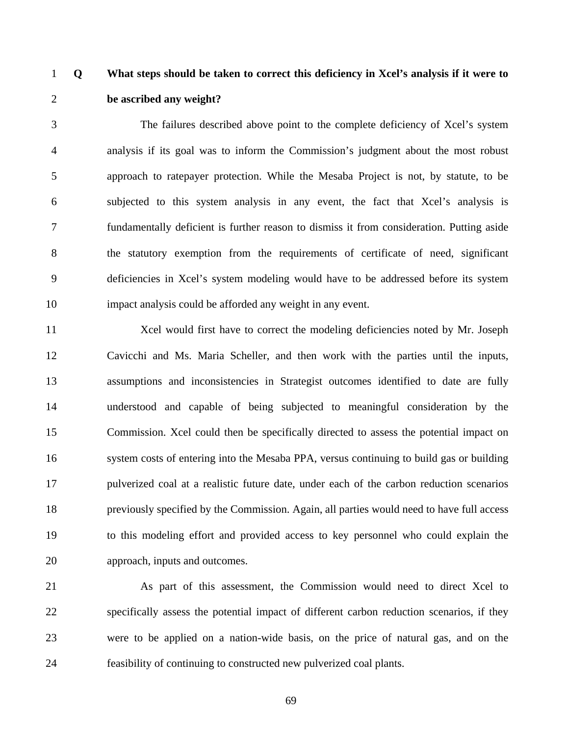**Q What steps should be taken to correct this deficiency in Xcel's analysis if it were to be ascribed any weight?**

The failures described above point to the complete deficiency of Xcel's system analysis if its goal was to inform the Commission's judgment about the most robust approach to ratepayer protection. While the Mesaba Project is not, by statute, to be subjected to this system analysis in any event, the fact that Xcel's analysis is fundamentally deficient is further reason to dismiss it from consideration. Putting aside the statutory exemption from the requirements of certificate of need, significant deficiencies in Xcel's system modeling would have to be addressed before its system impact analysis could be afforded any weight in any event.

Xcel would first have to correct the modeling deficiencies noted by Mr. Joseph Cavicchi and Ms. Maria Scheller, and then work with the parties until the inputs, assumptions and inconsistencies in Strategist outcomes identified to date are fully understood and capable of being subjected to meaningful consideration by the Commission. Xcel could then be specifically directed to assess the potential impact on system costs of entering into the Mesaba PPA, versus continuing to build gas or building pulverized coal at a realistic future date, under each of the carbon reduction scenarios previously specified by the Commission. Again, all parties would need to have full access to this modeling effort and provided access to key personnel who could explain the approach, inputs and outcomes.

As part of this assessment, the Commission would need to direct Xcel to specifically assess the potential impact of different carbon reduction scenarios, if they were to be applied on a nation-wide basis, on the price of natural gas, and on the feasibility of continuing to constructed new pulverized coal plants.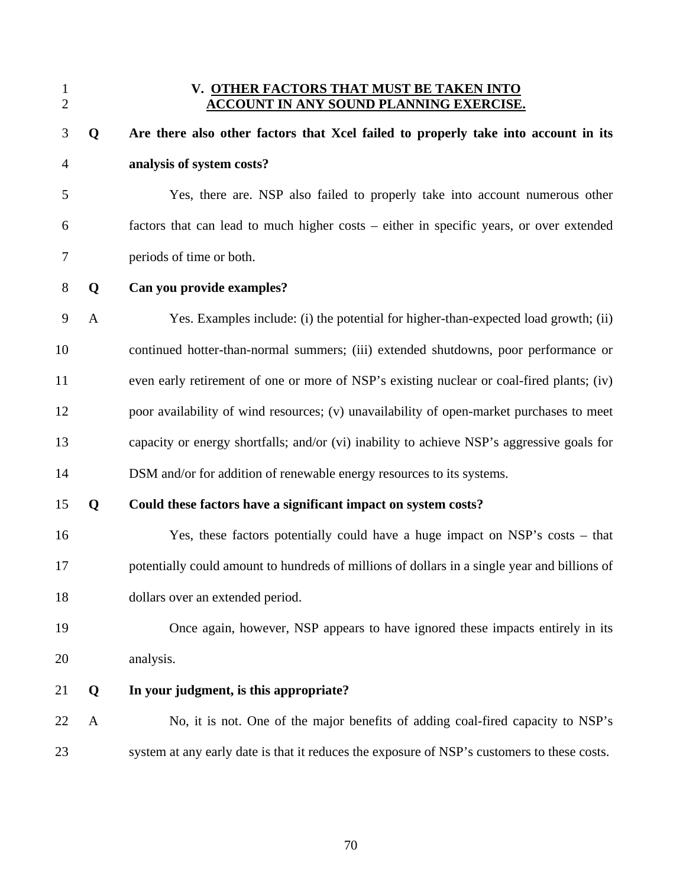## V. OTHER FACTORS THAT MUST BE TAKEN INTO ACCOUNT IN ANY SOUND PLANNING EXERCISE.

**Q Are there also other factors that Xcel failed to properly take into account in its analysis of system costs?**

Yes, there are. NSP also failed to properly take into account numerous other factors that can lead to much higher costs – either in specific years, or over extended periods of time or both.

**Q Can you provide examples?**

A Yes. Examples include: (i) the potential for higher-than-expected load growth; (ii) continued hotter-than-normal summers; (iii) extended shutdowns, poor performance or even early retirement of one or more of NSP's existing nuclear or coal-fired plants; (iv) poor availability of wind resources; (v) unavailability of open-market purchases to meet capacity or energy shortfalls; and/or (vi) inability to achieve NSP's aggressive goals for DSM and/or for addition of renewable energy resources to its systems.

**Q Could these factors have a significant impact on system costs?**

Yes, these factors potentially could have a huge impact on NSP's costs – that potentially could amount to hundreds of millions of dollars in a single year and billions of dollars over an extended period.

Once again, however, NSP appears to have ignored these impacts entirely in its analysis.

**Q In your judgment, is this appropriate?**

A No, it is not. One of the major benefits of adding coal-fired capacity to NSP's system at any early date is that it reduces the exposure of NSP's customers to these costs.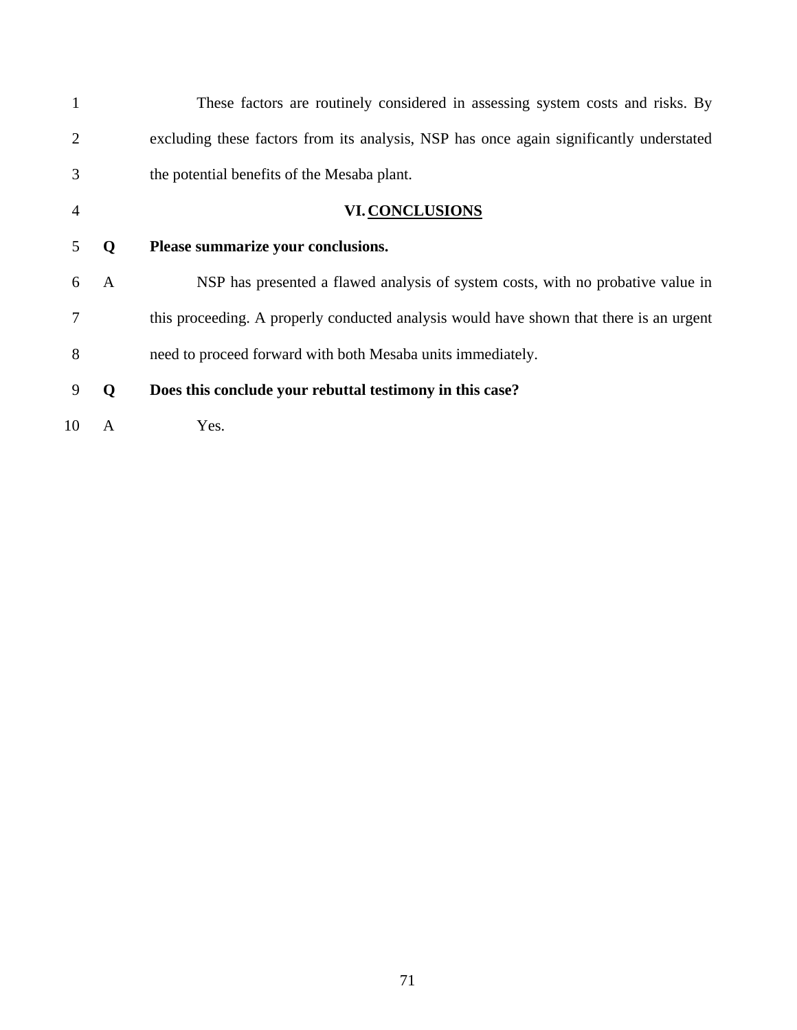These factors are routinely considered in assessing system costs and risks. By excluding these factors from its analysis, NSP has once again significantly understated the potential benefits of the Mesaba plant.

## VI. CONCLUSIONS

**Q Please summarize your conclusions.**

A NSP has presented a flawed analysis of system costs, with no probative value in this proceeding. A properly conducted analysis would have shown that there is an urgent need to proceed forward with both Mesaba units immediately.

**Q Does this conclude your rebuttal testimony in this case?**

A Yes.